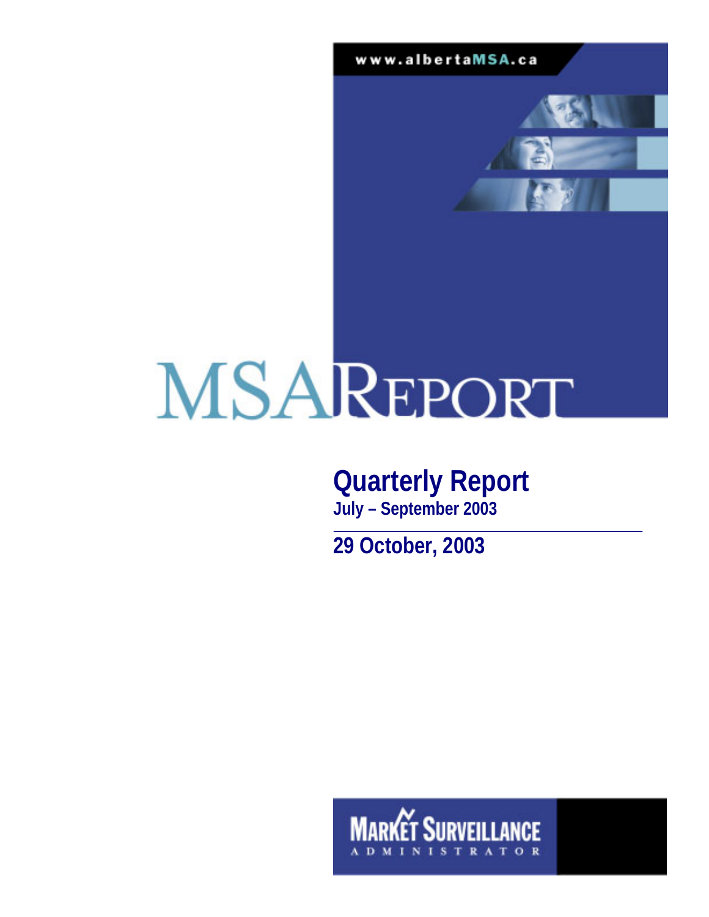www.albertaMSA.ca

# MSA REPORT

## Quarterly Report

**July – September 2003**

**29 October, 2003**

MARKET SURVEILLANCE ADMINISTRATOR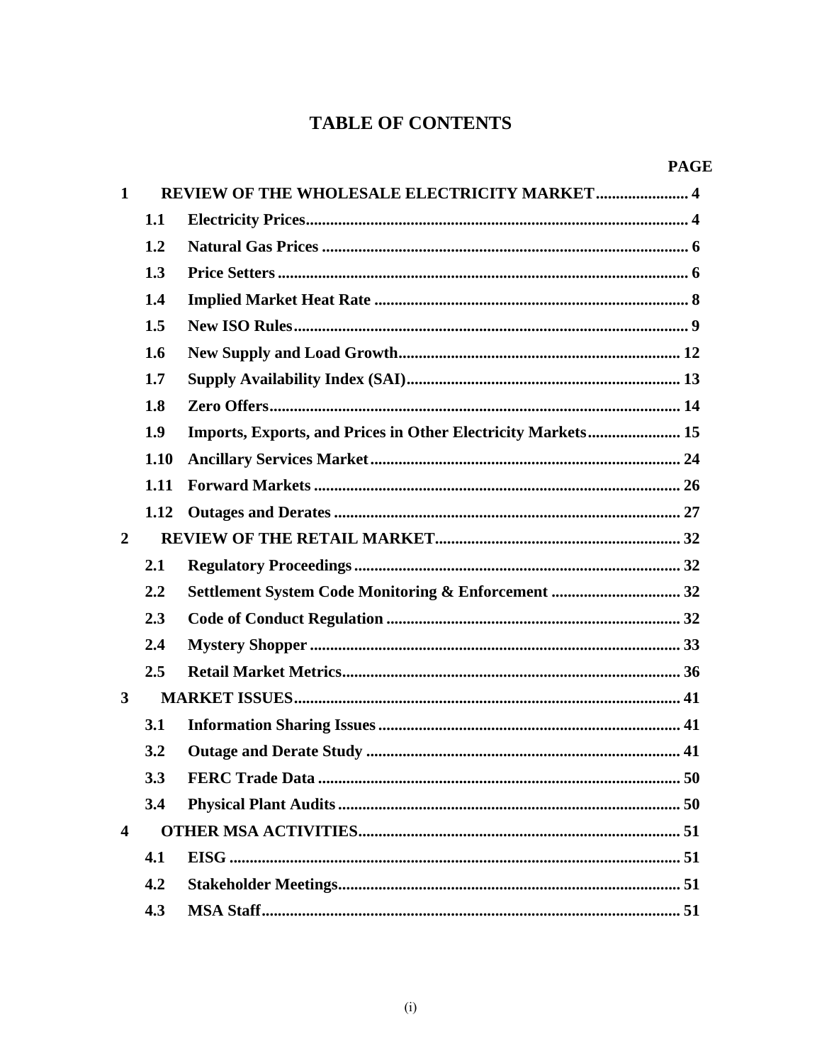# TABLE OF CONTENTS

| | | PAGE |
|---|---|---|
| **1** | **REVIEW OF THE WHOLESALE ELECTRICITY MARKET** | **4** |
| **1.1** | **Electricity Prices** | **4** |
| **1.2** | **Natural Gas Prices** | **6** |
| **1.3** | **Price Setters** | **6** |
| **1.4** | **Implied Market Heat Rate** | **8** |
| **1.5** | **New ISO Rules** | **9** |
| **1.6** | **New Supply and Load Growth** | **12** |
| **1.7** | **Supply Availability Index (SAI)** | **13** |
| **1.8** | **Zero Offers** | **14** |
| **1.9** | **Imports, Exports, and Prices in Other Electricity Markets** | **15** |
| **1.10** | **Ancillary Services Market** | **24** |
| **1.11** | **Forward Markets** | **26** |
| **1.12** | **Outages and Derates** | **27** |
| **2** | **REVIEW OF THE RETAIL MARKET** | **32** |
| **2.1** | **Regulatory Proceedings** | **32** |
| **2.2** | **Settlement System Code Monitoring & Enforcement** | **32** |
| **2.3** | **Code of Conduct Regulation** | **32** |
| **2.4** | **Mystery Shopper** | **33** |
| **2.5** | **Retail Market Metrics** | **36** |
| **3** | **MARKET ISSUES** | **41** |
| **3.1** | **Information Sharing Issues** | **41** |
| **3.2** | **Outage and Derate Study** | **41** |
| **3.3** | **FERC Trade Data** | **50** |
| **3.4** | **Physical Plant Audits** | **50** |
| **4** | **OTHER MSA ACTIVITIES** | **51** |
| **4.1** | **EISG** | **51** |
| **4.2** | **Stakeholder Meetings** | **51** |
| **4.3** | **MSA Staff** | **51** |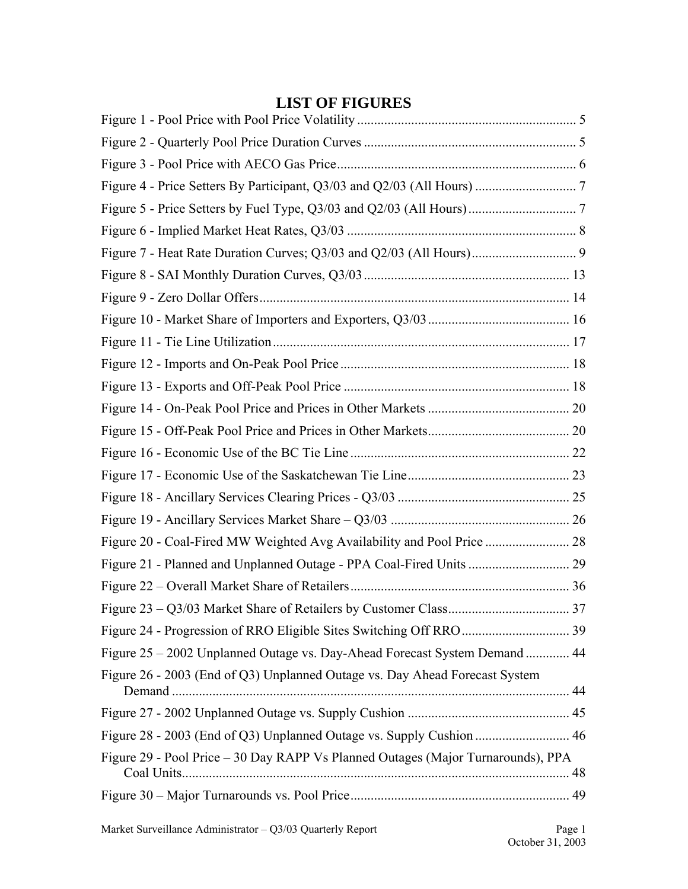# LIST OF FIGURES

Figure 1 - Pool Price with Pool Price Volatility ................................................................ 5

Figure 2 - Quarterly Pool Price Duration Curves .............................................................. 5

Figure 3 - Pool Price with AECO Gas Price...................................................................... 6

Figure 4 - Price Setters By Participant, Q3/03 and Q2/03 (All Hours) ............................. 7

Figure 5 - Price Setters by Fuel Type, Q3/03 and Q2/03 (All Hours)................................ 7

Figure 6 - Implied Market Heat Rates, Q3/03 ................................................................... 8

Figure 7 - Heat Rate Duration Curves; Q3/03 and Q2/03 (All Hours)............................... 9

Figure 8 - SAI Monthly Duration Curves, Q3/03 ............................................................ 13

Figure 9 - Zero Dollar Offers........................................................................................... 14

Figure 10 - Market Share of Importers and Exporters, Q3/03 .......................................... 16

Figure 11 - Tie Line Utilization....................................................................................... 17

Figure 12 - Imports and On-Peak Pool Price.................................................................... 18

Figure 13 - Exports and Off-Peak Pool Price ................................................................... 18

Figure 14 - On-Peak Pool Price and Prices in Other Markets .......................................... 20

Figure 15 - Off-Peak Pool Price and Prices in Other Markets.......................................... 20

Figure 16 - Economic Use of the BC Tie Line ................................................................. 22

Figure 17 - Economic Use of the Saskatchewan Tie Line................................................ 23

Figure 18 - Ancillary Services Clearing Prices - Q3/03 ................................................... 25

Figure 19 - Ancillary Services Market Share – Q3/03 ..................................................... 26

Figure 20 - Coal-Fired MW Weighted Avg Availability and Pool Price ......................... 28

Figure 21 - Planned and Unplanned Outage - PPA Coal-Fired Units .............................. 29

Figure 22 – Overall Market Share of Retailers................................................................. 36

Figure 23 – Q3/03 Market Share of Retailers by Customer Class.................................... 37

Figure 24 - Progression of RRO Eligible Sites Switching Off RRO................................ 39

Figure 25 – 2002 Unplanned Outage vs. Day-Ahead Forecast System Demand ............. 44

Figure 26 - 2003 (End of Q3) Unplanned Outage vs. Day Ahead Forecast System Demand ..................................................................................................................... 44

Figure 27 - 2002 Unplanned Outage vs. Supply Cushion ................................................ 45

Figure 28 - 2003 (End of Q3) Unplanned Outage vs. Supply Cushion ............................ 46

Figure 29 - Pool Price – 30 Day RAPP Vs Planned Outages (Major Turnarounds), PPA Coal Units.................................................................................................................. 48

Figure 30 – Major Turnarounds vs. Pool Price................................................................. 49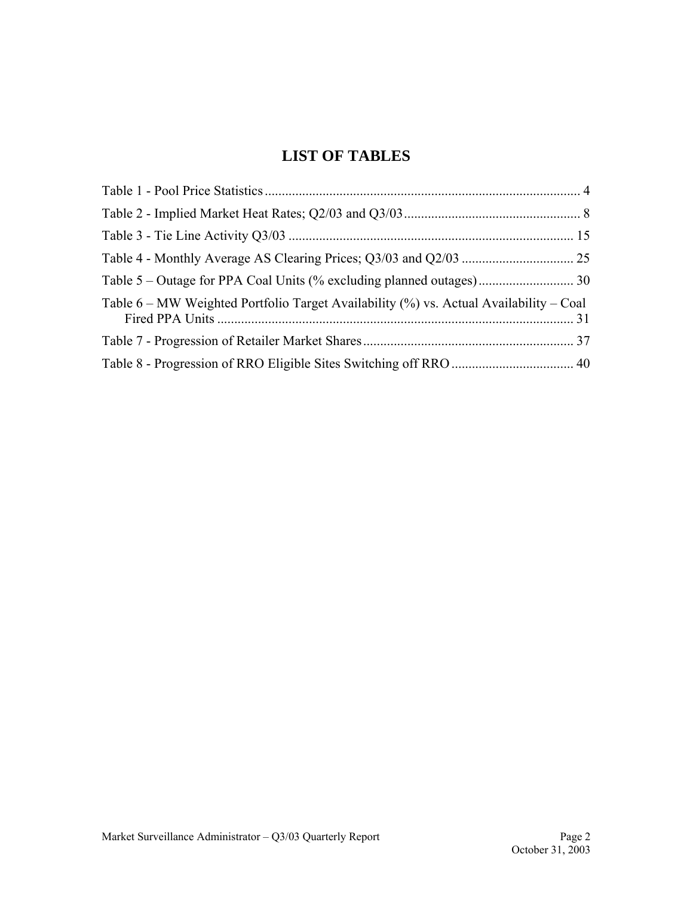# LIST OF TABLES

Table 1 - Pool Price Statistics ........................................................................................... 4

Table 2 - Implied Market Heat Rates; Q2/03 and Q3/03................................................... 8

Table 3 - Tie Line Activity Q3/03 ................................................................................... 15

Table 4 - Monthly Average AS Clearing Prices; Q3/03 and Q2/03 ................................. 25

Table 5 – Outage for PPA Coal Units (% excluding planned outages)............................ 30

Table 6 – MW Weighted Portfolio Target Availability (%) vs. Actual Availability – Coal Fired PPA Units ........................................................................................................ 31

Table 7 - Progression of Retailer Market Shares............................................................. 37

Table 8 - Progression of RRO Eligible Sites Switching off RRO ................................... 40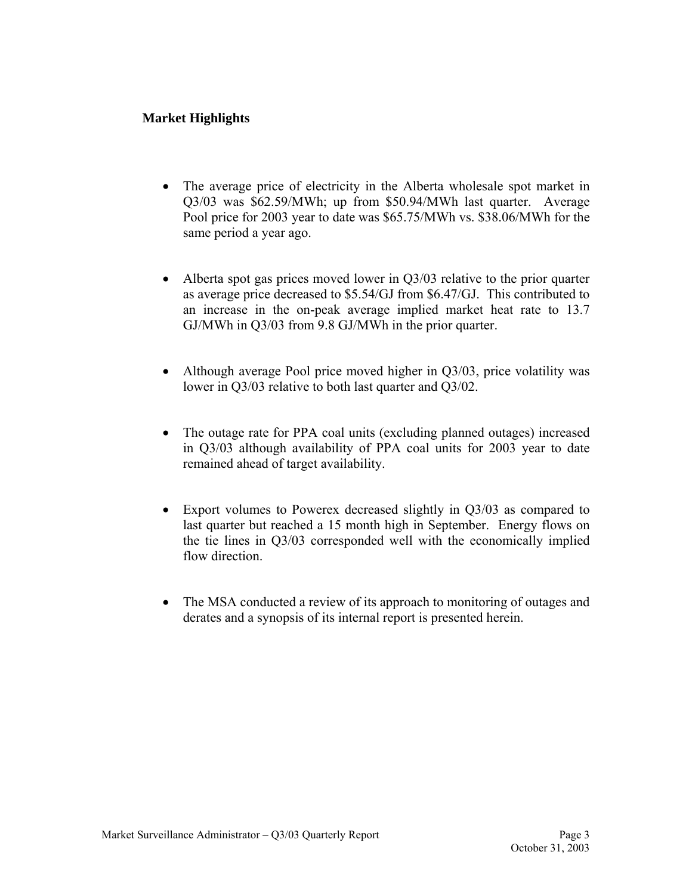## Market Highlights

- The average price of electricity in the Alberta wholesale spot market in Q3/03 was $62.59/MWh; up from $50.94/MWh last quarter. Average Pool price for 2003 year to date was $65.75/MWh vs. $38.06/MWh for the same period a year ago.

- Alberta spot gas prices moved lower in Q3/03 relative to the prior quarter as average price decreased to $5.54/GJ from $6.47/GJ. This contributed to an increase in the on-peak average implied market heat rate to 13.7 GJ/MWh in Q3/03 from 9.8 GJ/MWh in the prior quarter.

- Although average Pool price moved higher in Q3/03, price volatility was lower in Q3/03 relative to both last quarter and Q3/02.

- The outage rate for PPA coal units (excluding planned outages) increased in Q3/03 although availability of PPA coal units for 2003 year to date remained ahead of target availability.

- Export volumes to Powerex decreased slightly in Q3/03 as compared to last quarter but reached a 15 month high in September. Energy flows on the tie lines in Q3/03 corresponded well with the economically implied flow direction.

- The MSA conducted a review of its approach to monitoring of outages and derates and a synopsis of its internal report is presented herein.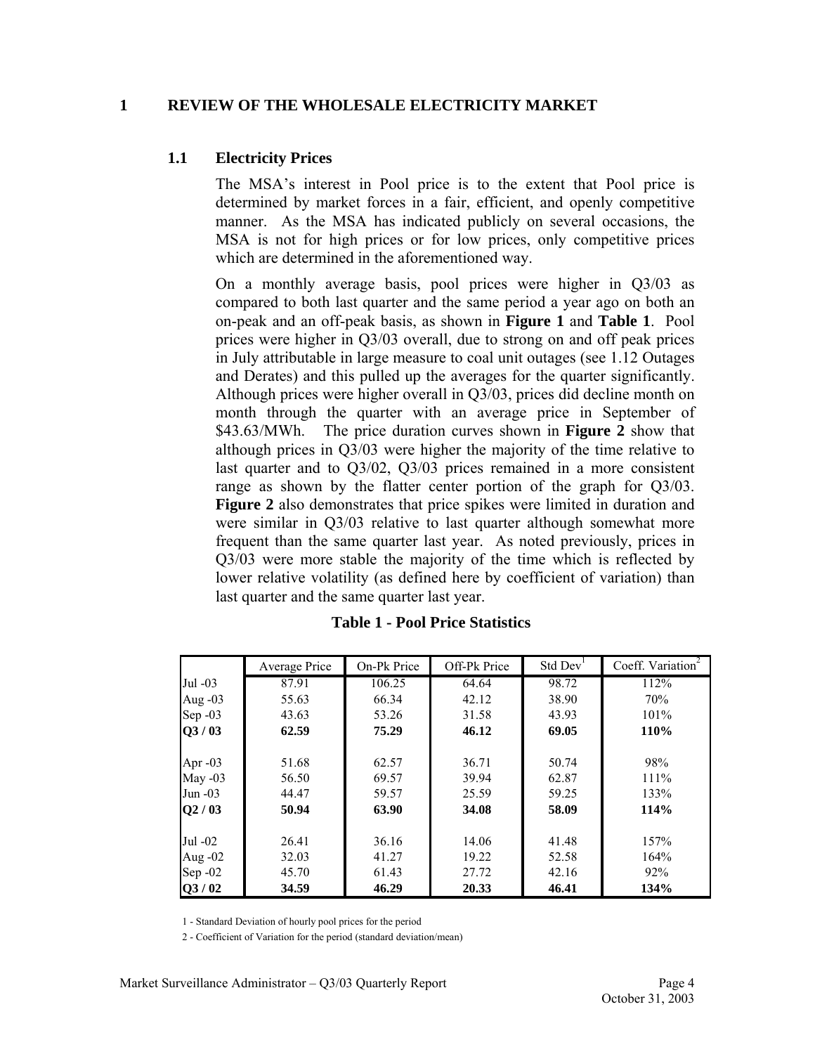# 1 REVIEW OF THE WHOLESALE ELECTRICITY MARKET

## 1.1 Electricity Prices

The MSA's interest in Pool price is to the extent that Pool price is determined by market forces in a fair, efficient, and openly competitive manner. As the MSA has indicated publicly on several occasions, the MSA is not for high prices or for low prices, only competitive prices which are determined in the aforementioned way.

On a monthly average basis, pool prices were higher in Q3/03 as compared to both last quarter and the same period a year ago on both an on-peak and an off-peak basis, as shown in **Figure 1** and **Table 1**. Pool prices were higher in Q3/03 overall, due to strong on and off peak prices in July attributable in large measure to coal unit outages (see 1.12 Outages and Derates) and this pulled up the averages for the quarter significantly. Although prices were higher overall in Q3/03, prices did decline month on month through the quarter with an average price in September of $43.63/MWh. The price duration curves shown in **Figure 2** show that although prices in Q3/03 were higher the majority of the time relative to last quarter and to Q3/02, Q3/03 prices remained in a more consistent range as shown by the flatter center portion of the graph for Q3/03. **Figure 2** also demonstrates that price spikes were limited in duration and were similar in Q3/03 relative to last quarter although somewhat more frequent than the same quarter last year. As noted previously, prices in Q3/03 were more stable the majority of the time which is reflected by lower relative volatility (as defined here by coefficient of variation) than last quarter and the same quarter last year.

**Table 1 - Pool Price Statistics**

| | Average Price | On-Pk Price | Off-Pk Price | Std Dev[1] | Coeff. Variation[2] |
|---|---|---|---|---|---|
| Jul -03 | 87.91 | 106.25 | 64.64 | 98.72 | 112% |
| Aug -03 | 55.63 | 66.34 | 42.12 | 38.90 | 70% |
| Sep -03 | 43.63 | 53.26 | 31.58 | 43.93 | 101% |
| **Q3 / 03** | **62.59** | **75.29** | **46.12** | **69.05** | **110%** |
| | | | | | |
| Apr -03 | 51.68 | 62.57 | 36.71 | 50.74 | 98% |
| May -03 | 56.50 | 69.57 | 39.94 | 62.87 | 111% |
| Jun -03 | 44.47 | 59.57 | 25.59 | 59.25 | 133% |
| **Q2 / 03** | **50.94** | **63.90** | **34.08** | **58.09** | **114%** |
| | | | | | |
| Jul -02 | 26.41 | 36.16 | 14.06 | 41.48 | 157% |
| Aug -02 | 32.03 | 41.27 | 19.22 | 52.58 | 164% |
| Sep -02 | 45.70 | 61.43 | 27.72 | 42.16 | 92% |
| **Q3 / 02** | **34.59** | **46.29** | **20.33** | **46.41** | **134%** |

1 - Standard Deviation of hourly pool prices for the period

2 - Coefficient of Variation for the period (standard deviation/mean)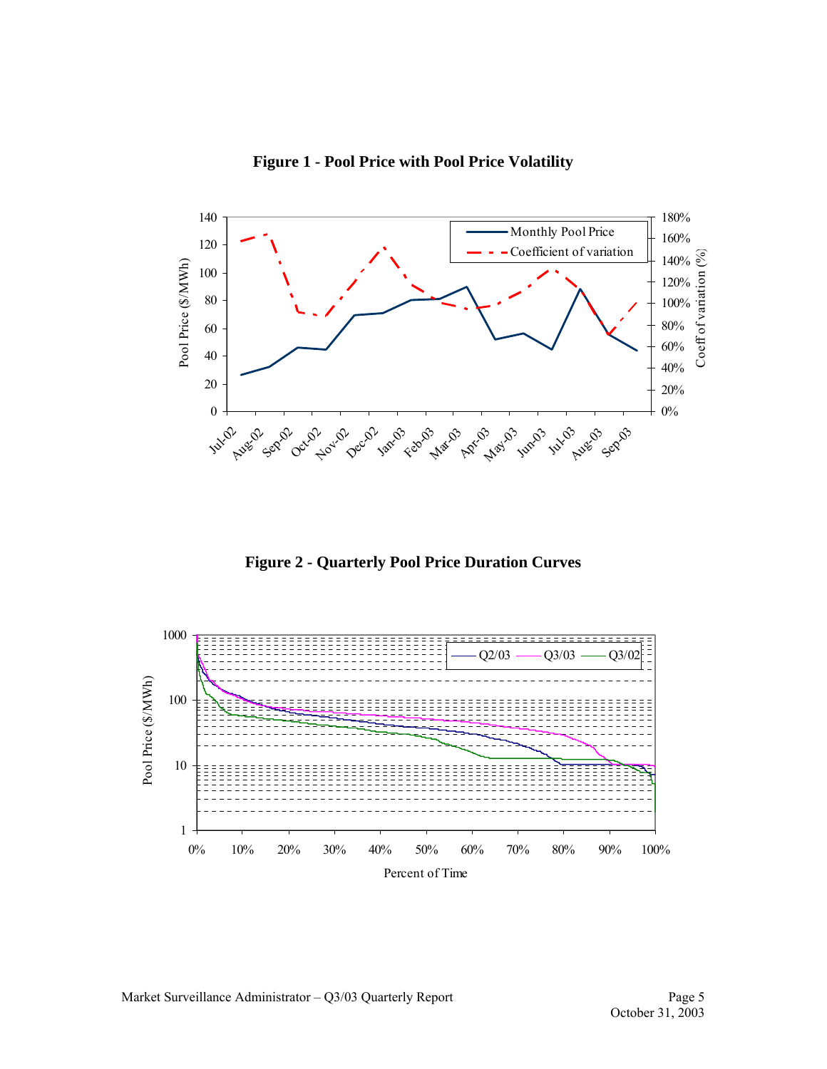**Figure 1 - Pool Price with Pool Price Volatility**

**Figure 2 - Quarterly Pool Price Duration Curves**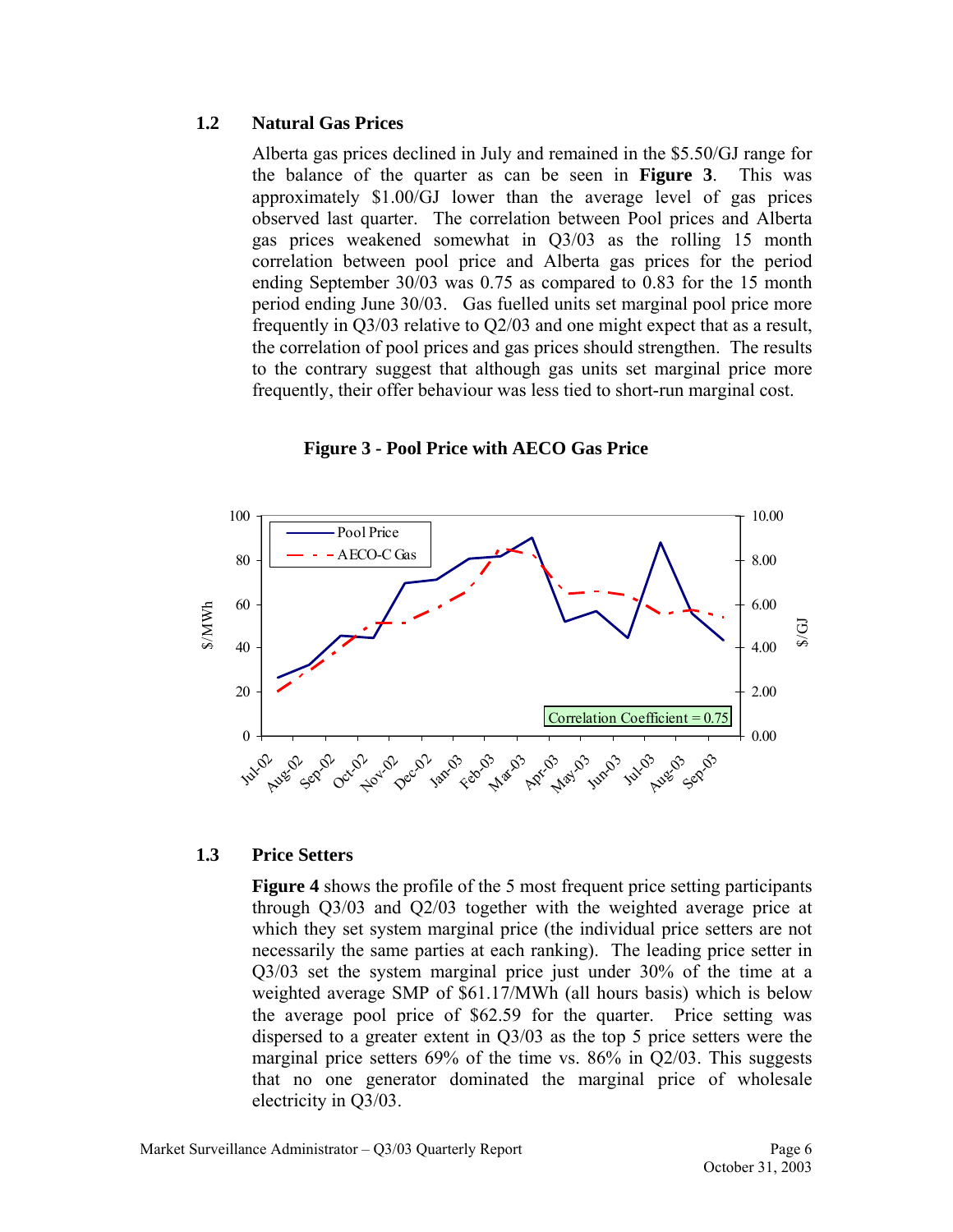## 1.2 Natural Gas Prices

Alberta gas prices declined in July and remained in the $5.50/GJ range for the balance of the quarter as can be seen in **Figure 3**. This was approximately $1.00/GJ lower than the average level of gas prices observed last quarter. The correlation between Pool prices and Alberta gas prices weakened somewhat in Q3/03 as the rolling 15 month correlation between pool price and Alberta gas prices for the period ending September 30/03 was 0.75 as compared to 0.83 for the 15 month period ending June 30/03. Gas fuelled units set marginal pool price more frequently in Q3/03 relative to Q2/03 and one might expect that as a result, the correlation of pool prices and gas prices should strengthen. The results to the contrary suggest that although gas units set marginal price more frequently, their offer behaviour was less tied to short-run marginal cost.

**Figure 3 - Pool Price with AECO Gas Price**

## 1.3 Price Setters

**Figure 4** shows the profile of the 5 most frequent price setting participants through Q3/03 and Q2/03 together with the weighted average price at which they set system marginal price (the individual price setters are not necessarily the same parties at each ranking). The leading price setter in Q3/03 set the system marginal price just under 30% of the time at a weighted average SMP of $61.17/MWh (all hours basis) which is below the average pool price of $62.59 for the quarter. Price setting was dispersed to a greater extent in Q3/03 as the top 5 price setters were the marginal price setters 69% of the time vs. 86% in Q2/03. This suggests that no one generator dominated the marginal price of wholesale electricity in Q3/03.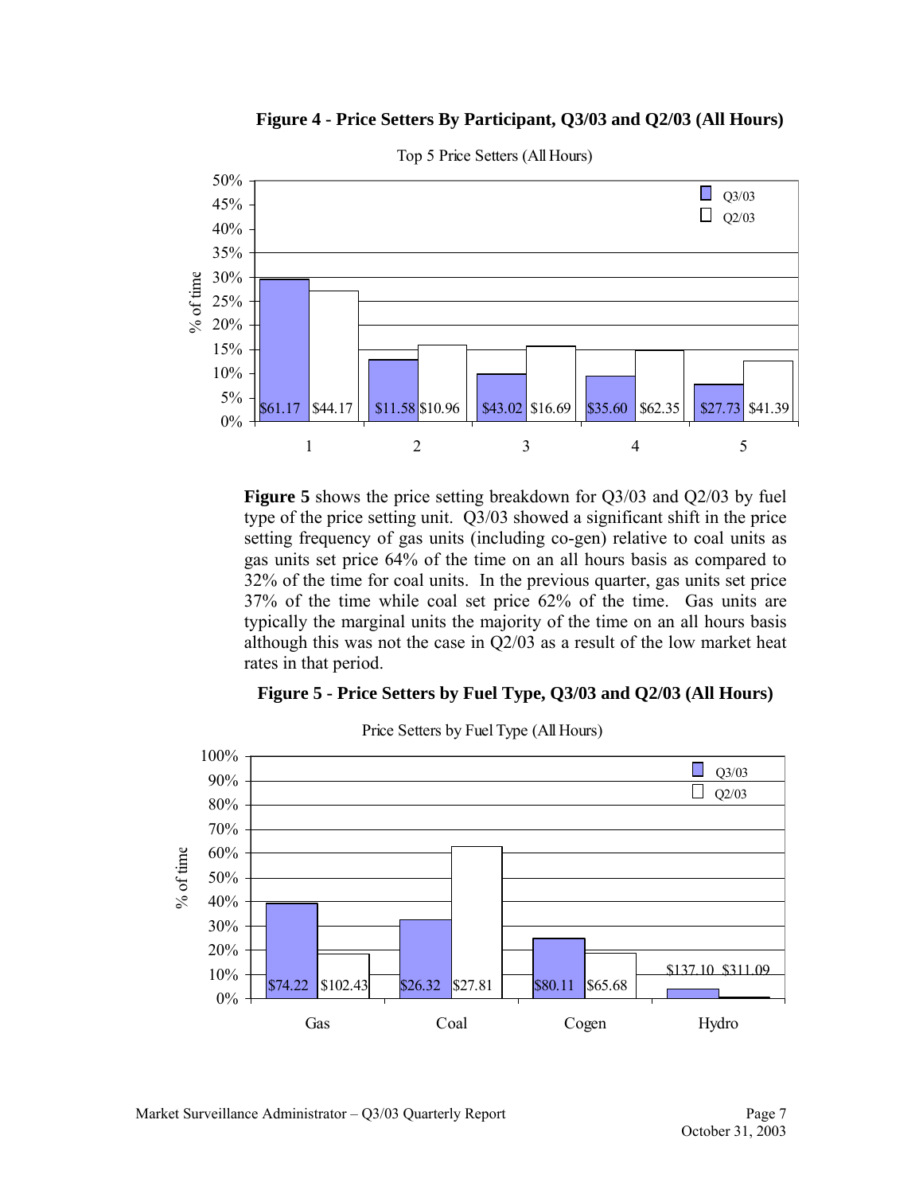**Figure 4 - Price Setters By Participant, Q3/03 and Q2/03 (All Hours)**

Top 5 Price Setters (All Hours)

| Participant | Q3/03 Avg Price | Q2/03 Avg Price |
|---|---|---|
| 1 | $61.17 | $44.17 |
| 2 | $11.58 | $10.96 |
| 3 | $43.02 | $16.69 |
| 4 | $35.60 | $62.35 |
| 5 | $27.73 | $41.39 |

**Figure 5** shows the price setting breakdown for Q3/03 and Q2/03 by fuel type of the price setting unit. Q3/03 showed a significant shift in the price setting frequency of gas units (including co-gen) relative to coal units as gas units set price 64% of the time on an all hours basis as compared to 32% of the time for coal units. In the previous quarter, gas units set price 37% of the time while coal set price 62% of the time. Gas units are typically the marginal units the majority of the time on an all hours basis although this was not the case in Q2/03 as a result of the low market heat rates in that period.

**Figure 5 - Price Setters by Fuel Type, Q3/03 and Q2/03 (All Hours)**

Price Setters by Fuel Type (All Hours)

| Fuel Type | Q3/03 Avg Price | Q2/03 Avg Price |
|---|---|---|
| Gas | $74.22 | $102.43 |
| Coal | $26.32 | $27.81 |
| Cogen | $80.11 | $65.68 |
| Hydro | $137.10 | $311.09 |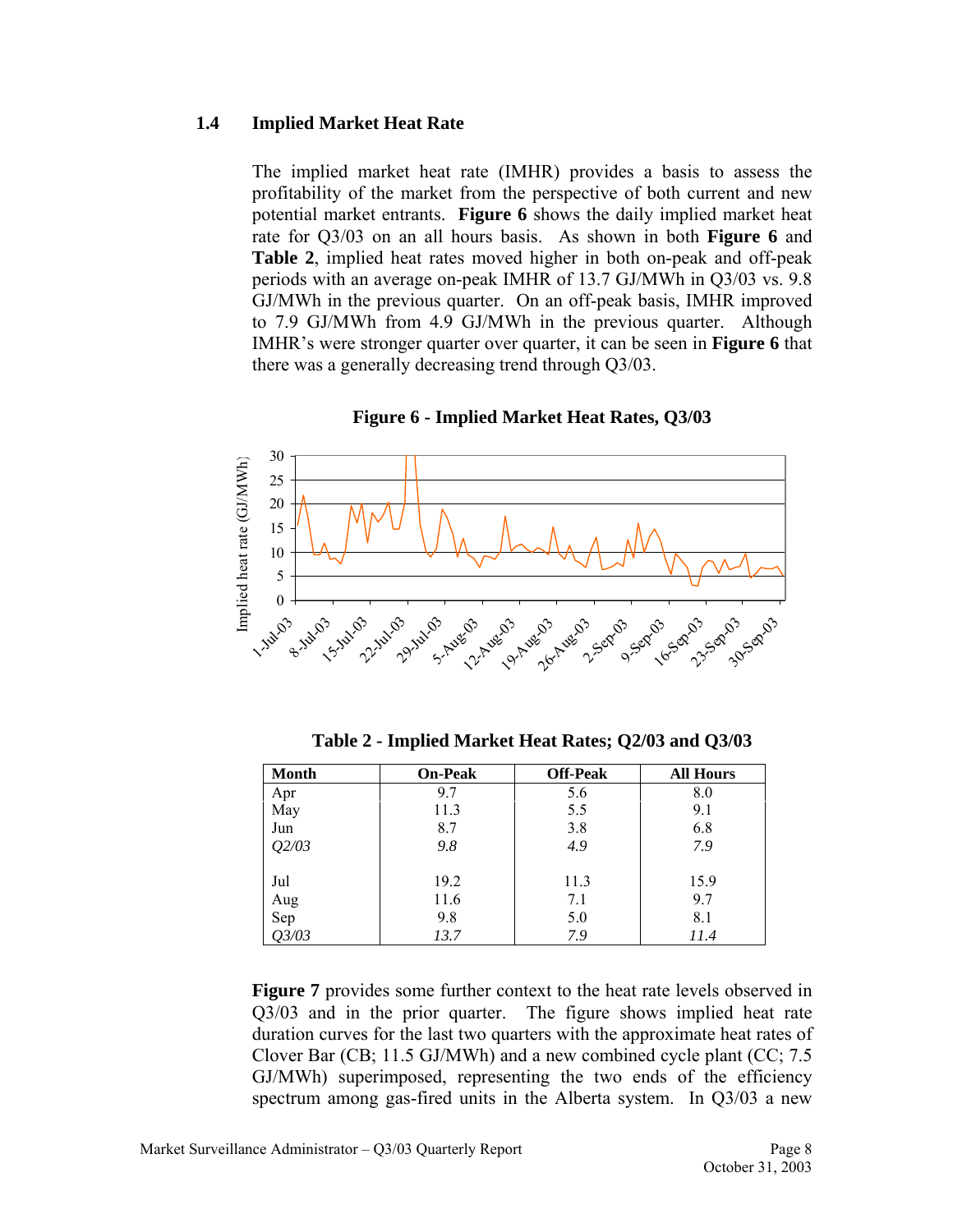## 1.4 Implied Market Heat Rate

The implied market heat rate (IMHR) provides a basis to assess the profitability of the market from the perspective of both current and new potential market entrants. **Figure 6** shows the daily implied market heat rate for Q3/03 on an all hours basis. As shown in both **Figure 6** and **Table 2**, implied heat rates moved higher in both on-peak and off-peak periods with an average on-peak IMHR of 13.7 GJ/MWh in Q3/03 vs. 9.8 GJ/MWh in the previous quarter. On an off-peak basis, IMHR improved to 7.9 GJ/MWh from 4.9 GJ/MWh in the previous quarter. Although IMHR's were stronger quarter over quarter, it can be seen in **Figure 6** that there was a generally decreasing trend through Q3/03.

**Figure 6 - Implied Market Heat Rates, Q3/03**

**Table 2 - Implied Market Heat Rates; Q2/03 and Q3/03**

| Month | On-Peak | Off-Peak | All Hours |
|---|---|---|---|
| Apr | 9.7 | 5.6 | 8.0 |
| May | 11.3 | 5.5 | 9.1 |
| Jun | 8.7 | 3.8 | 6.8 |
| *Q2/03* | *9.8* | *4.9* | *7.9* |
| | | | |
| Jul | 19.2 | 11.3 | 15.9 |
| Aug | 11.6 | 7.1 | 9.7 |
| Sep | 9.8 | 5.0 | 8.1 |
| *Q3/03* | *13.7* | *7.9* | *11.4* |

**Figure 7** provides some further context to the heat rate levels observed in Q3/03 and in the prior quarter. The figure shows implied heat rate duration curves for the last two quarters with the approximate heat rates of Clover Bar (CB; 11.5 GJ/MWh) and a new combined cycle plant (CC; 7.5 GJ/MWh) superimposed, representing the two ends of the efficiency spectrum among gas-fired units in the Alberta system. In Q3/03 a new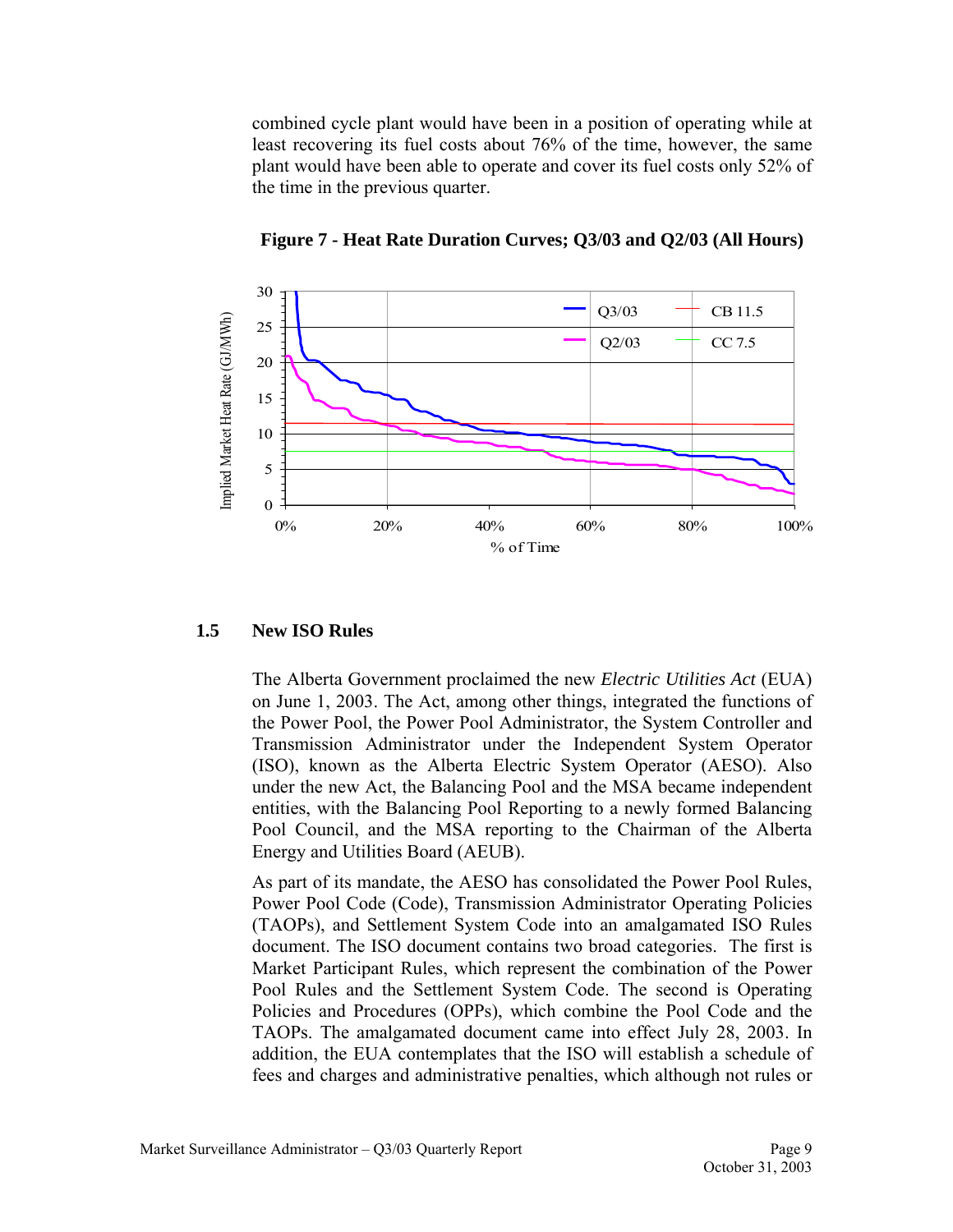combined cycle plant would have been in a position of operating while at least recovering its fuel costs about 76% of the time, however, the same plant would have been able to operate and cover its fuel costs only 52% of the time in the previous quarter.

**Figure 7 - Heat Rate Duration Curves; Q3/03 and Q2/03 (All Hours)**

## 1.5 New ISO Rules

The Alberta Government proclaimed the new *Electric Utilities Act* (EUA) on June 1, 2003. The Act, among other things, integrated the functions of the Power Pool, the Power Pool Administrator, the System Controller and Transmission Administrator under the Independent System Operator (ISO), known as the Alberta Electric System Operator (AESO). Also under the new Act, the Balancing Pool and the MSA became independent entities, with the Balancing Pool Reporting to a newly formed Balancing Pool Council, and the MSA reporting to the Chairman of the Alberta Energy and Utilities Board (AEUB).

As part of its mandate, the AESO has consolidated the Power Pool Rules, Power Pool Code (Code), Transmission Administrator Operating Policies (TAOPs), and Settlement System Code into an amalgamated ISO Rules document. The ISO document contains two broad categories. The first is Market Participant Rules, which represent the combination of the Power Pool Rules and the Settlement System Code. The second is Operating Policies and Procedures (OPPs), which combine the Pool Code and the TAOPs. The amalgamated document came into effect July 28, 2003. In addition, the EUA contemplates that the ISO will establish a schedule of fees and charges and administrative penalties, which although not rules or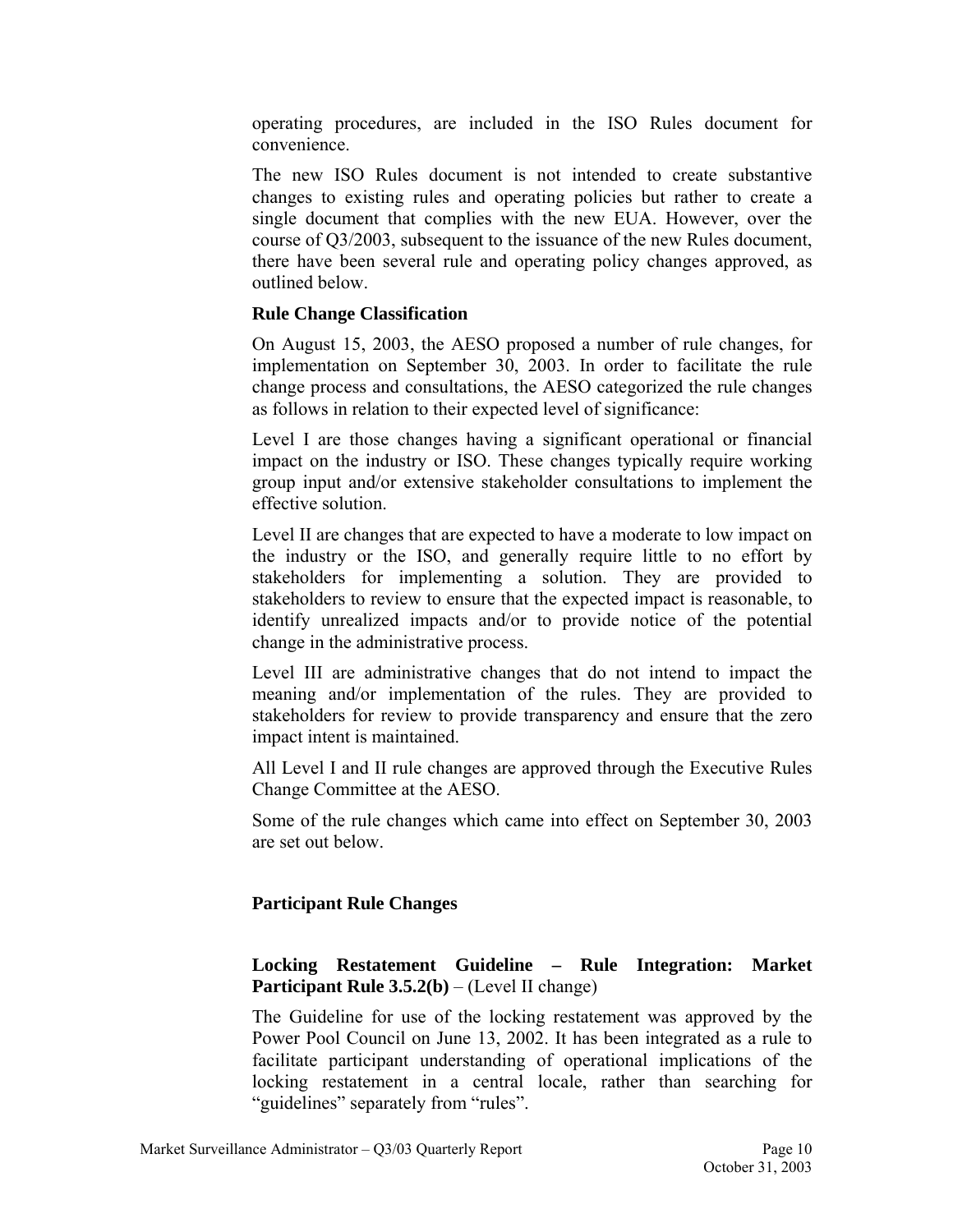operating procedures, are included in the ISO Rules document for convenience.

The new ISO Rules document is not intended to create substantive changes to existing rules and operating policies but rather to create a single document that complies with the new EUA. However, over the course of Q3/2003, subsequent to the issuance of the new Rules document, there have been several rule and operating policy changes approved, as outlined below.

**Rule Change Classification**

On August 15, 2003, the AESO proposed a number of rule changes, for implementation on September 30, 2003. In order to facilitate the rule change process and consultations, the AESO categorized the rule changes as follows in relation to their expected level of significance:

Level I are those changes having a significant operational or financial impact on the industry or ISO. These changes typically require working group input and/or extensive stakeholder consultations to implement the effective solution.

Level II are changes that are expected to have a moderate to low impact on the industry or the ISO, and generally require little to no effort by stakeholders for implementing a solution. They are provided to stakeholders to review to ensure that the expected impact is reasonable, to identify unrealized impacts and/or to provide notice of the potential change in the administrative process.

Level III are administrative changes that do not intend to impact the meaning and/or implementation of the rules. They are provided to stakeholders for review to provide transparency and ensure that the zero impact intent is maintained.

All Level I and II rule changes are approved through the Executive Rules Change Committee at the AESO.

Some of the rule changes which came into effect on September 30, 2003 are set out below.

**Participant Rule Changes**

**Locking Restatement Guideline – Rule Integration: Market Participant Rule 3.5.2(b)** – (Level II change)

The Guideline for use of the locking restatement was approved by the Power Pool Council on June 13, 2002. It has been integrated as a rule to facilitate participant understanding of operational implications of the locking restatement in a central locale, rather than searching for "guidelines" separately from "rules".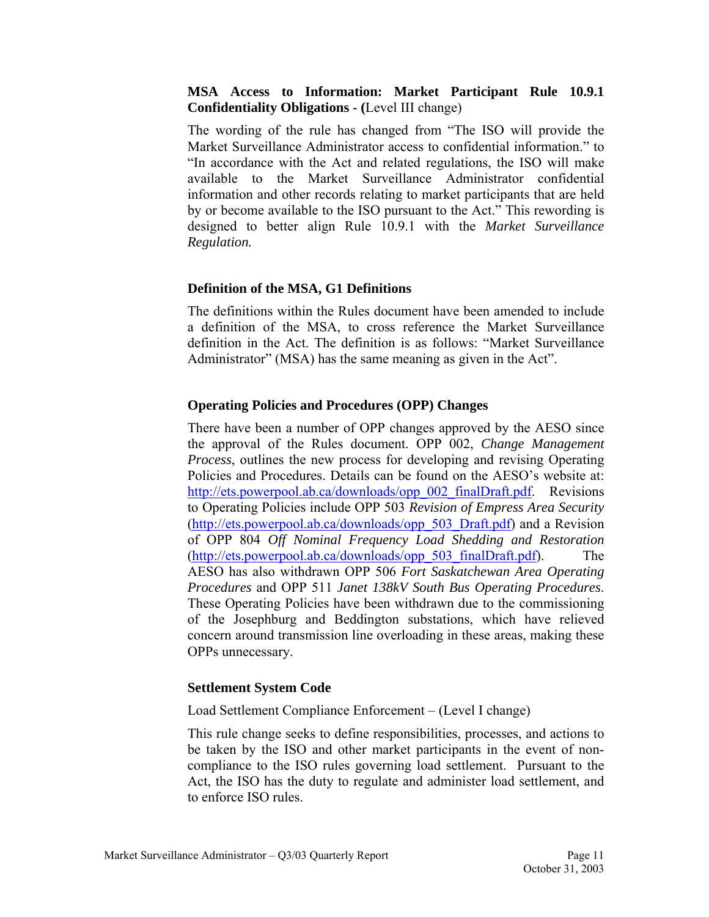**MSA Access to Information: Market Participant Rule 10.9.1 Confidentiality Obligations - (**Level III change)

The wording of the rule has changed from "The ISO will provide the Market Surveillance Administrator access to confidential information." to "In accordance with the Act and related regulations, the ISO will make available to the Market Surveillance Administrator confidential information and other records relating to market participants that are held by or become available to the ISO pursuant to the Act." This rewording is designed to better align Rule 10.9.1 with the *Market Surveillance Regulation.*

**Definition of the MSA, G1 Definitions**

The definitions within the Rules document have been amended to include a definition of the MSA, to cross reference the Market Surveillance definition in the Act. The definition is as follows: "Market Surveillance Administrator" (MSA) has the same meaning as given in the Act".

**Operating Policies and Procedures (OPP) Changes**

There have been a number of OPP changes approved by the AESO since the approval of the Rules document. OPP 002, *Change Management Process*, outlines the new process for developing and revising Operating Policies and Procedures. Details can be found on the AESO's website at: http://ets.powerpool.ab.ca/downloads/opp_002_finalDraft.pdf. Revisions to Operating Policies include OPP 503 *Revision of Empress Area Security* (http://ets.powerpool.ab.ca/downloads/opp_503_Draft.pdf) and a Revision of OPP 804 *Off Nominal Frequency Load Shedding and Restoration* (http://ets.powerpool.ab.ca/downloads/opp_503_finalDraft.pdf). The AESO has also withdrawn OPP 506 *Fort Saskatchewan Area Operating Procedures* and OPP 511 *Janet 138kV South Bus Operating Procedures*. These Operating Policies have been withdrawn due to the commissioning of the Josephburg and Beddington substations, which have relieved concern around transmission line overloading in these areas, making these OPPs unnecessary.

**Settlement System Code**

Load Settlement Compliance Enforcement – (Level I change)

This rule change seeks to define responsibilities, processes, and actions to be taken by the ISO and other market participants in the event of non-compliance to the ISO rules governing load settlement. Pursuant to the Act, the ISO has the duty to regulate and administer load settlement, and to enforce ISO rules.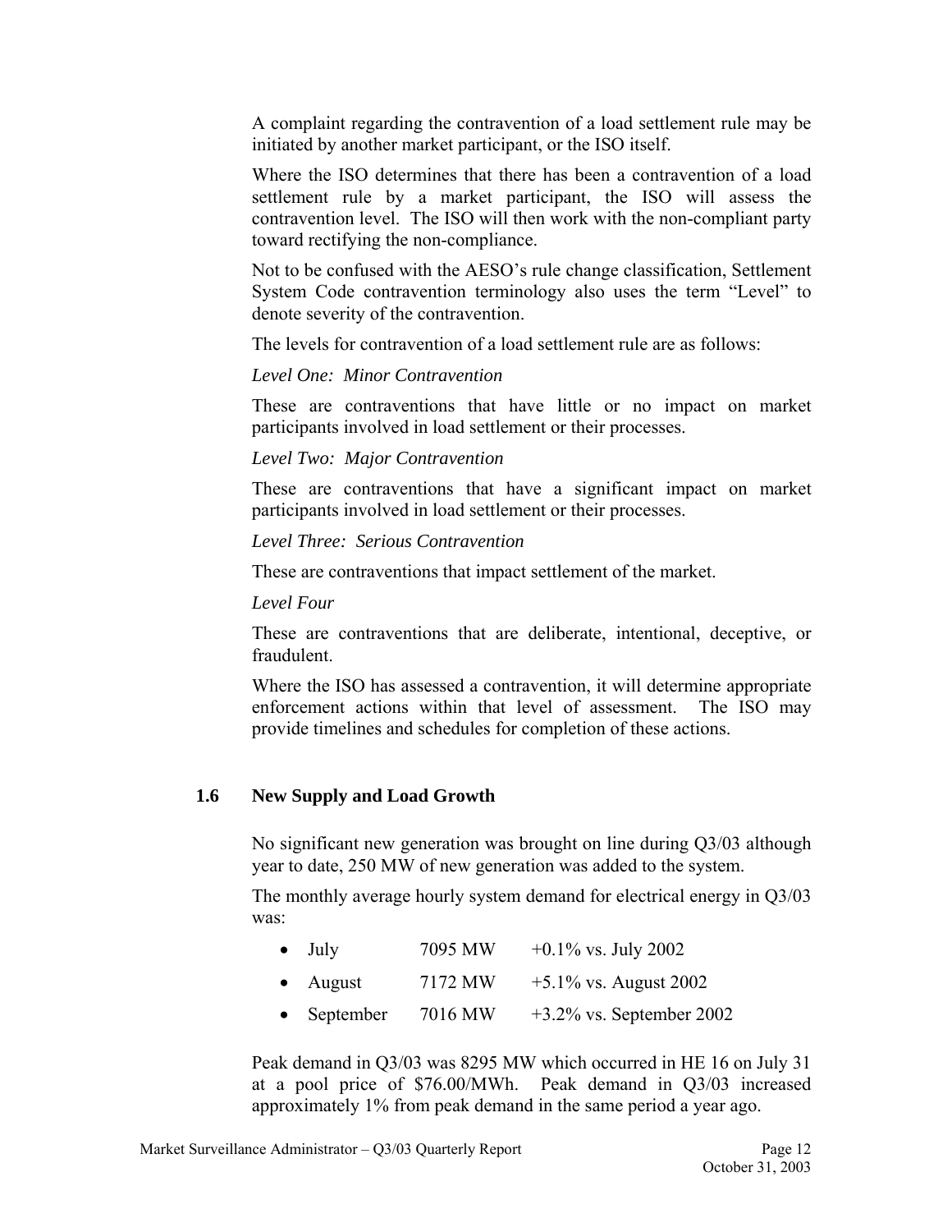A complaint regarding the contravention of a load settlement rule may be initiated by another market participant, or the ISO itself.

Where the ISO determines that there has been a contravention of a load settlement rule by a market participant, the ISO will assess the contravention level. The ISO will then work with the non-compliant party toward rectifying the non-compliance.

Not to be confused with the AESO's rule change classification, Settlement System Code contravention terminology also uses the term "Level" to denote severity of the contravention.

The levels for contravention of a load settlement rule are as follows:

*Level One: Minor Contravention*

These are contraventions that have little or no impact on market participants involved in load settlement or their processes.

*Level Two: Major Contravention*

These are contraventions that have a significant impact on market participants involved in load settlement or their processes.

*Level Three: Serious Contravention*

These are contraventions that impact settlement of the market.

*Level Four*

These are contraventions that are deliberate, intentional, deceptive, or fraudulent.

Where the ISO has assessed a contravention, it will determine appropriate enforcement actions within that level of assessment. The ISO may provide timelines and schedules for completion of these actions.

## 1.6 New Supply and Load Growth

No significant new generation was brought on line during Q3/03 although year to date, 250 MW of new generation was added to the system.

The monthly average hourly system demand for electrical energy in Q3/03 was:

- July 7095 MW +0.1% vs. July 2002
- August 7172 MW +5.1% vs. August 2002
- September 7016 MW +3.2% vs. September 2002

Peak demand in Q3/03 was 8295 MW which occurred in HE 16 on July 31 at a pool price of $76.00/MWh. Peak demand in Q3/03 increased approximately 1% from peak demand in the same period a year ago.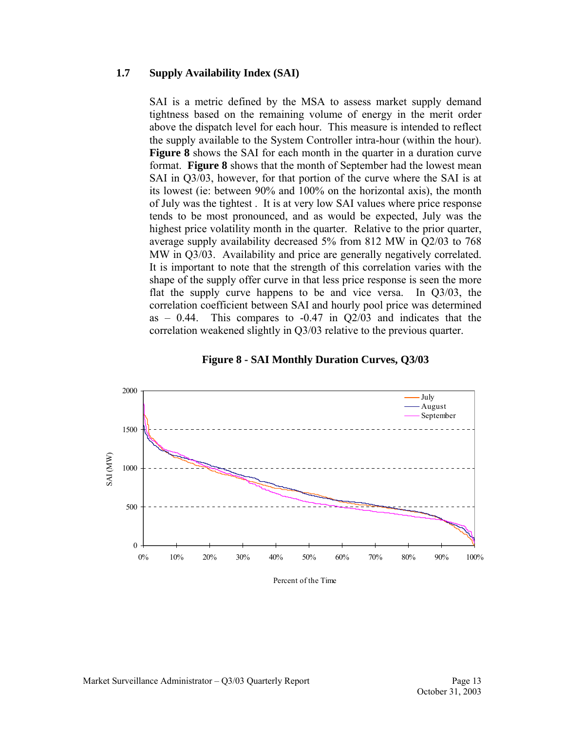### 1.7 Supply Availability Index (SAI)

SAI is a metric defined by the MSA to assess market supply demand tightness based on the remaining volume of energy in the merit order above the dispatch level for each hour. This measure is intended to reflect the supply available to the System Controller intra-hour (within the hour). **Figure 8** shows the SAI for each month in the quarter in a duration curve format. **Figure 8** shows that the month of September had the lowest mean SAI in Q3/03, however, for that portion of the curve where the SAI is at its lowest (ie: between 90% and 100% on the horizontal axis), the month of July was the tightest . It is at very low SAI values where price response tends to be most pronounced, and as would be expected, July was the highest price volatility month in the quarter. Relative to the prior quarter, average supply availability decreased 5% from 812 MW in Q2/03 to 768 MW in Q3/03. Availability and price are generally negatively correlated. It is important to note that the strength of this correlation varies with the shape of the supply offer curve in that less price response is seen the more flat the supply curve happens to be and vice versa. In Q3/03, the correlation coefficient between SAI and hourly pool price was determined as – 0.44. This compares to -0.47 in Q2/03 and indicates that the correlation weakened slightly in Q3/03 relative to the previous quarter.

**Figure 8 - SAI Monthly Duration Curves, Q3/03**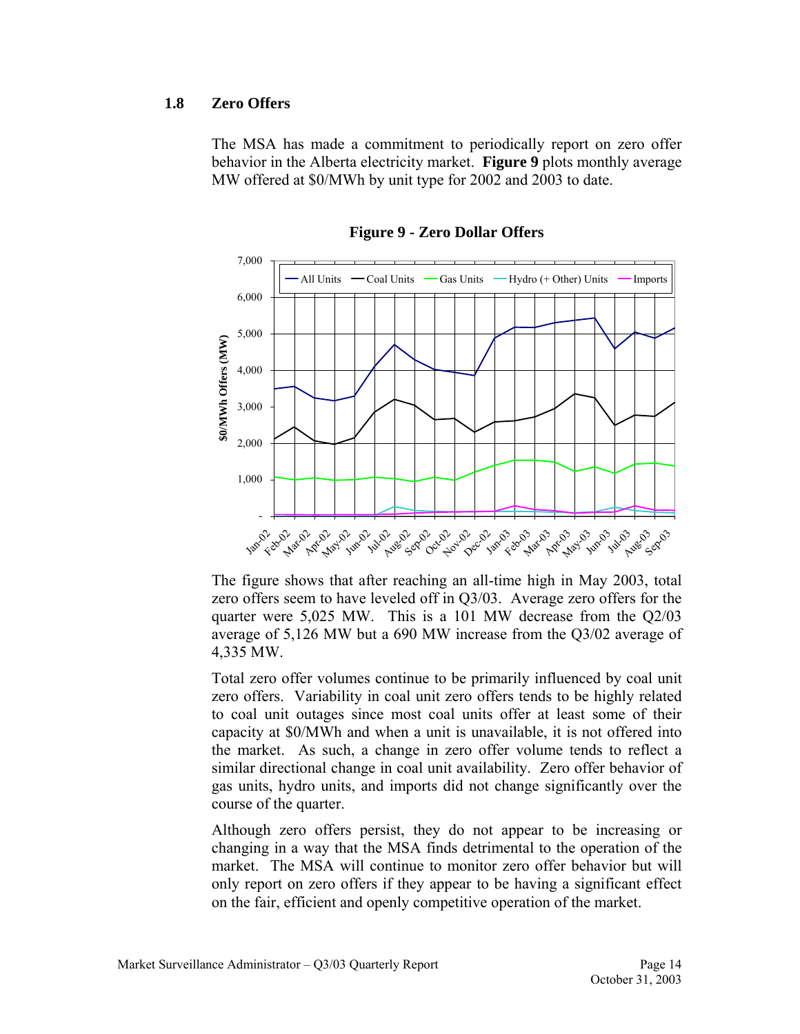## 1.8 Zero Offers

The MSA has made a commitment to periodically report on zero offer behavior in the Alberta electricity market. **Figure 9** plots monthly average MW offered at $0/MWh by unit type for 2002 and 2003 to date.

**Figure 9 - Zero Dollar Offers**

The figure shows that after reaching an all-time high in May 2003, total zero offers seem to have leveled off in Q3/03. Average zero offers for the quarter were 5,025 MW. This is a 101 MW decrease from the Q2/03 average of 5,126 MW but a 690 MW increase from the Q3/02 average of 4,335 MW.

Total zero offer volumes continue to be primarily influenced by coal unit zero offers. Variability in coal unit zero offers tends to be highly related to coal unit outages since most coal units offer at least some of their capacity at $0/MWh and when a unit is unavailable, it is not offered into the market. As such, a change in zero offer volume tends to reflect a similar directional change in coal unit availability. Zero offer behavior of gas units, hydro units, and imports did not change significantly over the course of the quarter.

Although zero offers persist, they do not appear to be increasing or changing in a way that the MSA finds detrimental to the operation of the market. The MSA will continue to monitor zero offer behavior but will only report on zero offers if they appear to be having a significant effect on the fair, efficient and openly competitive operation of the market.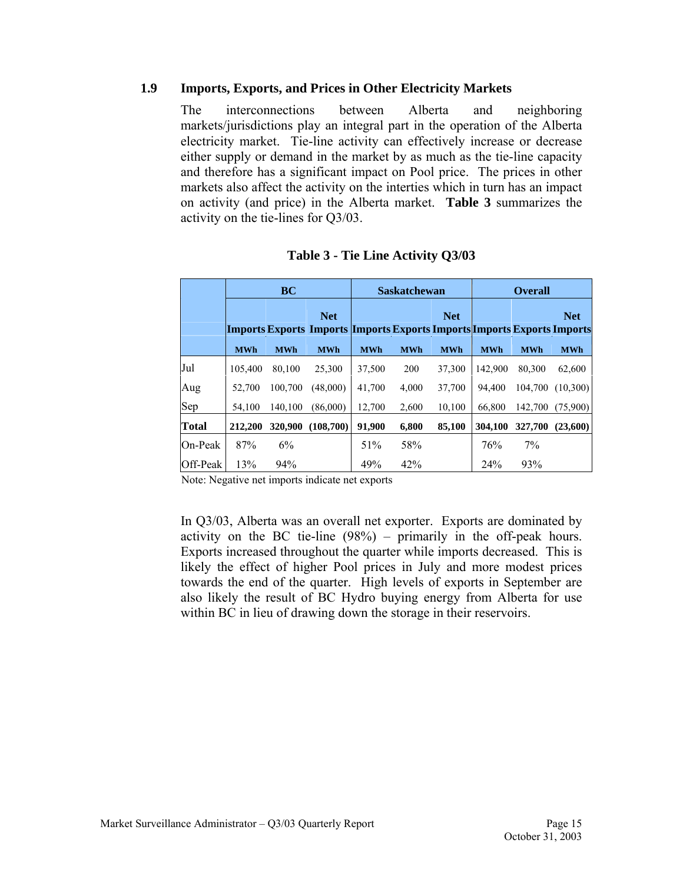### 1.9 Imports, Exports, and Prices in Other Electricity Markets

The interconnections between Alberta and neighboring markets/jurisdictions play an integral part in the operation of the Alberta electricity market. Tie-line activity can effectively increase or decrease either supply or demand in the market by as much as the tie-line capacity and therefore has a significant impact on Pool price. The prices in other markets also affect the activity on the interties which in turn has an impact on activity (and price) in the Alberta market. **Table 3** summarizes the activity on the tie-lines for Q3/03.

**Table 3 - Tie Line Activity Q3/03**

| | BC | | | Saskatchewan | | | Overall | | |
|---|---|---|---|---|---|---|---|---|---|
| | Imports | Exports | Net Imports | Imports | Exports | Net Imports | Imports | Exports | Net Imports |
| | MWh | MWh | MWh | MWh | MWh | MWh | MWh | MWh | MWh |
| Jul | 105,400 | 80,100 | 25,300 | 37,500 | 200 | 37,300 | 142,900 | 80,300 | 62,600 |
| Aug | 52,700 | 100,700 | (48,000) | 41,700 | 4,000 | 37,700 | 94,400 | 104,700 | (10,300) |
| Sep | 54,100 | 140,100 | (86,000) | 12,700 | 2,600 | 10,100 | 66,800 | 142,700 | (75,900) |
| **Total** | **212,200** | **320,900** | **(108,700)** | **91,900** | **6,800** | **85,100** | **304,100** | **327,700** | **(23,600)** |
| On-Peak | 87% | 6% | | 51% | 58% | | 76% | 7% | |
| Off-Peak | 13% | 94% | | 49% | 42% | | 24% | 93% | |

Note: Negative net imports indicate net exports

In Q3/03, Alberta was an overall net exporter. Exports are dominated by activity on the BC tie-line (98%) – primarily in the off-peak hours. Exports increased throughout the quarter while imports decreased. This is likely the effect of higher Pool prices in July and more modest prices towards the end of the quarter. High levels of exports in September are also likely the result of BC Hydro buying energy from Alberta for use within BC in lieu of drawing down the storage in their reservoirs.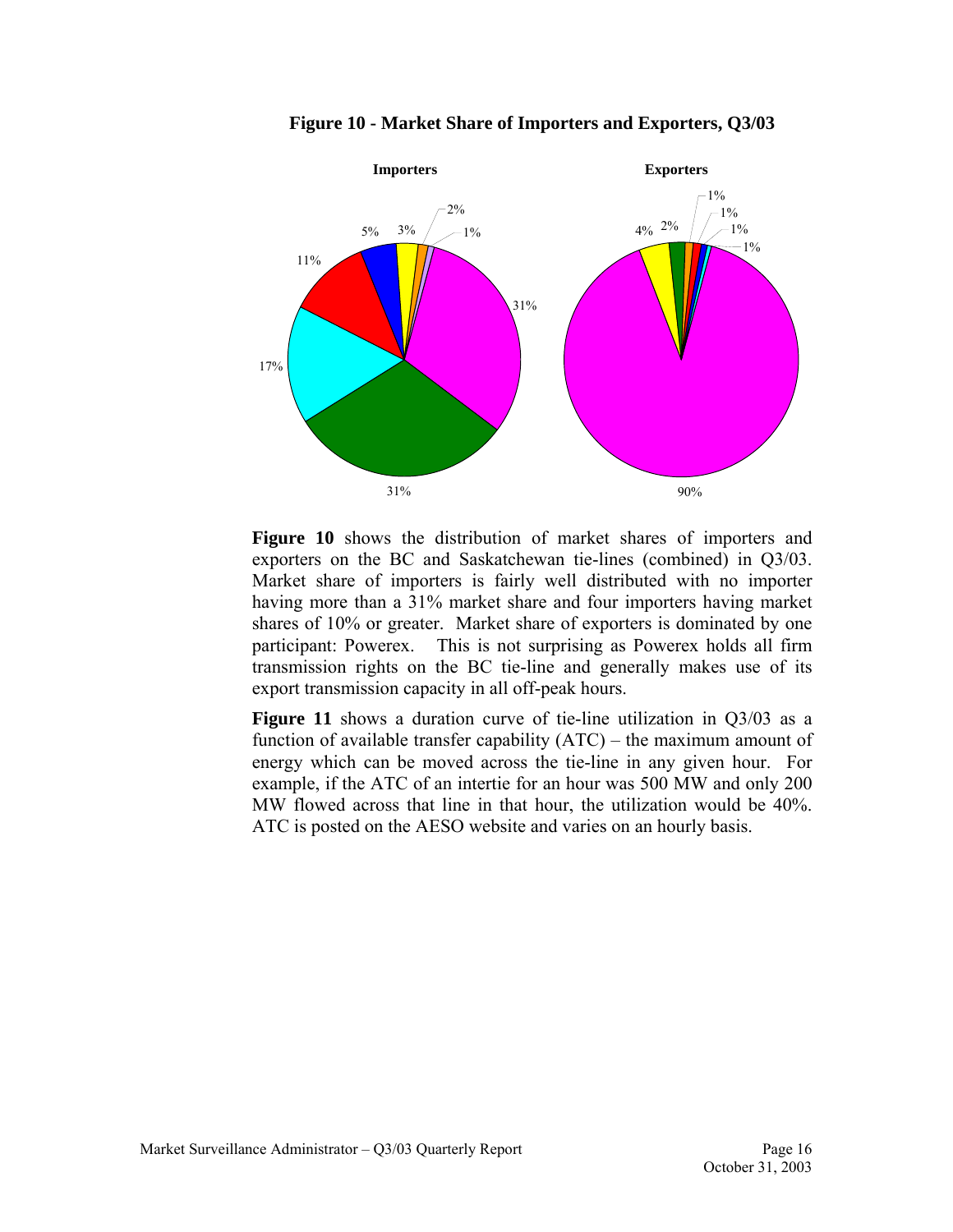**Figure 10 - Market Share of Importers and Exporters, Q3/03**

**Importers**

31%, 31%, 17%, 11%, 5%, 3%, 2%, 1%

**Exporters**

90%, 4%, 2%, 1%, 1%, 1%, 1%

**Figure 10** shows the distribution of market shares of importers and exporters on the BC and Saskatchewan tie-lines (combined) in Q3/03. Market share of importers is fairly well distributed with no importer having more than a 31% market share and four importers having market shares of 10% or greater. Market share of exporters is dominated by one participant: Powerex. This is not surprising as Powerex holds all firm transmission rights on the BC tie-line and generally makes use of its export transmission capacity in all off-peak hours.

**Figure 11** shows a duration curve of tie-line utilization in Q3/03 as a function of available transfer capability (ATC) – the maximum amount of energy which can be moved across the tie-line in any given hour. For example, if the ATC of an intertie for an hour was 500 MW and only 200 MW flowed across that line in that hour, the utilization would be 40%. ATC is posted on the AESO website and varies on an hourly basis.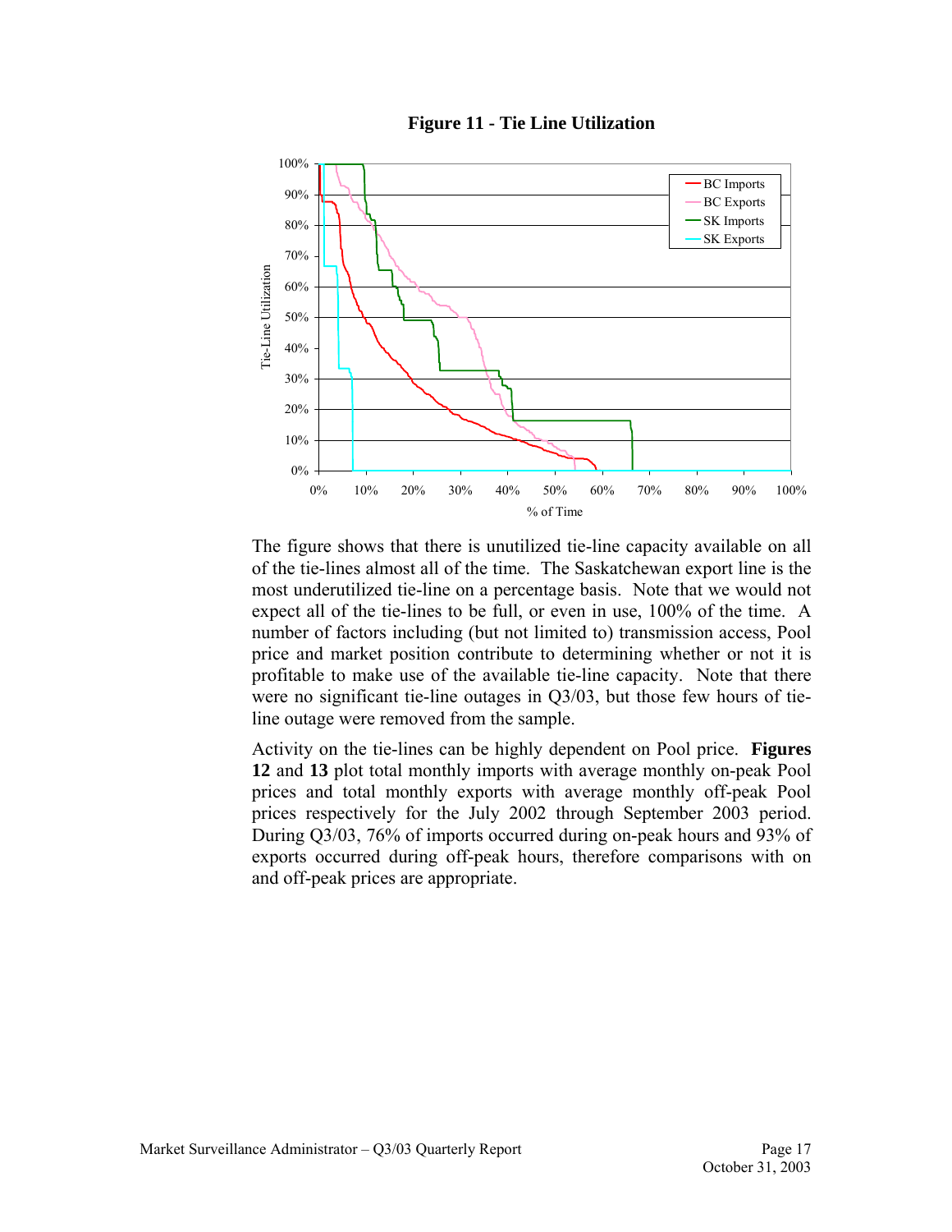**Figure 11 - Tie Line Utilization**

The figure shows that there is unutilized tie-line capacity available on all of the tie-lines almost all of the time. The Saskatchewan export line is the most underutilized tie-line on a percentage basis. Note that we would not expect all of the tie-lines to be full, or even in use, 100% of the time. A number of factors including (but not limited to) transmission access, Pool price and market position contribute to determining whether or not it is profitable to make use of the available tie-line capacity. Note that there were no significant tie-line outages in Q3/03, but those few hours of tie-line outage were removed from the sample.

Activity on the tie-lines can be highly dependent on Pool price. **Figures 12** and **13** plot total monthly imports with average monthly on-peak Pool prices and total monthly exports with average monthly off-peak Pool prices respectively for the July 2002 through September 2003 period. During Q3/03, 76% of imports occurred during on-peak hours and 93% of exports occurred during off-peak hours, therefore comparisons with on and off-peak prices are appropriate.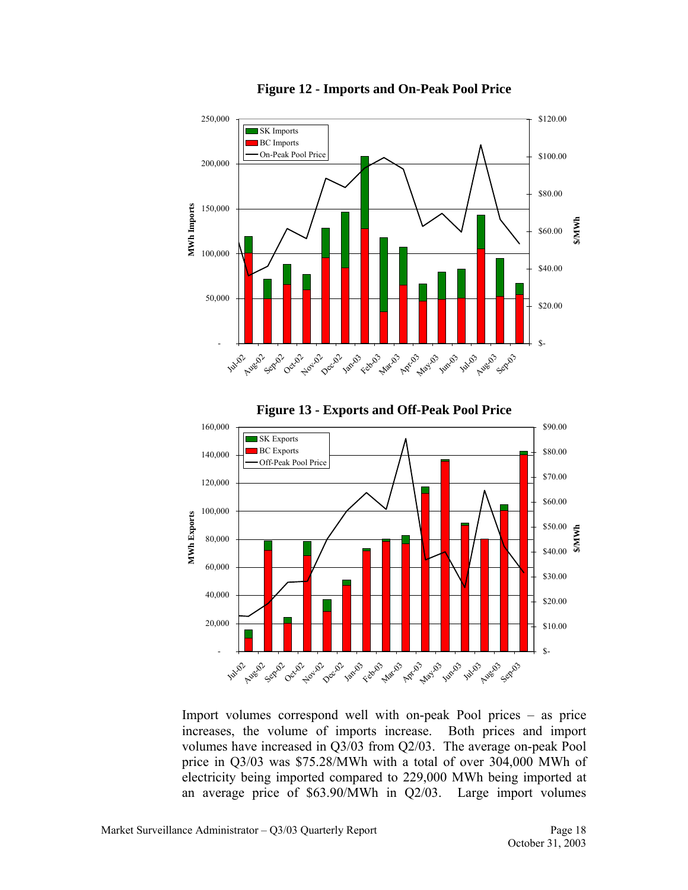**Figure 12 - Imports and On-Peak Pool Price**

**Figure 13 - Exports and Off-Peak Pool Price**

Import volumes correspond well with on-peak Pool prices – as price increases, the volume of imports increase. Both prices and import volumes have increased in Q3/03 from Q2/03. The average on-peak Pool price in Q3/03 was $75.28/MWh with a total of over 304,000 MWh of electricity being imported compared to 229,000 MWh being imported at an average price of $63.90/MWh in Q2/03. Large import volumes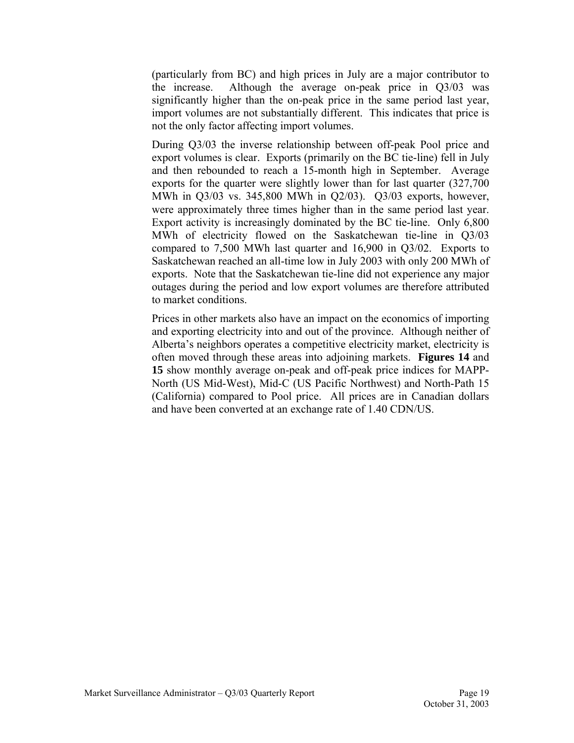(particularly from BC) and high prices in July are a major contributor to the increase. Although the average on-peak price in Q3/03 was significantly higher than the on-peak price in the same period last year, import volumes are not substantially different. This indicates that price is not the only factor affecting import volumes.

During Q3/03 the inverse relationship between off-peak Pool price and export volumes is clear. Exports (primarily on the BC tie-line) fell in July and then rebounded to reach a 15-month high in September. Average exports for the quarter were slightly lower than for last quarter (327,700 MWh in Q3/03 vs. 345,800 MWh in Q2/03). Q3/03 exports, however, were approximately three times higher than in the same period last year. Export activity is increasingly dominated by the BC tie-line. Only 6,800 MWh of electricity flowed on the Saskatchewan tie-line in Q3/03 compared to 7,500 MWh last quarter and 16,900 in Q3/02. Exports to Saskatchewan reached an all-time low in July 2003 with only 200 MWh of exports. Note that the Saskatchewan tie-line did not experience any major outages during the period and low export volumes are therefore attributed to market conditions.

Prices in other markets also have an impact on the economics of importing and exporting electricity into and out of the province. Although neither of Alberta's neighbors operates a competitive electricity market, electricity is often moved through these areas into adjoining markets. **Figures 14** and **15** show monthly average on-peak and off-peak price indices for MAPP-North (US Mid-West), Mid-C (US Pacific Northwest) and North-Path 15 (California) compared to Pool price. All prices are in Canadian dollars and have been converted at an exchange rate of 1.40 CDN/US.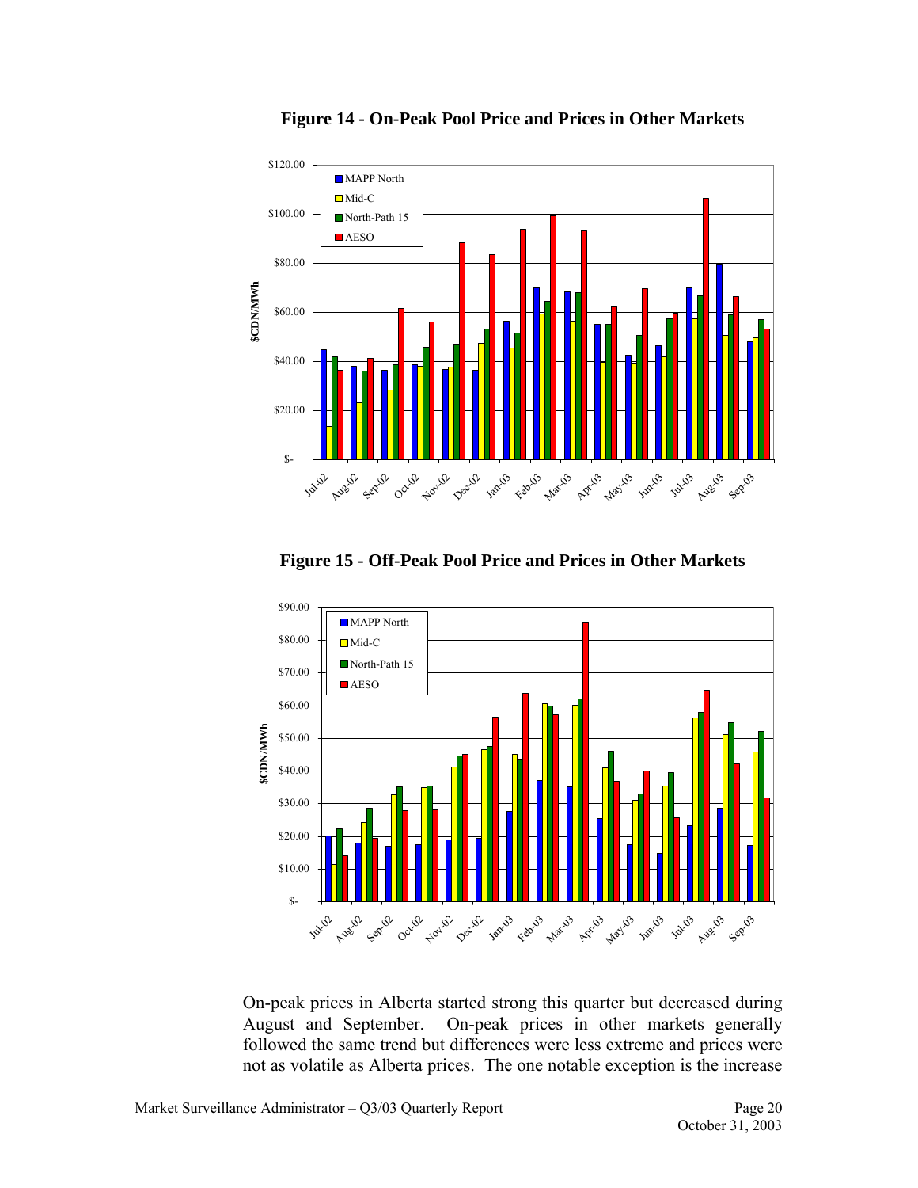**Figure 14 - On-Peak Pool Price and Prices in Other Markets**

**Figure 15 - Off-Peak Pool Price and Prices in Other Markets**

On-peak prices in Alberta started strong this quarter but decreased during August and September. On-peak prices in other markets generally followed the same trend but differences were less extreme and prices were not as volatile as Alberta prices. The one notable exception is the increase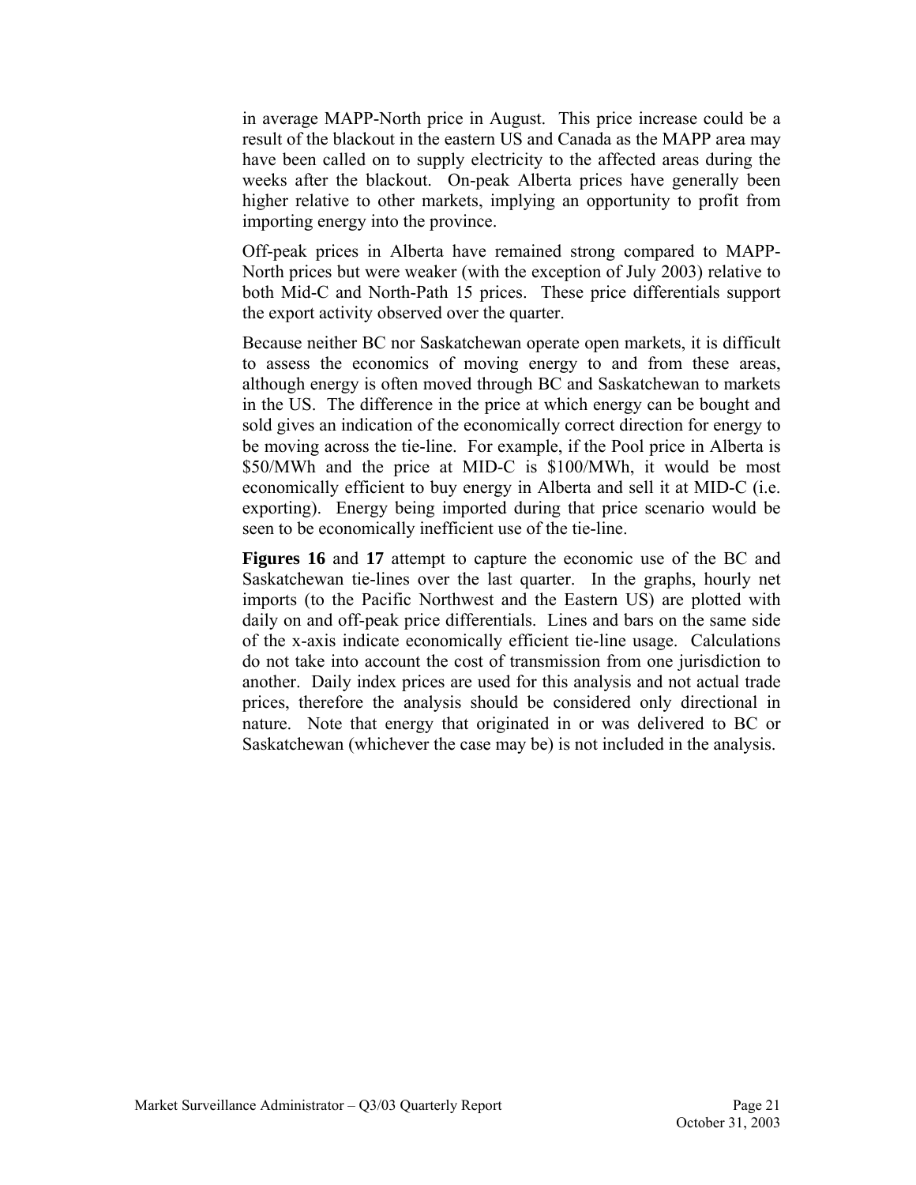in average MAPP-North price in August. This price increase could be a result of the blackout in the eastern US and Canada as the MAPP area may have been called on to supply electricity to the affected areas during the weeks after the blackout. On-peak Alberta prices have generally been higher relative to other markets, implying an opportunity to profit from importing energy into the province.

Off-peak prices in Alberta have remained strong compared to MAPP-North prices but were weaker (with the exception of July 2003) relative to both Mid-C and North-Path 15 prices. These price differentials support the export activity observed over the quarter.

Because neither BC nor Saskatchewan operate open markets, it is difficult to assess the economics of moving energy to and from these areas, although energy is often moved through BC and Saskatchewan to markets in the US. The difference in the price at which energy can be bought and sold gives an indication of the economically correct direction for energy to be moving across the tie-line. For example, if the Pool price in Alberta is $50/MWh and the price at MID-C is $100/MWh, it would be most economically efficient to buy energy in Alberta and sell it at MID-C (i.e. exporting). Energy being imported during that price scenario would be seen to be economically inefficient use of the tie-line.

**Figures 16** and **17** attempt to capture the economic use of the BC and Saskatchewan tie-lines over the last quarter. In the graphs, hourly net imports (to the Pacific Northwest and the Eastern US) are plotted with daily on and off-peak price differentials. Lines and bars on the same side of the x-axis indicate economically efficient tie-line usage. Calculations do not take into account the cost of transmission from one jurisdiction to another. Daily index prices are used for this analysis and not actual trade prices, therefore the analysis should be considered only directional in nature. Note that energy that originated in or was delivered to BC or Saskatchewan (whichever the case may be) is not included in the analysis.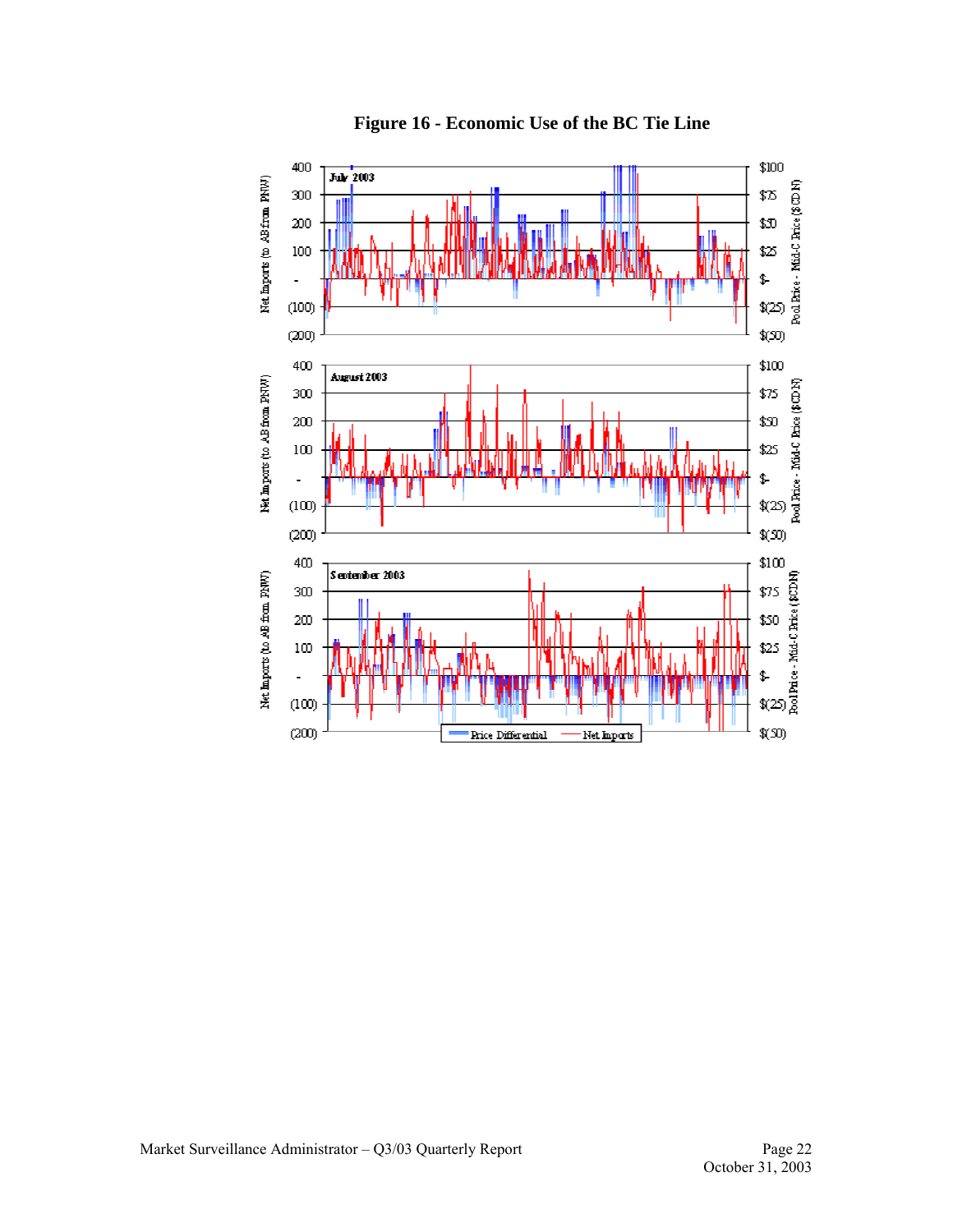**Figure 16 - Economic Use of the BC Tie Line**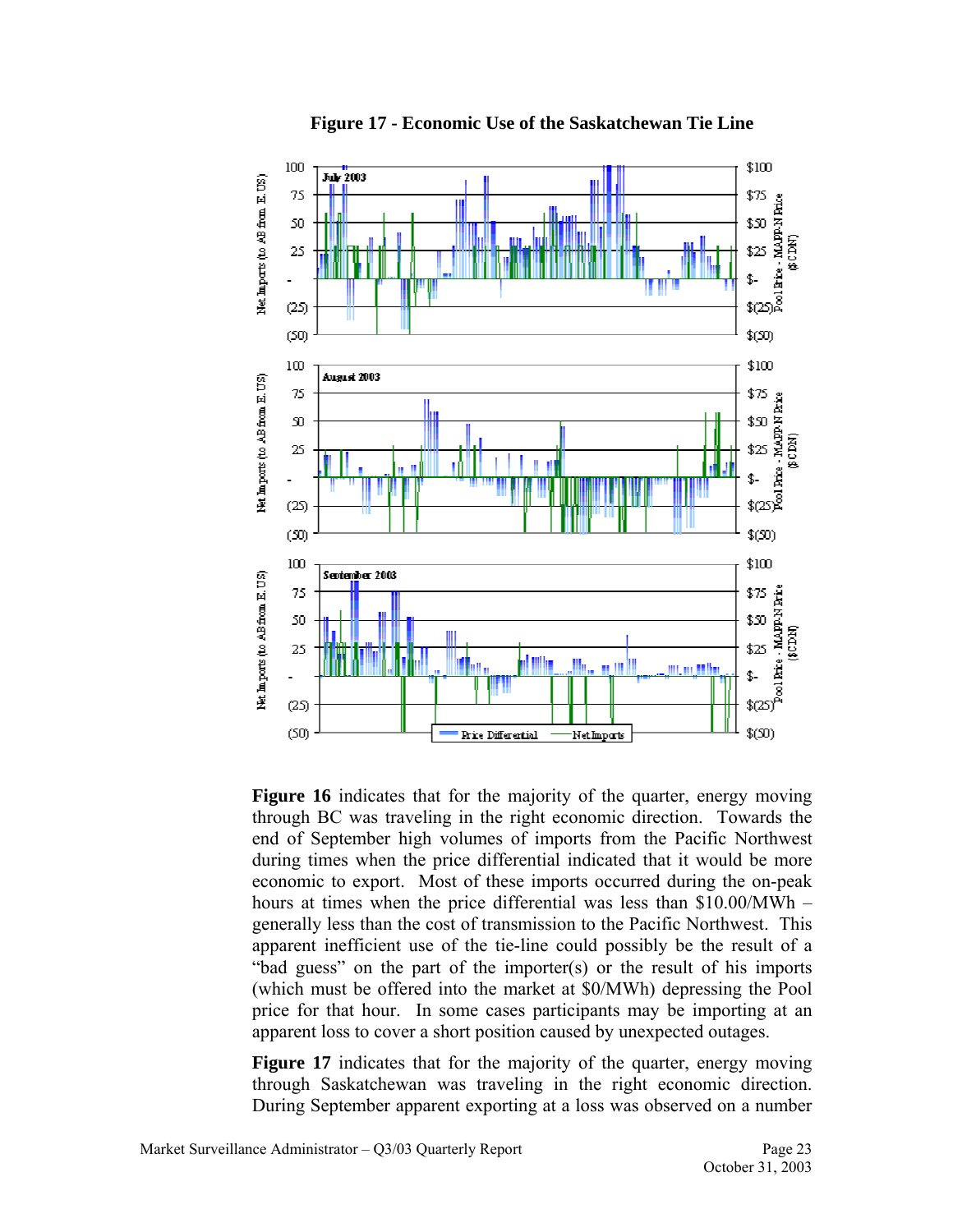**Figure 17 - Economic Use of the Saskatchewan Tie Line**

**Figure 16** indicates that for the majority of the quarter, energy moving through BC was traveling in the right economic direction. Towards the end of September high volumes of imports from the Pacific Northwest during times when the price differential indicated that it would be more economic to export. Most of these imports occurred during the on-peak hours at times when the price differential was less than $10.00/MWh – generally less than the cost of transmission to the Pacific Northwest. This apparent inefficient use of the tie-line could possibly be the result of a "bad guess" on the part of the importer(s) or the result of his imports (which must be offered into the market at $0/MWh) depressing the Pool price for that hour. In some cases participants may be importing at an apparent loss to cover a short position caused by unexpected outages.

**Figure 17** indicates that for the majority of the quarter, energy moving through Saskatchewan was traveling in the right economic direction. During September apparent exporting at a loss was observed on a number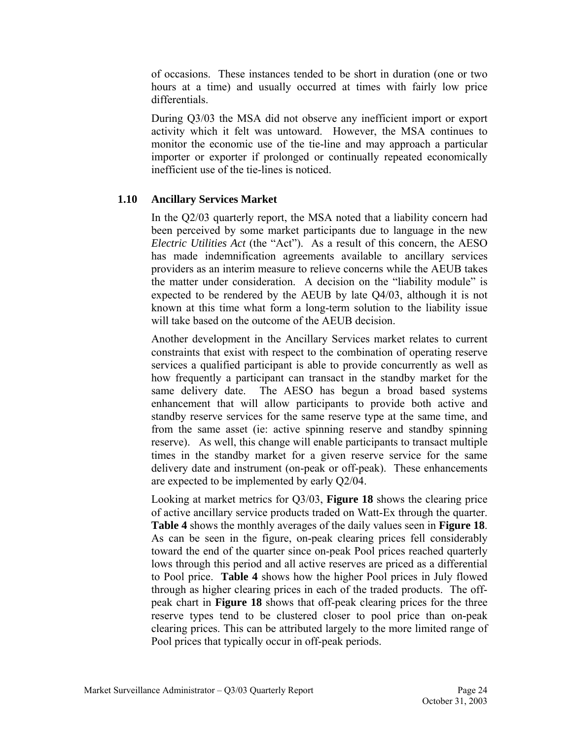of occasions. These instances tended to be short in duration (one or two hours at a time) and usually occurred at times with fairly low price differentials.

During Q3/03 the MSA did not observe any inefficient import or export activity which it felt was untoward. However, the MSA continues to monitor the economic use of the tie-line and may approach a particular importer or exporter if prolonged or continually repeated economically inefficient use of the tie-lines is noticed.

### 1.10 Ancillary Services Market

In the Q2/03 quarterly report, the MSA noted that a liability concern had been perceived by some market participants due to language in the new *Electric Utilities Act* (the "Act"). As a result of this concern, the AESO has made indemnification agreements available to ancillary services providers as an interim measure to relieve concerns while the AEUB takes the matter under consideration. A decision on the "liability module" is expected to be rendered by the AEUB by late Q4/03, although it is not known at this time what form a long-term solution to the liability issue will take based on the outcome of the AEUB decision.

Another development in the Ancillary Services market relates to current constraints that exist with respect to the combination of operating reserve services a qualified participant is able to provide concurrently as well as how frequently a participant can transact in the standby market for the same delivery date. The AESO has begun a broad based systems enhancement that will allow participants to provide both active and standby reserve services for the same reserve type at the same time, and from the same asset (ie: active spinning reserve and standby spinning reserve). As well, this change will enable participants to transact multiple times in the standby market for a given reserve service for the same delivery date and instrument (on-peak or off-peak). These enhancements are expected to be implemented by early Q2/04.

Looking at market metrics for Q3/03, **Figure 18** shows the clearing price of active ancillary service products traded on Watt-Ex through the quarter. **Table 4** shows the monthly averages of the daily values seen in **Figure 18**. As can be seen in the figure, on-peak clearing prices fell considerably toward the end of the quarter since on-peak Pool prices reached quarterly lows through this period and all active reserves are priced as a differential to Pool price. **Table 4** shows how the higher Pool prices in July flowed through as higher clearing prices in each of the traded products. The off-peak chart in **Figure 18** shows that off-peak clearing prices for the three reserve types tend to be clustered closer to pool price than on-peak clearing prices. This can be attributed largely to the more limited range of Pool prices that typically occur in off-peak periods.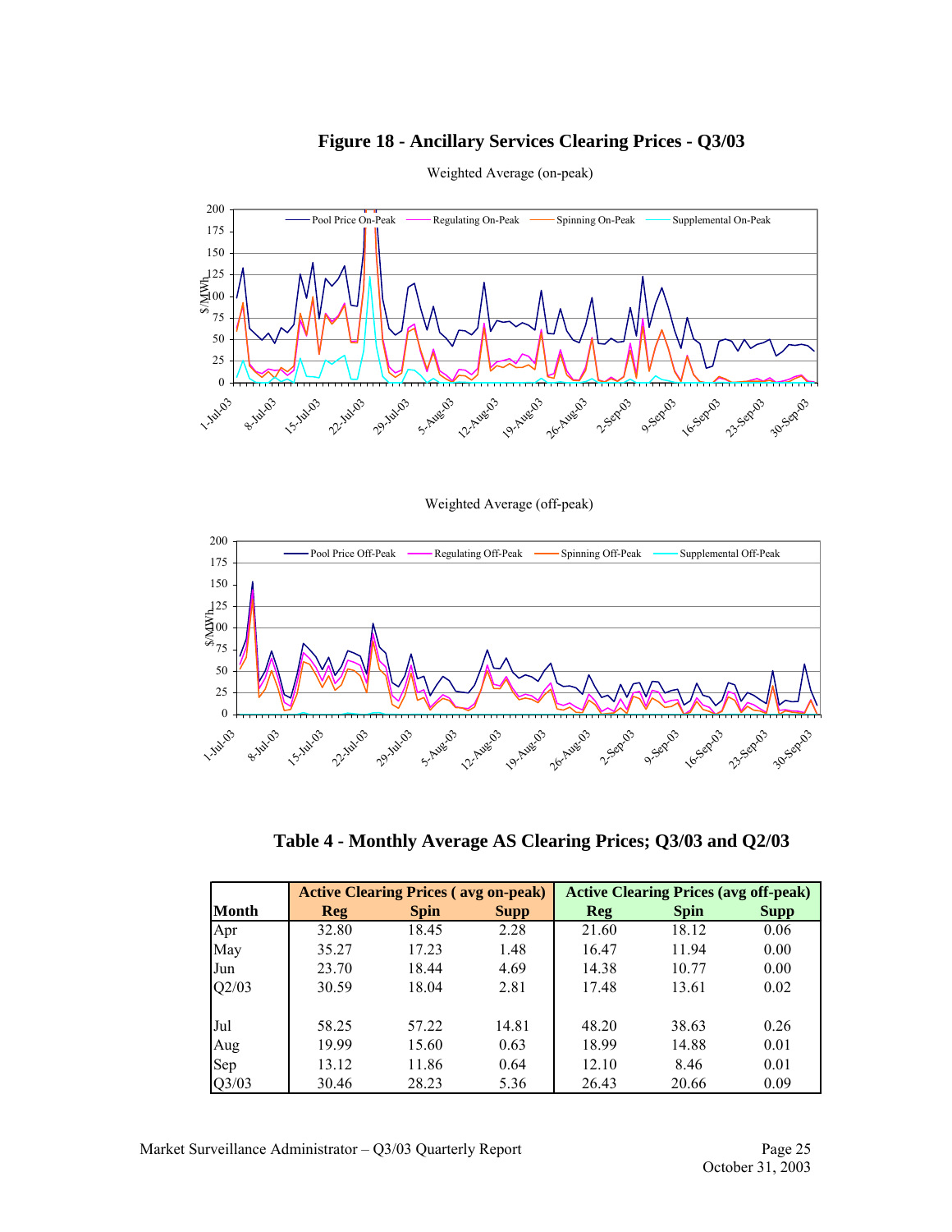## Figure 18 - Ancillary Services Clearing Prices - Q3/03

Weighted Average (on-peak)

Weighted Average (off-peak)

## Table 4 - Monthly Average AS Clearing Prices; Q3/03 and Q2/03

| Month | Active Clearing Prices ( avg on-peak) | | | Active Clearing Prices (avg off-peak) | | |
|---|---|---|---|---|---|---|
| | Reg | Spin | Supp | Reg | Spin | Supp |
| Apr | 32.80 | 18.45 | 2.28 | 21.60 | 18.12 | 0.06 |
| May | 35.27 | 17.23 | 1.48 | 16.47 | 11.94 | 0.00 |
| Jun | 23.70 | 18.44 | 4.69 | 14.38 | 10.77 | 0.00 |
| Q2/03 | 30.59 | 18.04 | 2.81 | 17.48 | 13.61 | 0.02 |
| | | | | | | |
| Jul | 58.25 | 57.22 | 14.81 | 48.20 | 38.63 | 0.26 |
| Aug | 19.99 | 15.60 | 0.63 | 18.99 | 14.88 | 0.01 |
| Sep | 13.12 | 11.86 | 0.64 | 12.10 | 8.46 | 0.01 |
| Q3/03 | 30.46 | 28.23 | 5.36 | 26.43 | 20.66 | 0.09 |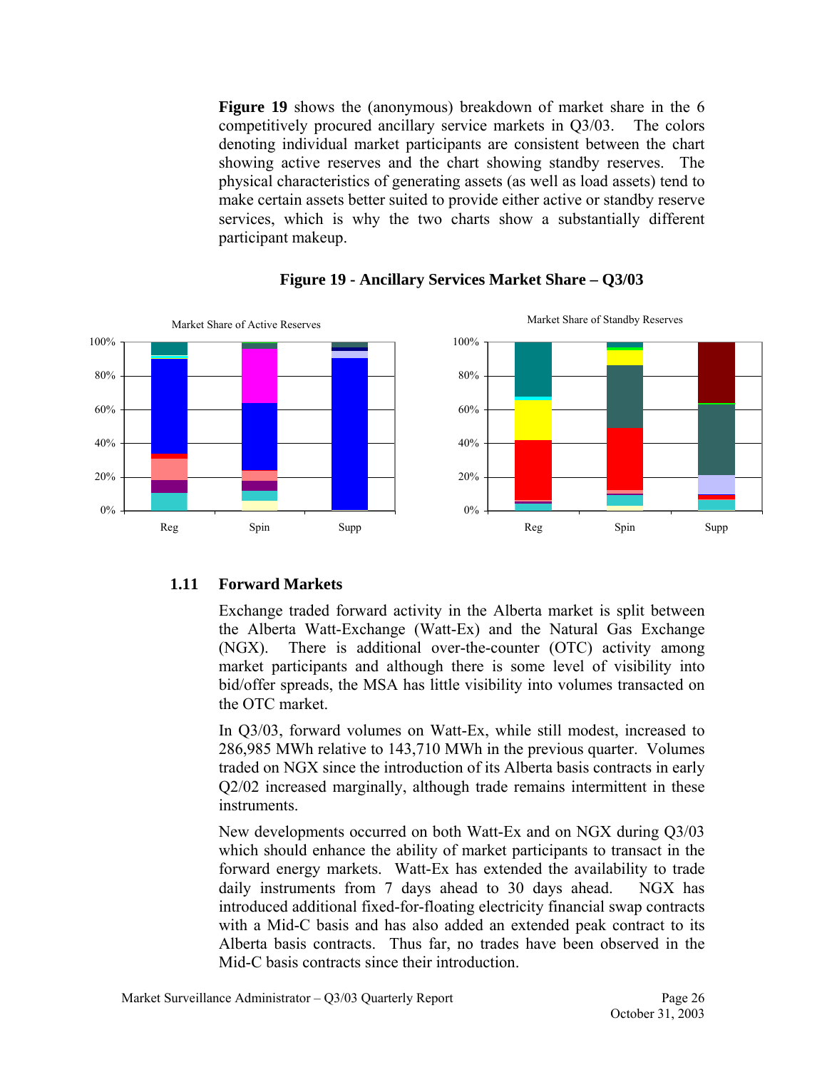**Figure 19** shows the (anonymous) breakdown of market share in the 6 competitively procured ancillary service markets in Q3/03. The colors denoting individual market participants are consistent between the chart showing active reserves and the chart showing standby reserves. The physical characteristics of generating assets (as well as load assets) tend to make certain assets better suited to provide either active or standby reserve services, which is why the two charts show a substantially different participant makeup.

**Figure 19 - Ancillary Services Market Share – Q3/03**

Market Share of Active Reserves

Market Share of Standby Reserves

### 1.11 Forward Markets

Exchange traded forward activity in the Alberta market is split between the Alberta Watt-Exchange (Watt-Ex) and the Natural Gas Exchange (NGX). There is additional over-the-counter (OTC) activity among market participants and although there is some level of visibility into bid/offer spreads, the MSA has little visibility into volumes transacted on the OTC market.

In Q3/03, forward volumes on Watt-Ex, while still modest, increased to 286,985 MWh relative to 143,710 MWh in the previous quarter. Volumes traded on NGX since the introduction of its Alberta basis contracts in early Q2/02 increased marginally, although trade remains intermittent in these instruments.

New developments occurred on both Watt-Ex and on NGX during Q3/03 which should enhance the ability of market participants to transact in the forward energy markets. Watt-Ex has extended the availability to trade daily instruments from 7 days ahead to 30 days ahead. NGX has introduced additional fixed-for-floating electricity financial swap contracts with a Mid-C basis and has also added an extended peak contract to its Alberta basis contracts. Thus far, no trades have been observed in the Mid-C basis contracts since their introduction.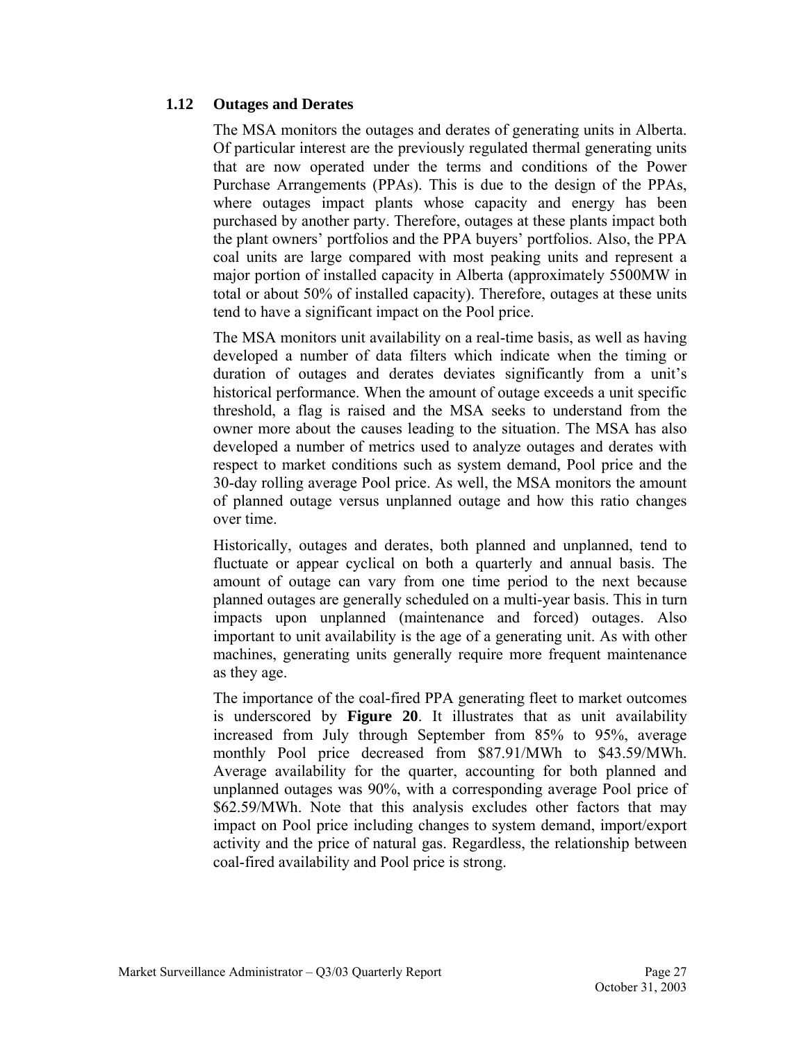## 1.12 Outages and Derates

The MSA monitors the outages and derates of generating units in Alberta. Of particular interest are the previously regulated thermal generating units that are now operated under the terms and conditions of the Power Purchase Arrangements (PPAs). This is due to the design of the PPAs, where outages impact plants whose capacity and energy has been purchased by another party. Therefore, outages at these plants impact both the plant owners' portfolios and the PPA buyers' portfolios. Also, the PPA coal units are large compared with most peaking units and represent a major portion of installed capacity in Alberta (approximately 5500MW in total or about 50% of installed capacity). Therefore, outages at these units tend to have a significant impact on the Pool price.

The MSA monitors unit availability on a real-time basis, as well as having developed a number of data filters which indicate when the timing or duration of outages and derates deviates significantly from a unit's historical performance. When the amount of outage exceeds a unit specific threshold, a flag is raised and the MSA seeks to understand from the owner more about the causes leading to the situation. The MSA has also developed a number of metrics used to analyze outages and derates with respect to market conditions such as system demand, Pool price and the 30-day rolling average Pool price. As well, the MSA monitors the amount of planned outage versus unplanned outage and how this ratio changes over time.

Historically, outages and derates, both planned and unplanned, tend to fluctuate or appear cyclical on both a quarterly and annual basis. The amount of outage can vary from one time period to the next because planned outages are generally scheduled on a multi-year basis. This in turn impacts upon unplanned (maintenance and forced) outages. Also important to unit availability is the age of a generating unit. As with other machines, generating units generally require more frequent maintenance as they age.

The importance of the coal-fired PPA generating fleet to market outcomes is underscored by **Figure 20**. It illustrates that as unit availability increased from July through September from 85% to 95%, average monthly Pool price decreased from $87.91/MWh to $43.59/MWh. Average availability for the quarter, accounting for both planned and unplanned outages was 90%, with a corresponding average Pool price of $62.59/MWh. Note that this analysis excludes other factors that may impact on Pool price including changes to system demand, import/export activity and the price of natural gas. Regardless, the relationship between coal-fired availability and Pool price is strong.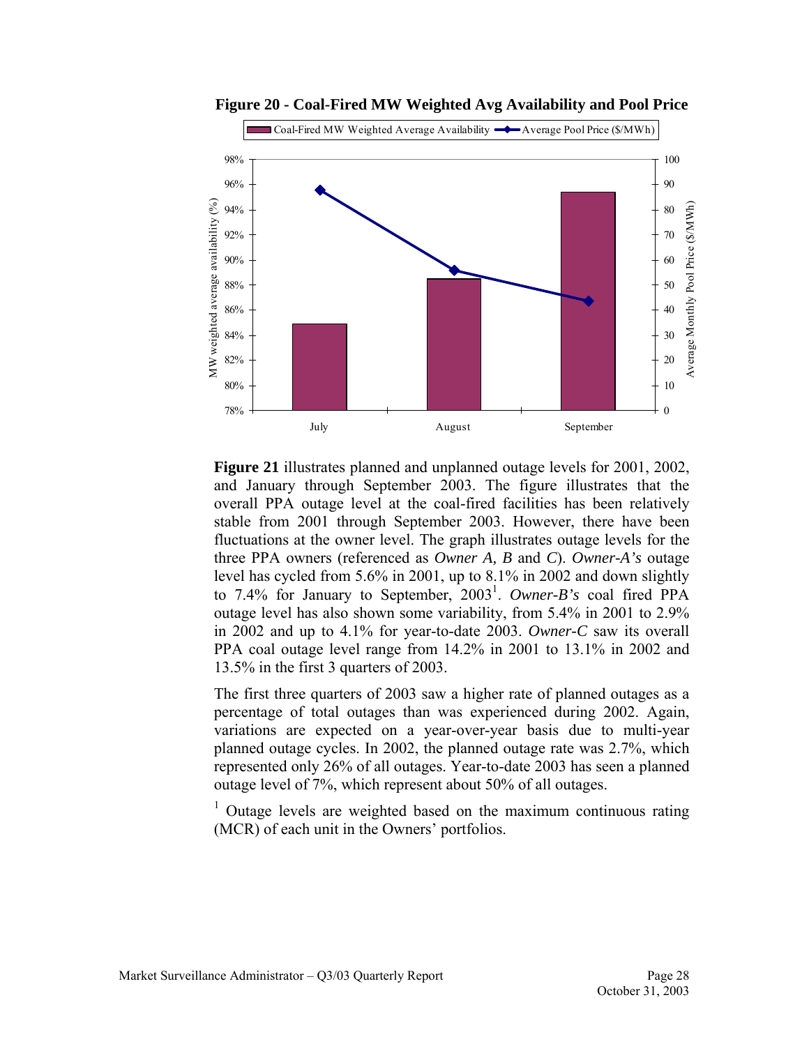**Figure 20 - Coal-Fired MW Weighted Avg Availability and Pool Price**

**Figure 21** illustrates planned and unplanned outage levels for 2001, 2002, and January through September 2003. The figure illustrates that the overall PPA outage level at the coal-fired facilities has been relatively stable from 2001 through September 2003. However, there have been fluctuations at the owner level. The graph illustrates outage levels for the three PPA owners (referenced as *Owner A, B* and *C*). *Owner-A's* outage level has cycled from 5.6% in 2001, up to 8.1% in 2002 and down slightly to 7.4% for January to September, 2003[1]. *Owner-B's* coal fired PPA outage level has also shown some variability, from 5.4% in 2001 to 2.9% in 2002 and up to 4.1% for year-to-date 2003. *Owner-C* saw its overall PPA coal outage level range from 14.2% in 2001 to 13.1% in 2002 and 13.5% in the first 3 quarters of 2003.

The first three quarters of 2003 saw a higher rate of planned outages as a percentage of total outages than was experienced during 2002. Again, variations are expected on a year-over-year basis due to multi-year planned outage cycles. In 2002, the planned outage rate was 2.7%, which represented only 26% of all outages. Year-to-date 2003 has seen a planned outage level of 7%, which represent about 50% of all outages.

[1] Outage levels are weighted based on the maximum continuous rating (MCR) of each unit in the Owners' portfolios.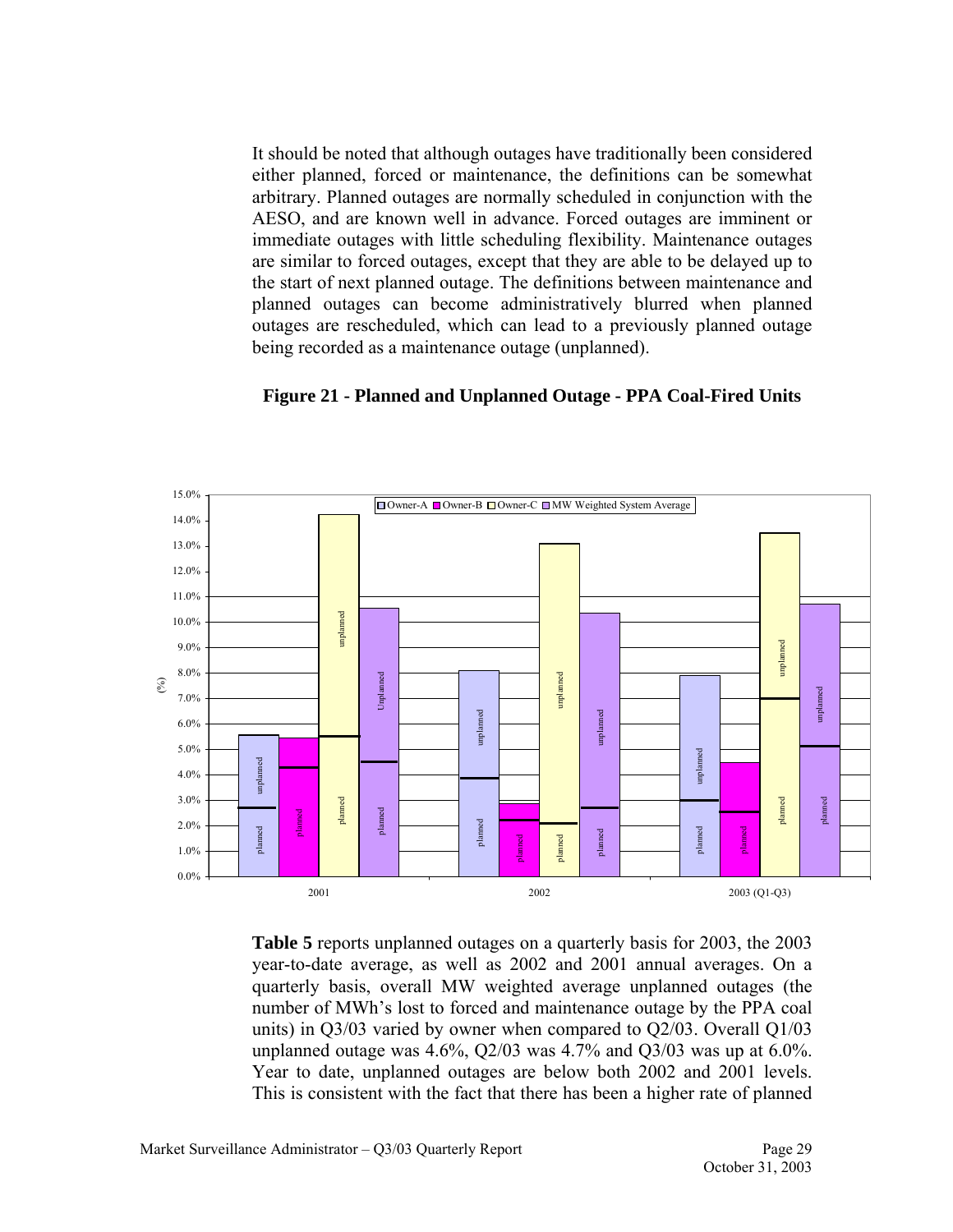It should be noted that although outages have traditionally been considered either planned, forced or maintenance, the definitions can be somewhat arbitrary. Planned outages are normally scheduled in conjunction with the AESO, and are known well in advance. Forced outages are imminent or immediate outages with little scheduling flexibility. Maintenance outages are similar to forced outages, except that they are able to be delayed up to the start of next planned outage. The definitions between maintenance and planned outages can become administratively blurred when planned outages are rescheduled, which can lead to a previously planned outage being recorded as a maintenance outage (unplanned).

**Figure 21 - Planned and Unplanned Outage - PPA Coal-Fired Units**

**Table 5** reports unplanned outages on a quarterly basis for 2003, the 2003 year-to-date average, as well as 2002 and 2001 annual averages. On a quarterly basis, overall MW weighted average unplanned outages (the number of MWh's lost to forced and maintenance outage by the PPA coal units) in Q3/03 varied by owner when compared to Q2/03. Overall Q1/03 unplanned outage was 4.6%, Q2/03 was 4.7% and Q3/03 was up at 6.0%. Year to date, unplanned outages are below both 2002 and 2001 levels. This is consistent with the fact that there has been a higher rate of planned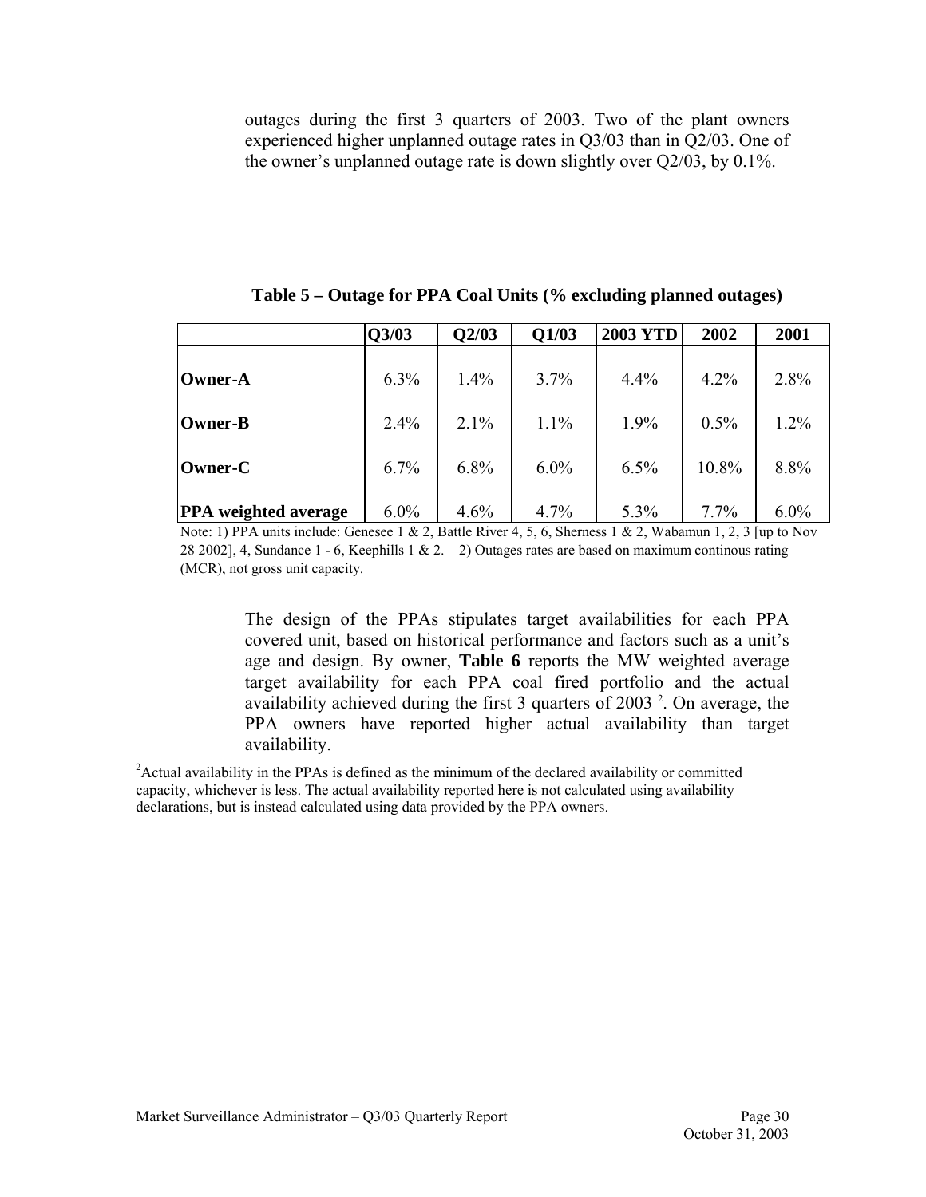outages during the first 3 quarters of 2003. Two of the plant owners experienced higher unplanned outage rates in Q3/03 than in Q2/03. One of the owner's unplanned outage rate is down slightly over Q2/03, by 0.1%.

**Table 5 – Outage for PPA Coal Units (% excluding planned outages)**

| | Q3/03 | Q2/03 | Q1/03 | 2003 YTD | 2002 | 2001 |
|---|---|---|---|---|---|---|
| **Owner-A** | 6.3% | 1.4% | 3.7% | 4.4% | 4.2% | 2.8% |
| **Owner-B** | 2.4% | 2.1% | 1.1% | 1.9% | 0.5% | 1.2% |
| **Owner-C** | 6.7% | 6.8% | 6.0% | 6.5% | 10.8% | 8.8% |
| **PPA weighted average** | 6.0% | 4.6% | 4.7% | 5.3% | 7.7% | 6.0% |

Note: 1) PPA units include: Genesee 1 & 2, Battle River 4, 5, 6, Sherness 1 & 2, Wabamun 1, 2, 3 [up to Nov 28 2002], 4, Sundance 1 - 6, Keephills 1 & 2. 2) Outages rates are based on maximum continous rating (MCR), not gross unit capacity.

The design of the PPAs stipulates target availabilities for each PPA covered unit, based on historical performance and factors such as a unit's age and design. By owner, **Table 6** reports the MW weighted average target availability for each PPA coal fired portfolio and the actual availability achieved during the first 3 quarters of 2003 [2]. On average, the PPA owners have reported higher actual availability than target availability.

[2] Actual availability in the PPAs is defined as the minimum of the declared availability or committed capacity, whichever is less. The actual availability reported here is not calculated using availability declarations, but is instead calculated using data provided by the PPA owners.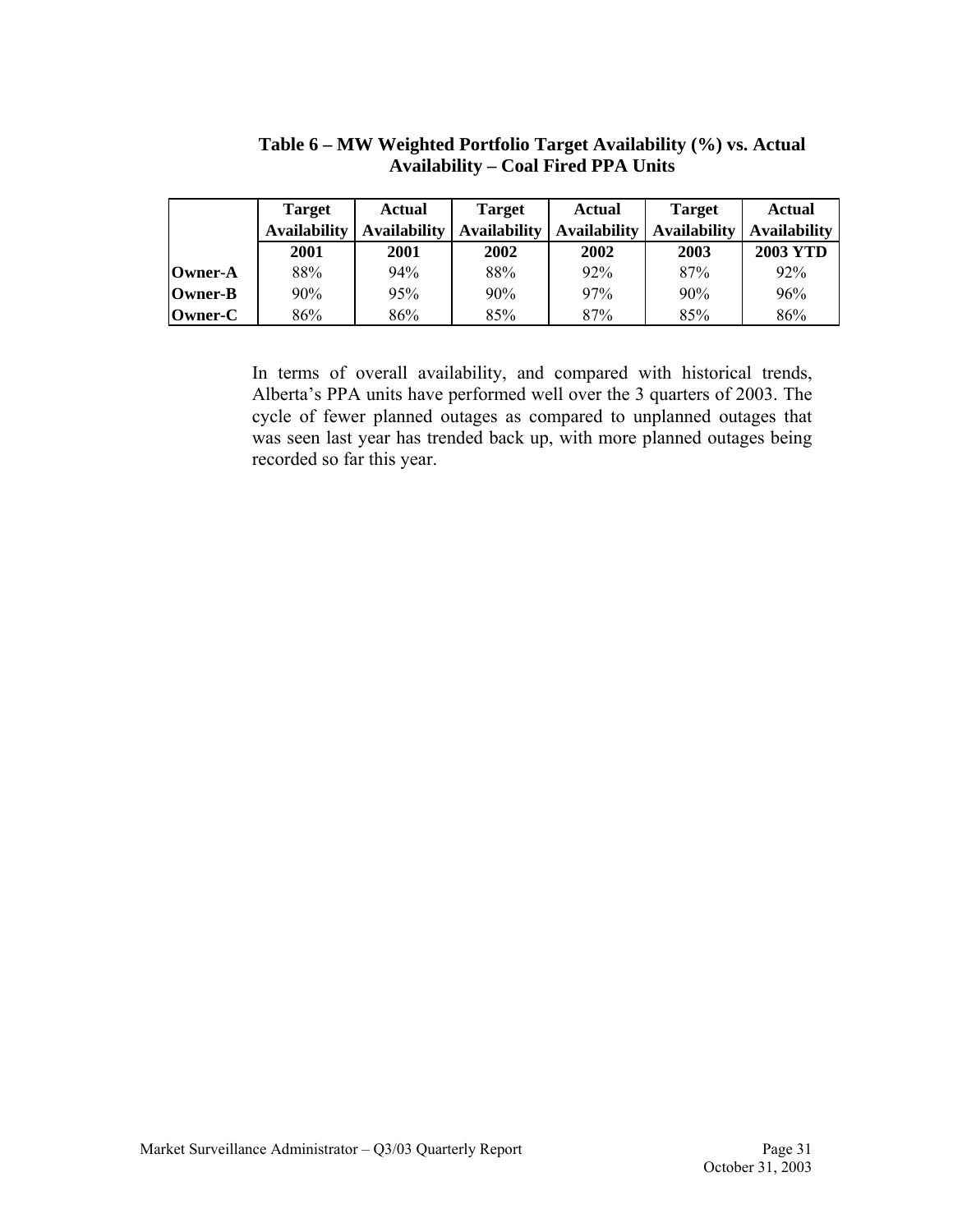**Table 6 – MW Weighted Portfolio Target Availability (%) vs. Actual Availability – Coal Fired PPA Units**

| | Target Availability | Actual Availability | Target Availability | Actual Availability | Target Availability | Actual Availability |
|---|---|---|---|---|---|---|
| | **2001** | **2001** | **2002** | **2002** | **2003** | **2003 YTD** |
| **Owner-A** | 88% | 94% | 88% | 92% | 87% | 92% |
| **Owner-B** | 90% | 95% | 90% | 97% | 90% | 96% |
| **Owner-C** | 86% | 86% | 85% | 87% | 85% | 86% |

In terms of overall availability, and compared with historical trends, Alberta's PPA units have performed well over the 3 quarters of 2003. The cycle of fewer planned outages as compared to unplanned outages that was seen last year has trended back up, with more planned outages being recorded so far this year.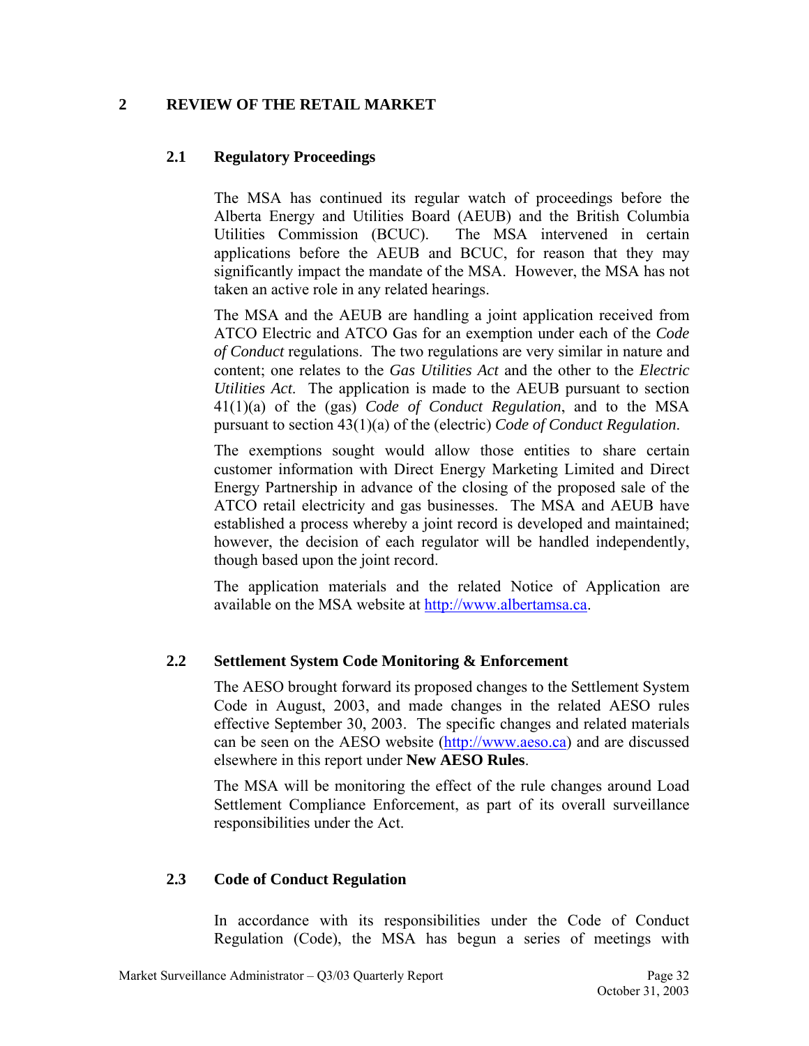# 2 REVIEW OF THE RETAIL MARKET

## 2.1 Regulatory Proceedings

The MSA has continued its regular watch of proceedings before the Alberta Energy and Utilities Board (AEUB) and the British Columbia Utilities Commission (BCUC). The MSA intervened in certain applications before the AEUB and BCUC, for reason that they may significantly impact the mandate of the MSA. However, the MSA has not taken an active role in any related hearings.

The MSA and the AEUB are handling a joint application received from ATCO Electric and ATCO Gas for an exemption under each of the *Code of Conduct* regulations. The two regulations are very similar in nature and content; one relates to the *Gas Utilities Act* and the other to the *Electric Utilities Act.* The application is made to the AEUB pursuant to section 41(1)(a) of the (gas) *Code of Conduct Regulation*, and to the MSA pursuant to section 43(1)(a) of the (electric) *Code of Conduct Regulation.*

The exemptions sought would allow those entities to share certain customer information with Direct Energy Marketing Limited and Direct Energy Partnership in advance of the closing of the proposed sale of the ATCO retail electricity and gas businesses. The MSA and AEUB have established a process whereby a joint record is developed and maintained; however, the decision of each regulator will be handled independently, though based upon the joint record.

The application materials and the related Notice of Application are available on the MSA website at http://www.albertamsa.ca.

## 2.2 Settlement System Code Monitoring & Enforcement

The AESO brought forward its proposed changes to the Settlement System Code in August, 2003, and made changes in the related AESO rules effective September 30, 2003. The specific changes and related materials can be seen on the AESO website (http://www.aeso.ca) and are discussed elsewhere in this report under **New AESO Rules**.

The MSA will be monitoring the effect of the rule changes around Load Settlement Compliance Enforcement, as part of its overall surveillance responsibilities under the Act.

## 2.3 Code of Conduct Regulation

In accordance with its responsibilities under the Code of Conduct Regulation (Code), the MSA has begun a series of meetings with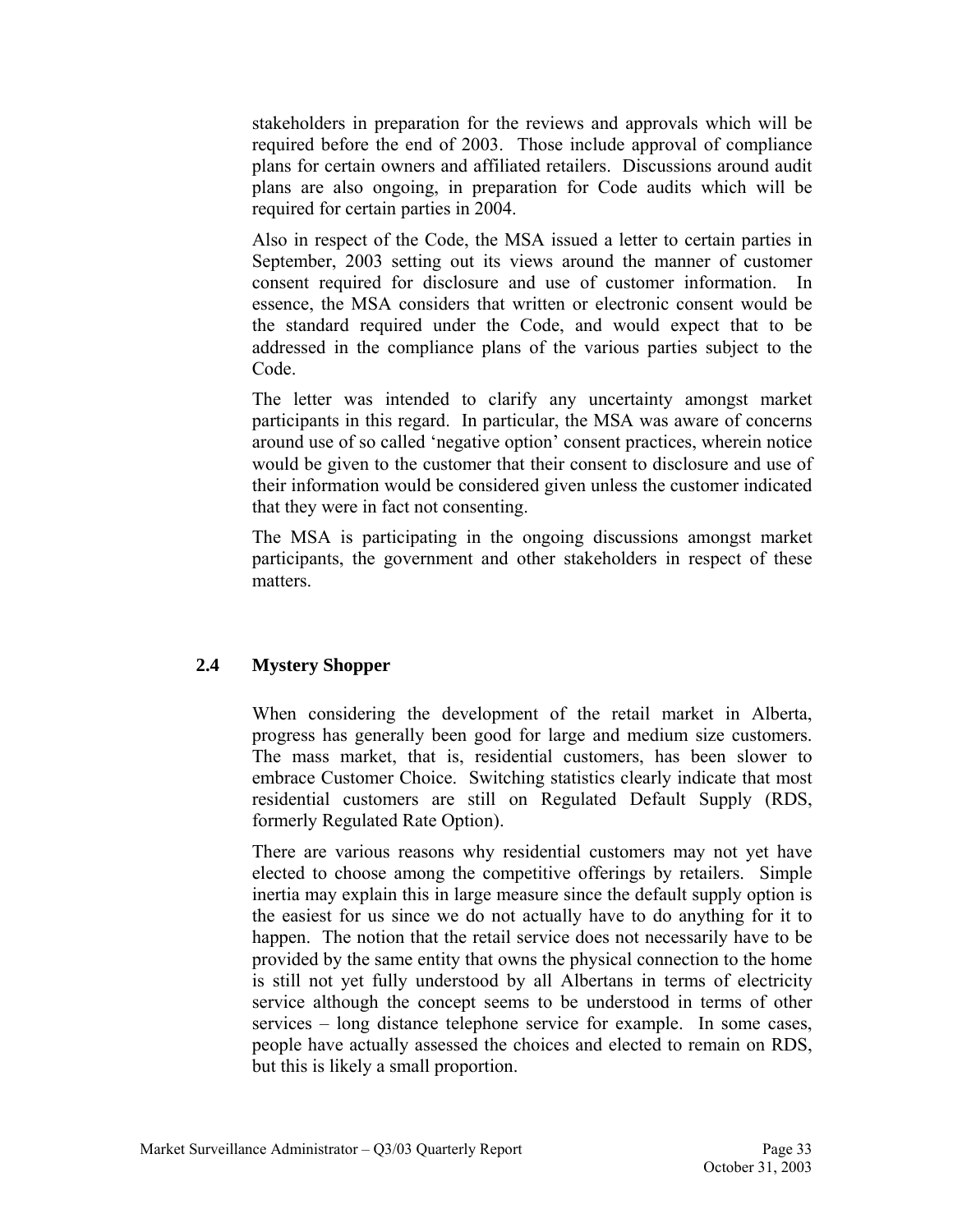stakeholders in preparation for the reviews and approvals which will be required before the end of 2003. Those include approval of compliance plans for certain owners and affiliated retailers. Discussions around audit plans are also ongoing, in preparation for Code audits which will be required for certain parties in 2004.

Also in respect of the Code, the MSA issued a letter to certain parties in September, 2003 setting out its views around the manner of customer consent required for disclosure and use of customer information. In essence, the MSA considers that written or electronic consent would be the standard required under the Code, and would expect that to be addressed in the compliance plans of the various parties subject to the Code.

The letter was intended to clarify any uncertainty amongst market participants in this regard. In particular, the MSA was aware of concerns around use of so called 'negative option' consent practices, wherein notice would be given to the customer that their consent to disclosure and use of their information would be considered given unless the customer indicated that they were in fact not consenting.

The MSA is participating in the ongoing discussions amongst market participants, the government and other stakeholders in respect of these matters.

### 2.4 Mystery Shopper

When considering the development of the retail market in Alberta, progress has generally been good for large and medium size customers. The mass market, that is, residential customers, has been slower to embrace Customer Choice. Switching statistics clearly indicate that most residential customers are still on Regulated Default Supply (RDS, formerly Regulated Rate Option).

There are various reasons why residential customers may not yet have elected to choose among the competitive offerings by retailers. Simple inertia may explain this in large measure since the default supply option is the easiest for us since we do not actually have to do anything for it to happen. The notion that the retail service does not necessarily have to be provided by the same entity that owns the physical connection to the home is still not yet fully understood by all Albertans in terms of electricity service although the concept seems to be understood in terms of other services – long distance telephone service for example. In some cases, people have actually assessed the choices and elected to remain on RDS, but this is likely a small proportion.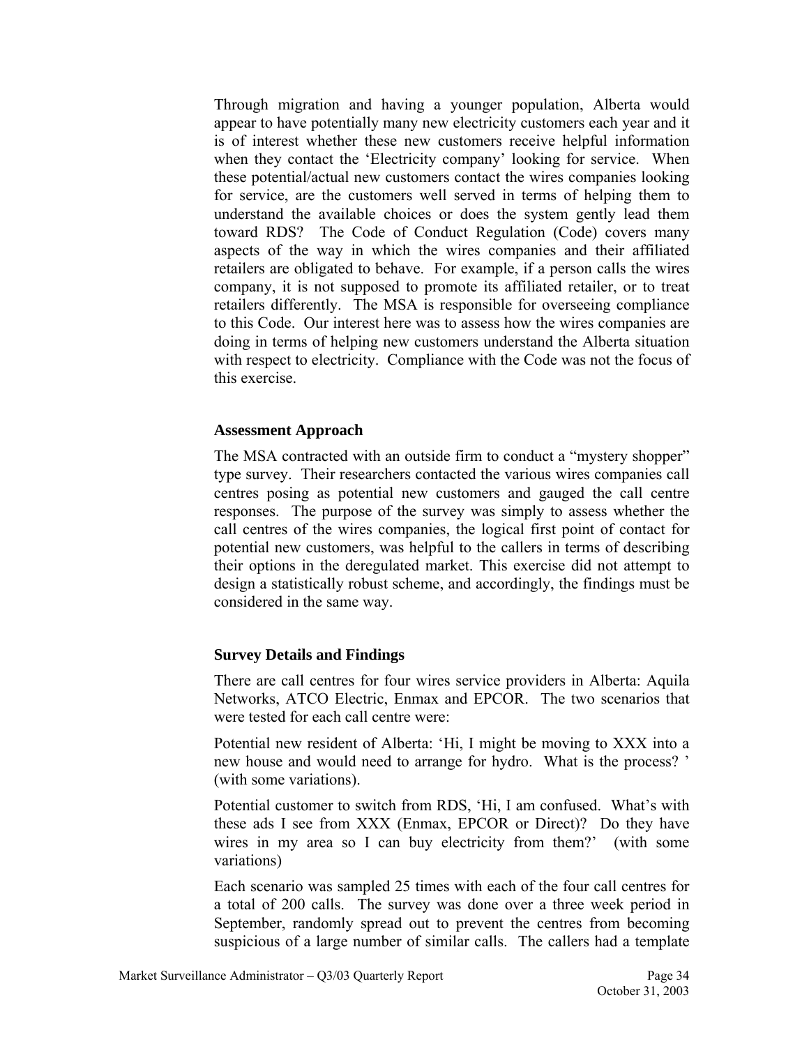Through migration and having a younger population, Alberta would appear to have potentially many new electricity customers each year and it is of interest whether these new customers receive helpful information when they contact the 'Electricity company' looking for service. When these potential/actual new customers contact the wires companies looking for service, are the customers well served in terms of helping them to understand the available choices or does the system gently lead them toward RDS? The Code of Conduct Regulation (Code) covers many aspects of the way in which the wires companies and their affiliated retailers are obligated to behave. For example, if a person calls the wires company, it is not supposed to promote its affiliated retailer, or to treat retailers differently. The MSA is responsible for overseeing compliance to this Code. Our interest here was to assess how the wires companies are doing in terms of helping new customers understand the Alberta situation with respect to electricity. Compliance with the Code was not the focus of this exercise.

### Assessment Approach

The MSA contracted with an outside firm to conduct a "mystery shopper" type survey. Their researchers contacted the various wires companies call centres posing as potential new customers and gauged the call centre responses. The purpose of the survey was simply to assess whether the call centres of the wires companies, the logical first point of contact for potential new customers, was helpful to the callers in terms of describing their options in the deregulated market. This exercise did not attempt to design a statistically robust scheme, and accordingly, the findings must be considered in the same way.

### Survey Details and Findings

There are call centres for four wires service providers in Alberta: Aquila Networks, ATCO Electric, Enmax and EPCOR. The two scenarios that were tested for each call centre were:

Potential new resident of Alberta: 'Hi, I might be moving to XXX into a new house and would need to arrange for hydro. What is the process? ' (with some variations).

Potential customer to switch from RDS, 'Hi, I am confused. What's with these ads I see from XXX (Enmax, EPCOR or Direct)? Do they have wires in my area so I can buy electricity from them?' (with some variations)

Each scenario was sampled 25 times with each of the four call centres for a total of 200 calls. The survey was done over a three week period in September, randomly spread out to prevent the centres from becoming suspicious of a large number of similar calls. The callers had a template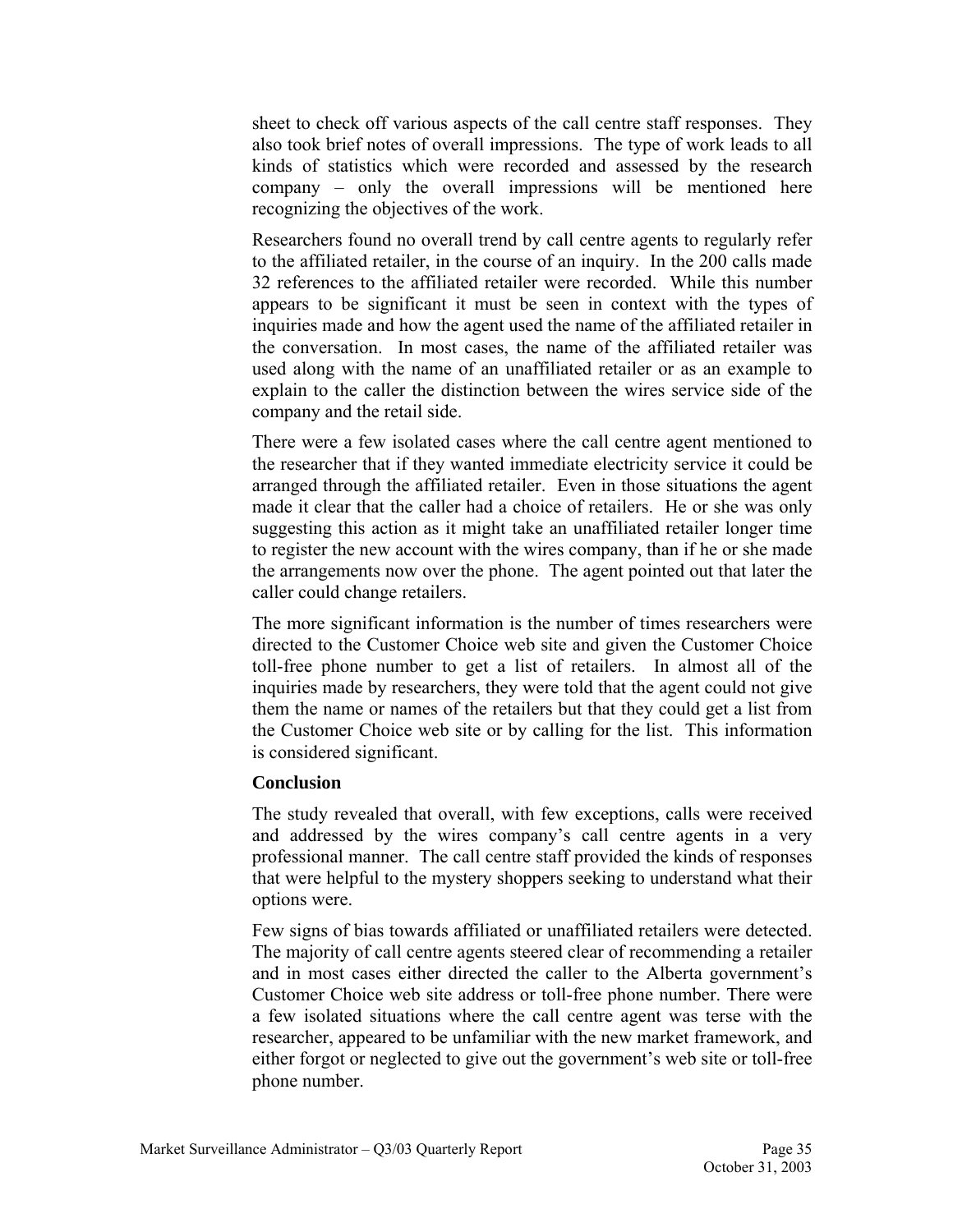sheet to check off various aspects of the call centre staff responses. They also took brief notes of overall impressions. The type of work leads to all kinds of statistics which were recorded and assessed by the research company – only the overall impressions will be mentioned here recognizing the objectives of the work.

Researchers found no overall trend by call centre agents to regularly refer to the affiliated retailer, in the course of an inquiry. In the 200 calls made 32 references to the affiliated retailer were recorded. While this number appears to be significant it must be seen in context with the types of inquiries made and how the agent used the name of the affiliated retailer in the conversation. In most cases, the name of the affiliated retailer was used along with the name of an unaffiliated retailer or as an example to explain to the caller the distinction between the wires service side of the company and the retail side.

There were a few isolated cases where the call centre agent mentioned to the researcher that if they wanted immediate electricity service it could be arranged through the affiliated retailer. Even in those situations the agent made it clear that the caller had a choice of retailers. He or she was only suggesting this action as it might take an unaffiliated retailer longer time to register the new account with the wires company, than if he or she made the arrangements now over the phone. The agent pointed out that later the caller could change retailers.

The more significant information is the number of times researchers were directed to the Customer Choice web site and given the Customer Choice toll-free phone number to get a list of retailers. In almost all of the inquiries made by researchers, they were told that the agent could not give them the name or names of the retailers but that they could get a list from the Customer Choice web site or by calling for the list. This information is considered significant.

**Conclusion**

The study revealed that overall, with few exceptions, calls were received and addressed by the wires company's call centre agents in a very professional manner. The call centre staff provided the kinds of responses that were helpful to the mystery shoppers seeking to understand what their options were.

Few signs of bias towards affiliated or unaffiliated retailers were detected. The majority of call centre agents steered clear of recommending a retailer and in most cases either directed the caller to the Alberta government's Customer Choice web site address or toll-free phone number. There were a few isolated situations where the call centre agent was terse with the researcher, appeared to be unfamiliar with the new market framework, and either forgot or neglected to give out the government's web site or toll-free phone number.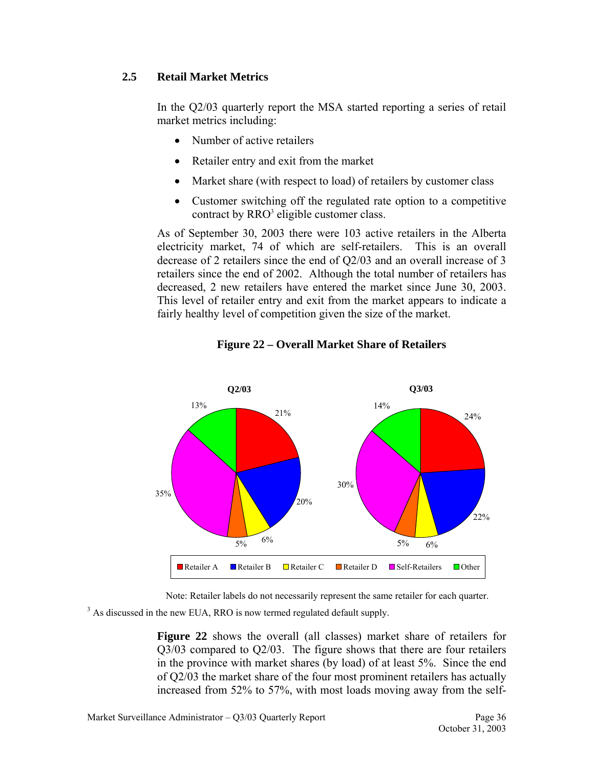## 2.5 Retail Market Metrics

In the Q2/03 quarterly report the MSA started reporting a series of retail market metrics including:

- Number of active retailers
- Retailer entry and exit from the market
- Market share (with respect to load) of retailers by customer class
- Customer switching off the regulated rate option to a competitive contract by RRO[3] eligible customer class.

As of September 30, 2003 there were 103 active retailers in the Alberta electricity market, 74 of which are self-retailers. This is an overall decrease of 2 retailers since the end of Q2/03 and an overall increase of 3 retailers since the end of 2002. Although the total number of retailers has decreased, 2 new retailers have entered the market since June 30, 2003. This level of retailer entry and exit from the market appears to indicate a fairly healthy level of competition given the size of the market.

**Figure 22 – Overall Market Share of Retailers**

| | Q2/03 | Q3/03 |
|---|---|---|
| Retailer A | 21% | 24% |
| Retailer B | 20% | 22% |
| Retailer C | 6% | 6% |
| Retailer D | 5% | 5% |
| Self-Retailers | 35% | 30% |
| Other | 13% | 14% |

Note: Retailer labels do not necessarily represent the same retailer for each quarter.

[3] As discussed in the new EUA, RRO is now termed regulated default supply.

**Figure 22** shows the overall (all classes) market share of retailers for Q3/03 compared to Q2/03. The figure shows that there are four retailers in the province with market shares (by load) of at least 5%. Since the end of Q2/03 the market share of the four most prominent retailers has actually increased from 52% to 57%, with most loads moving away from the self-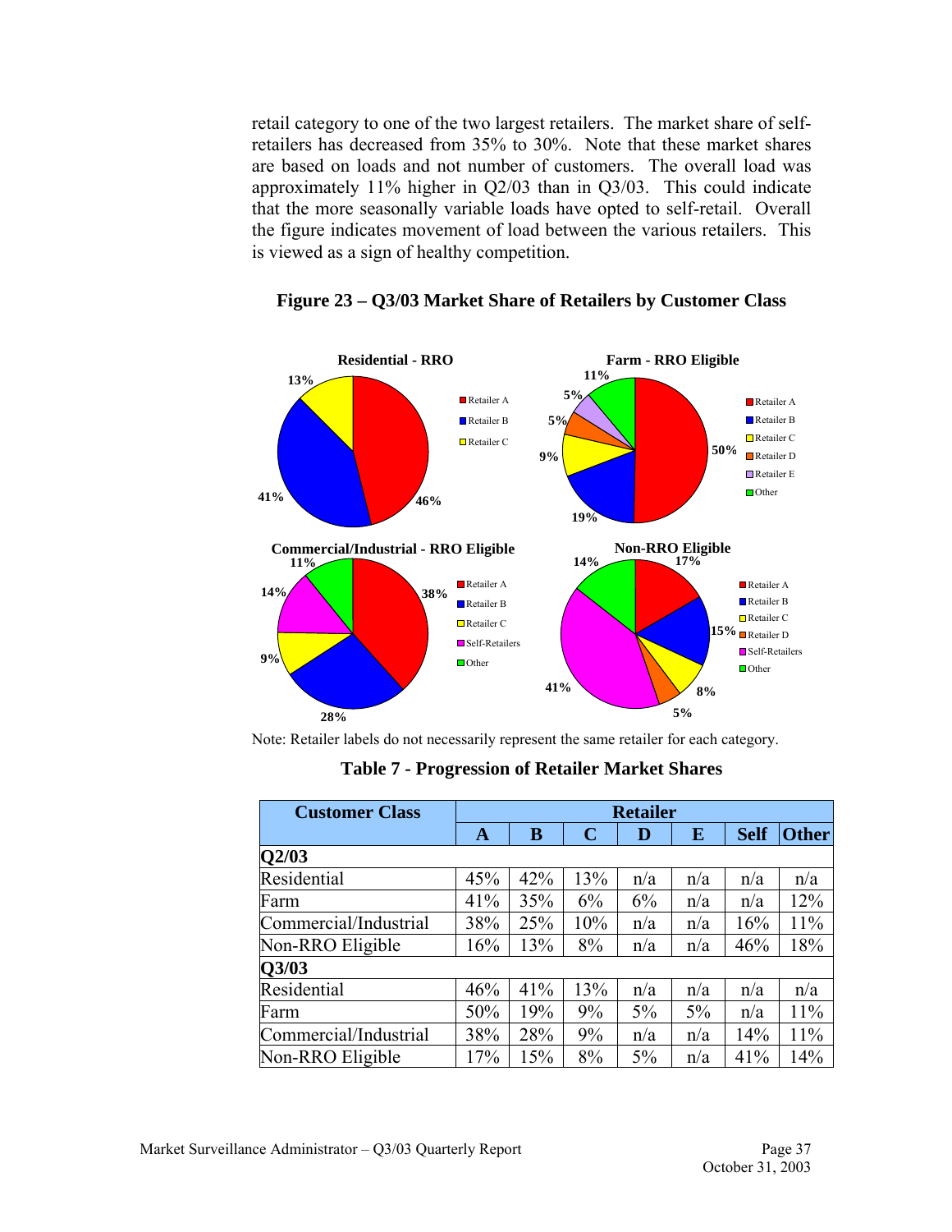retail category to one of the two largest retailers. The market share of self-retailers has decreased from 35% to 30%. Note that these market shares are based on loads and not number of customers. The overall load was approximately 11% higher in Q2/03 than in Q3/03. This could indicate that the more seasonally variable loads have opted to self-retail. Overall the figure indicates movement of load between the various retailers. This is viewed as a sign of healthy competition.

**Figure 23 – Q3/03 Market Share of Retailers by Customer Class**

Note: Retailer labels do not necessarily represent the same retailer for each category.

**Table 7 - Progression of Retailer Market Shares**

| Customer Class | Retailer | | | | | | |
|---|---|---|---|---|---|---|---|
| | A | B | C | D | E | Self | Other |
| **Q2/03** | | | | | | | |
| Residential | 45% | 42% | 13% | n/a | n/a | n/a | n/a |
| Farm | 41% | 35% | 6% | 6% | n/a | n/a | 12% |
| Commercial/Industrial | 38% | 25% | 10% | n/a | n/a | 16% | 11% |
| Non-RRO Eligible | 16% | 13% | 8% | n/a | n/a | 46% | 18% |
| **Q3/03** | | | | | | | |
| Residential | 46% | 41% | 13% | n/a | n/a | n/a | n/a |
| Farm | 50% | 19% | 9% | 5% | 5% | n/a | 11% |
| Commercial/Industrial | 38% | 28% | 9% | n/a | n/a | 14% | 11% |
| Non-RRO Eligible | 17% | 15% | 8% | 5% | n/a | 41% | 14% |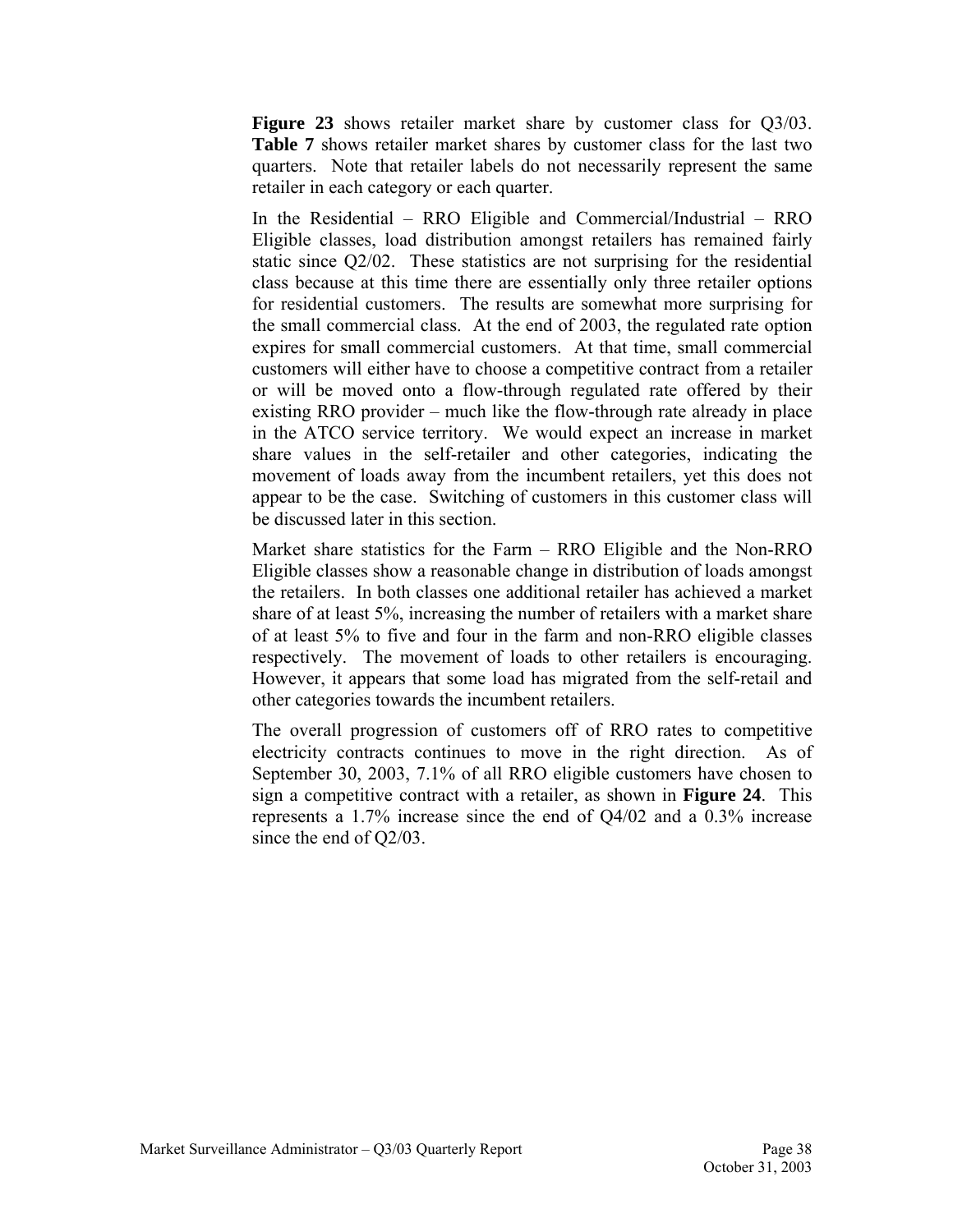**Figure 23** shows retailer market share by customer class for Q3/03. **Table 7** shows retailer market shares by customer class for the last two quarters. Note that retailer labels do not necessarily represent the same retailer in each category or each quarter.

In the Residential – RRO Eligible and Commercial/Industrial – RRO Eligible classes, load distribution amongst retailers has remained fairly static since Q2/02. These statistics are not surprising for the residential class because at this time there are essentially only three retailer options for residential customers. The results are somewhat more surprising for the small commercial class. At the end of 2003, the regulated rate option expires for small commercial customers. At that time, small commercial customers will either have to choose a competitive contract from a retailer or will be moved onto a flow-through regulated rate offered by their existing RRO provider – much like the flow-through rate already in place in the ATCO service territory. We would expect an increase in market share values in the self-retailer and other categories, indicating the movement of loads away from the incumbent retailers, yet this does not appear to be the case. Switching of customers in this customer class will be discussed later in this section.

Market share statistics for the Farm – RRO Eligible and the Non-RRO Eligible classes show a reasonable change in distribution of loads amongst the retailers. In both classes one additional retailer has achieved a market share of at least 5%, increasing the number of retailers with a market share of at least 5% to five and four in the farm and non-RRO eligible classes respectively. The movement of loads to other retailers is encouraging. However, it appears that some load has migrated from the self-retail and other categories towards the incumbent retailers.

The overall progression of customers off of RRO rates to competitive electricity contracts continues to move in the right direction. As of September 30, 2003, 7.1% of all RRO eligible customers have chosen to sign a competitive contract with a retailer, as shown in **Figure 24**. This represents a 1.7% increase since the end of Q4/02 and a 0.3% increase since the end of Q2/03.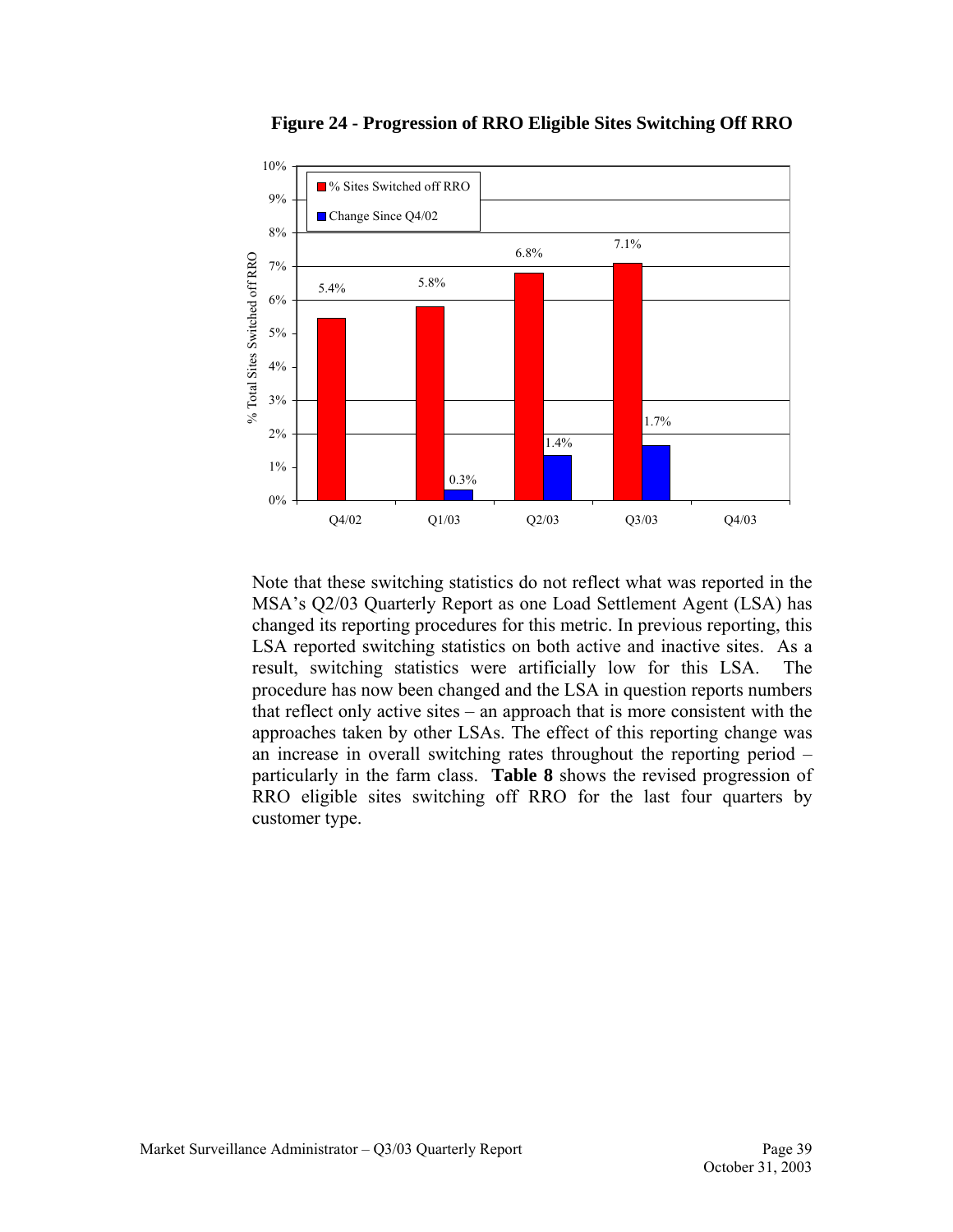**Figure 24 - Progression of RRO Eligible Sites Switching Off RRO**

| Quarter | % Sites Switched off RRO | Change Since Q4/02 |
|---|---|---|
| Q4/02 | 5.4% | |
| Q1/03 | 5.8% | 0.3% |
| Q2/03 | 6.8% | 1.4% |
| Q3/03 | 7.1% | 1.7% |
| Q4/03 | | |

Note that these switching statistics do not reflect what was reported in the MSA's Q2/03 Quarterly Report as one Load Settlement Agent (LSA) has changed its reporting procedures for this metric. In previous reporting, this LSA reported switching statistics on both active and inactive sites. As a result, switching statistics were artificially low for this LSA. The procedure has now been changed and the LSA in question reports numbers that reflect only active sites – an approach that is more consistent with the approaches taken by other LSAs. The effect of this reporting change was an increase in overall switching rates throughout the reporting period – particularly in the farm class. **Table 8** shows the revised progression of RRO eligible sites switching off RRO for the last four quarters by customer type.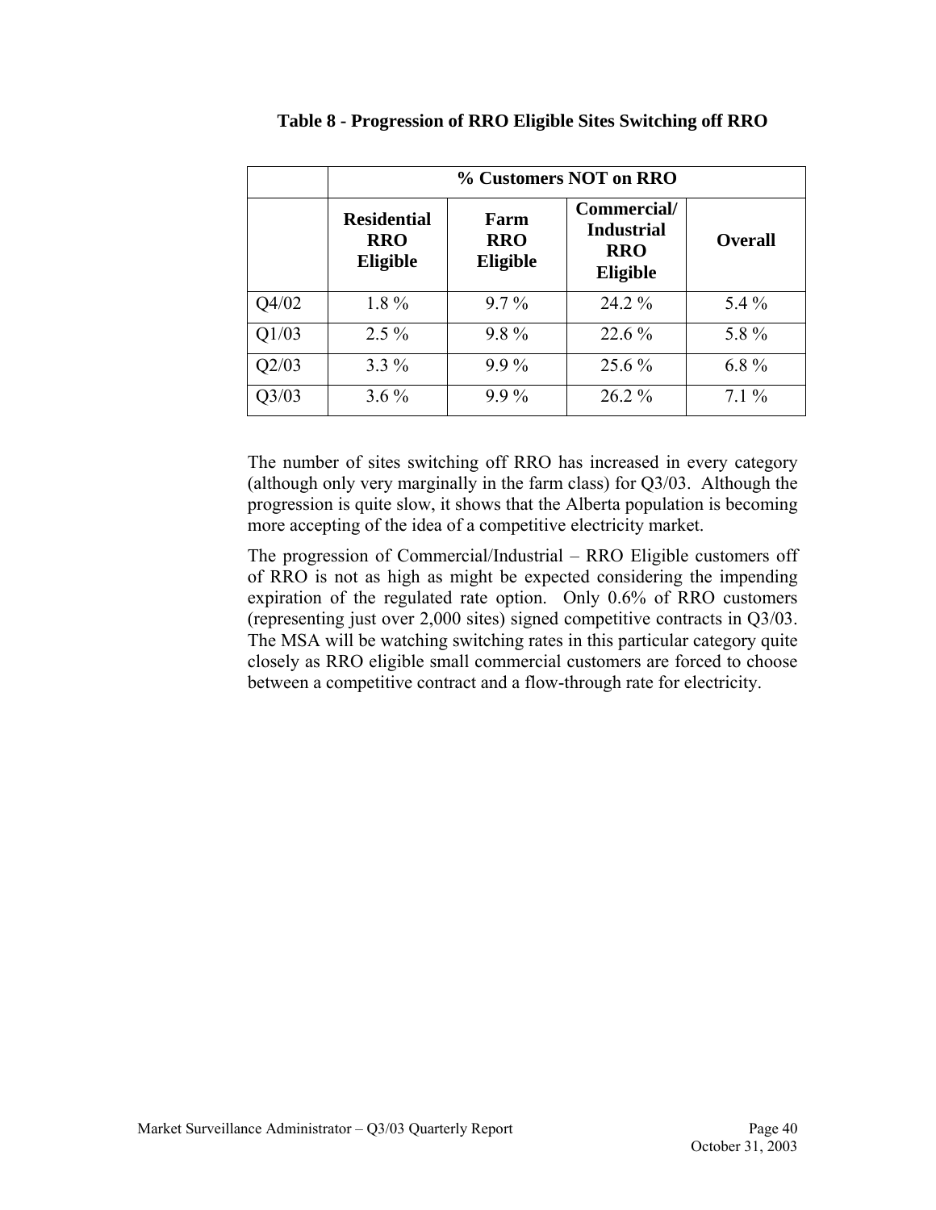**Table 8 - Progression of RRO Eligible Sites Switching off RRO**

| | % Customers NOT on RRO | | | |
|---|---|---|---|---|
| | Residential RRO Eligible | Farm RRO Eligible | Commercial/ Industrial RRO Eligible | Overall |
| Q4/02 | 1.8 % | 9.7 % | 24.2 % | 5.4 % |
| Q1/03 | 2.5 % | 9.8 % | 22.6 % | 5.8 % |
| Q2/03 | 3.3 % | 9.9 % | 25.6 % | 6.8 % |
| Q3/03 | 3.6 % | 9.9 % | 26.2 % | 7.1 % |

The number of sites switching off RRO has increased in every category (although only very marginally in the farm class) for Q3/03. Although the progression is quite slow, it shows that the Alberta population is becoming more accepting of the idea of a competitive electricity market.

The progression of Commercial/Industrial – RRO Eligible customers off of RRO is not as high as might be expected considering the impending expiration of the regulated rate option. Only 0.6% of RRO customers (representing just over 2,000 sites) signed competitive contracts in Q3/03. The MSA will be watching switching rates in this particular category quite closely as RRO eligible small commercial customers are forced to choose between a competitive contract and a flow-through rate for electricity.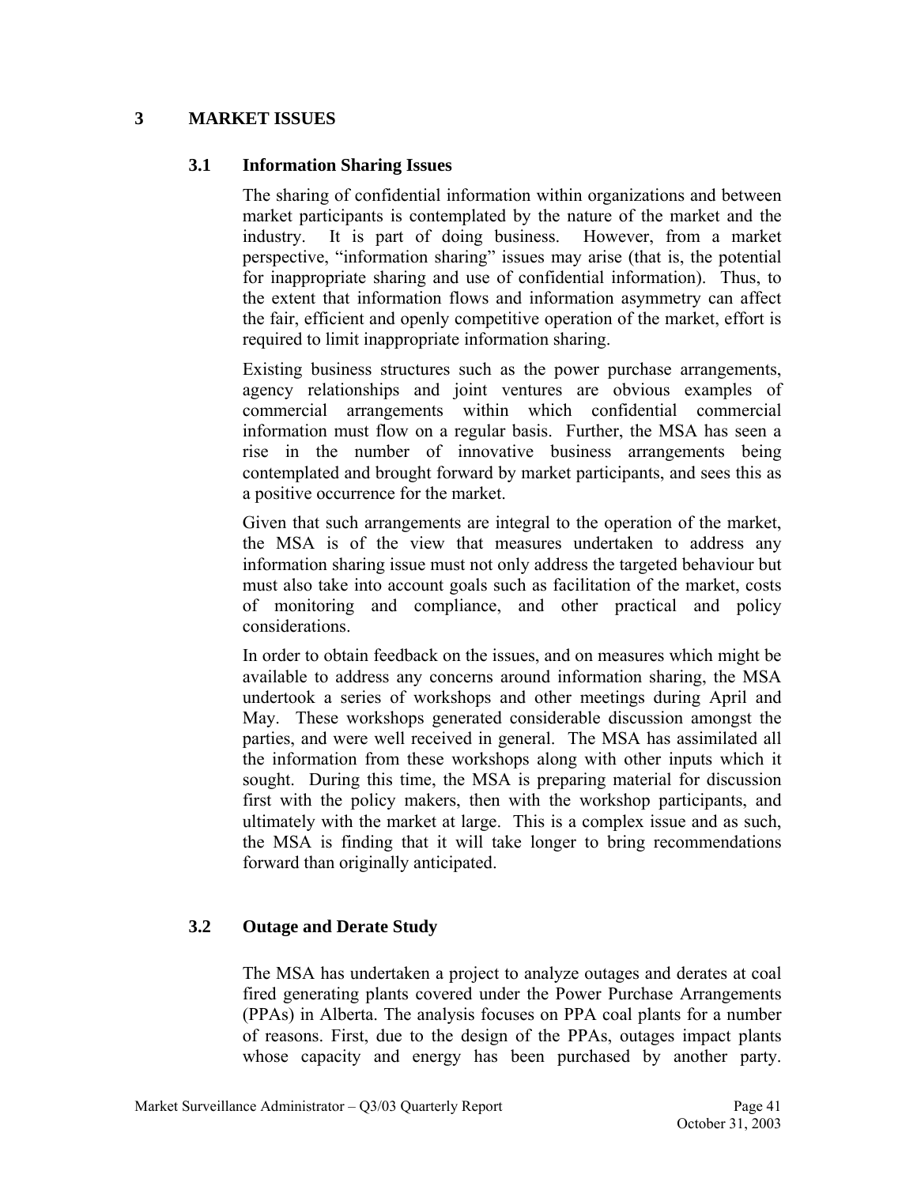# 3 MARKET ISSUES

## 3.1 Information Sharing Issues

The sharing of confidential information within organizations and between market participants is contemplated by the nature of the market and the industry. It is part of doing business. However, from a market perspective, "information sharing" issues may arise (that is, the potential for inappropriate sharing and use of confidential information). Thus, to the extent that information flows and information asymmetry can affect the fair, efficient and openly competitive operation of the market, effort is required to limit inappropriate information sharing.

Existing business structures such as the power purchase arrangements, agency relationships and joint ventures are obvious examples of commercial arrangements within which confidential commercial information must flow on a regular basis. Further, the MSA has seen a rise in the number of innovative business arrangements being contemplated and brought forward by market participants, and sees this as a positive occurrence for the market.

Given that such arrangements are integral to the operation of the market, the MSA is of the view that measures undertaken to address any information sharing issue must not only address the targeted behaviour but must also take into account goals such as facilitation of the market, costs of monitoring and compliance, and other practical and policy considerations.

In order to obtain feedback on the issues, and on measures which might be available to address any concerns around information sharing, the MSA undertook a series of workshops and other meetings during April and May. These workshops generated considerable discussion amongst the parties, and were well received in general. The MSA has assimilated all the information from these workshops along with other inputs which it sought. During this time, the MSA is preparing material for discussion first with the policy makers, then with the workshop participants, and ultimately with the market at large. This is a complex issue and as such, the MSA is finding that it will take longer to bring recommendations forward than originally anticipated.

## 3.2 Outage and Derate Study

The MSA has undertaken a project to analyze outages and derates at coal fired generating plants covered under the Power Purchase Arrangements (PPAs) in Alberta. The analysis focuses on PPA coal plants for a number of reasons. First, due to the design of the PPAs, outages impact plants whose capacity and energy has been purchased by another party.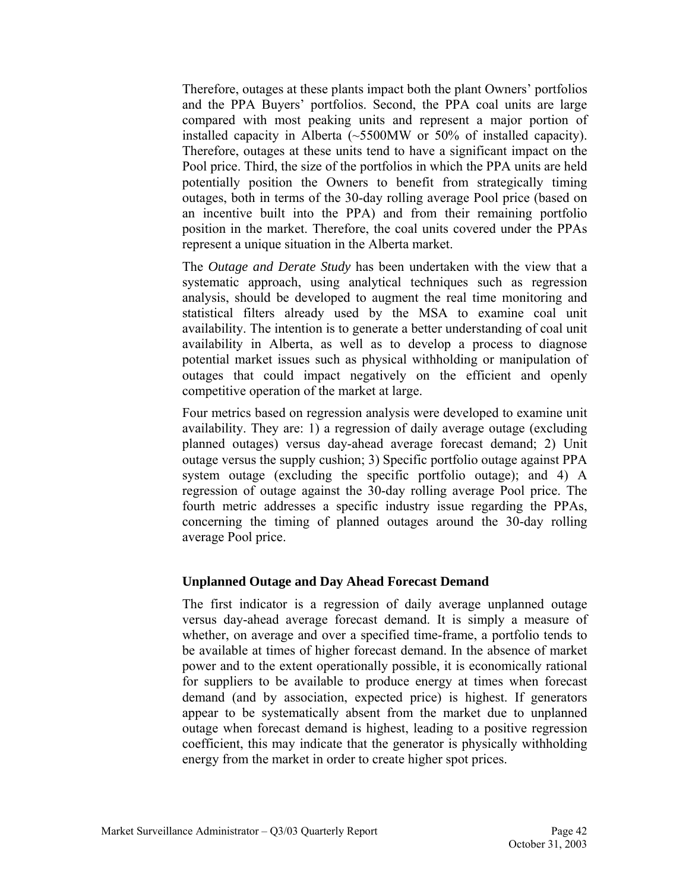Therefore, outages at these plants impact both the plant Owners' portfolios and the PPA Buyers' portfolios. Second, the PPA coal units are large compared with most peaking units and represent a major portion of installed capacity in Alberta (~5500MW or 50% of installed capacity). Therefore, outages at these units tend to have a significant impact on the Pool price. Third, the size of the portfolios in which the PPA units are held potentially position the Owners to benefit from strategically timing outages, both in terms of the 30-day rolling average Pool price (based on an incentive built into the PPA) and from their remaining portfolio position in the market. Therefore, the coal units covered under the PPAs represent a unique situation in the Alberta market.

The *Outage and Derate Study* has been undertaken with the view that a systematic approach, using analytical techniques such as regression analysis, should be developed to augment the real time monitoring and statistical filters already used by the MSA to examine coal unit availability. The intention is to generate a better understanding of coal unit availability in Alberta, as well as to develop a process to diagnose potential market issues such as physical withholding or manipulation of outages that could impact negatively on the efficient and openly competitive operation of the market at large.

Four metrics based on regression analysis were developed to examine unit availability. They are: 1) a regression of daily average outage (excluding planned outages) versus day-ahead average forecast demand; 2) Unit outage versus the supply cushion; 3) Specific portfolio outage against PPA system outage (excluding the specific portfolio outage); and 4) A regression of outage against the 30-day rolling average Pool price. The fourth metric addresses a specific industry issue regarding the PPAs, concerning the timing of planned outages around the 30-day rolling average Pool price.

### Unplanned Outage and Day Ahead Forecast Demand

The first indicator is a regression of daily average unplanned outage versus day-ahead average forecast demand. It is simply a measure of whether, on average and over a specified time-frame, a portfolio tends to be available at times of higher forecast demand. In the absence of market power and to the extent operationally possible, it is economically rational for suppliers to be available to produce energy at times when forecast demand (and by association, expected price) is highest. If generators appear to be systematically absent from the market due to unplanned outage when forecast demand is highest, leading to a positive regression coefficient, this may indicate that the generator is physically withholding energy from the market in order to create higher spot prices.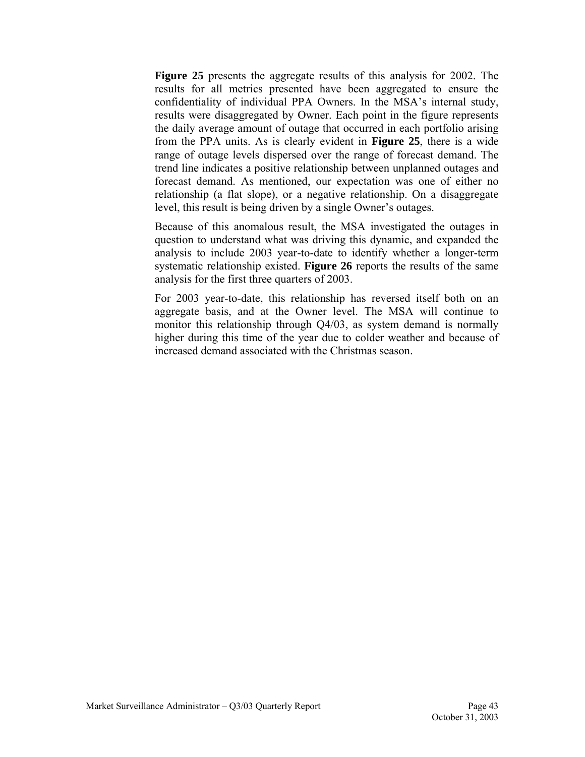**Figure 25** presents the aggregate results of this analysis for 2002. The results for all metrics presented have been aggregated to ensure the confidentiality of individual PPA Owners. In the MSA's internal study, results were disaggregated by Owner. Each point in the figure represents the daily average amount of outage that occurred in each portfolio arising from the PPA units. As is clearly evident in **Figure 25**, there is a wide range of outage levels dispersed over the range of forecast demand. The trend line indicates a positive relationship between unplanned outages and forecast demand. As mentioned, our expectation was one of either no relationship (a flat slope), or a negative relationship. On a disaggregate level, this result is being driven by a single Owner's outages.

Because of this anomalous result, the MSA investigated the outages in question to understand what was driving this dynamic, and expanded the analysis to include 2003 year-to-date to identify whether a longer-term systematic relationship existed. **Figure 26** reports the results of the same analysis for the first three quarters of 2003.

For 2003 year-to-date, this relationship has reversed itself both on an aggregate basis, and at the Owner level. The MSA will continue to monitor this relationship through Q4/03, as system demand is normally higher during this time of the year due to colder weather and because of increased demand associated with the Christmas season.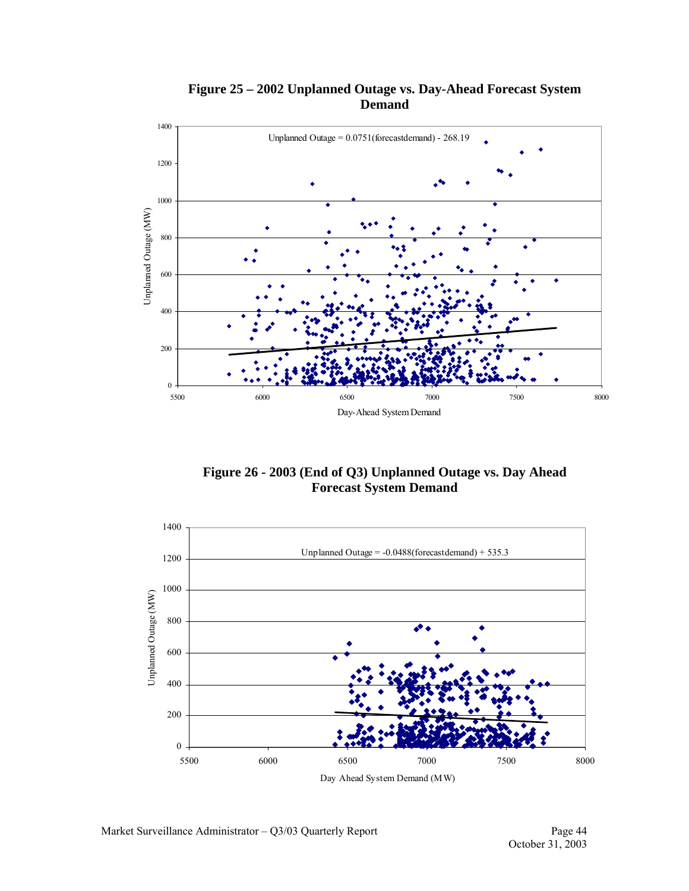**Figure 25 – 2002 Unplanned Outage vs. Day-Ahead Forecast System Demand**

Unplanned Outage = 0.0751(forecastdemand) - 268.19

**Figure 26 - 2003 (End of Q3) Unplanned Outage vs. Day Ahead Forecast System Demand**

Unplanned Outage = -0.0488(forecastdemand) + 535.3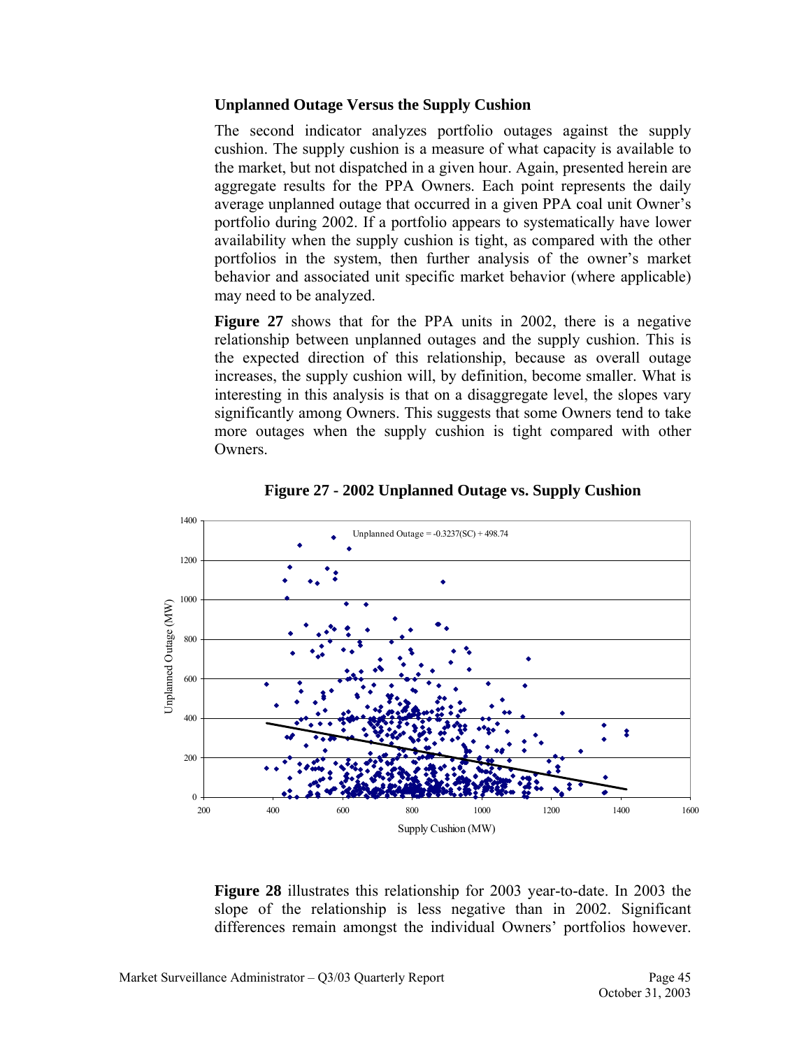### Unplanned Outage Versus the Supply Cushion

The second indicator analyzes portfolio outages against the supply cushion. The supply cushion is a measure of what capacity is available to the market, but not dispatched in a given hour. Again, presented herein are aggregate results for the PPA Owners. Each point represents the daily average unplanned outage that occurred in a given PPA coal unit Owner's portfolio during 2002. If a portfolio appears to systematically have lower availability when the supply cushion is tight, as compared with the other portfolios in the system, then further analysis of the owner's market behavior and associated unit specific market behavior (where applicable) may need to be analyzed.

**Figure 27** shows that for the PPA units in 2002, there is a negative relationship between unplanned outages and the supply cushion. This is the expected direction of this relationship, because as overall outage increases, the supply cushion will, by definition, become smaller. What is interesting in this analysis is that on a disaggregate level, the slopes vary significantly among Owners. This suggests that some Owners tend to take more outages when the supply cushion is tight compared with other Owners.

**Figure 27 - 2002 Unplanned Outage vs. Supply Cushion**

Unplanned Outage = -0.3237(SC) + 498.74

**Figure 28** illustrates this relationship for 2003 year-to-date. In 2003 the slope of the relationship is less negative than in 2002. Significant differences remain amongst the individual Owners' portfolios however.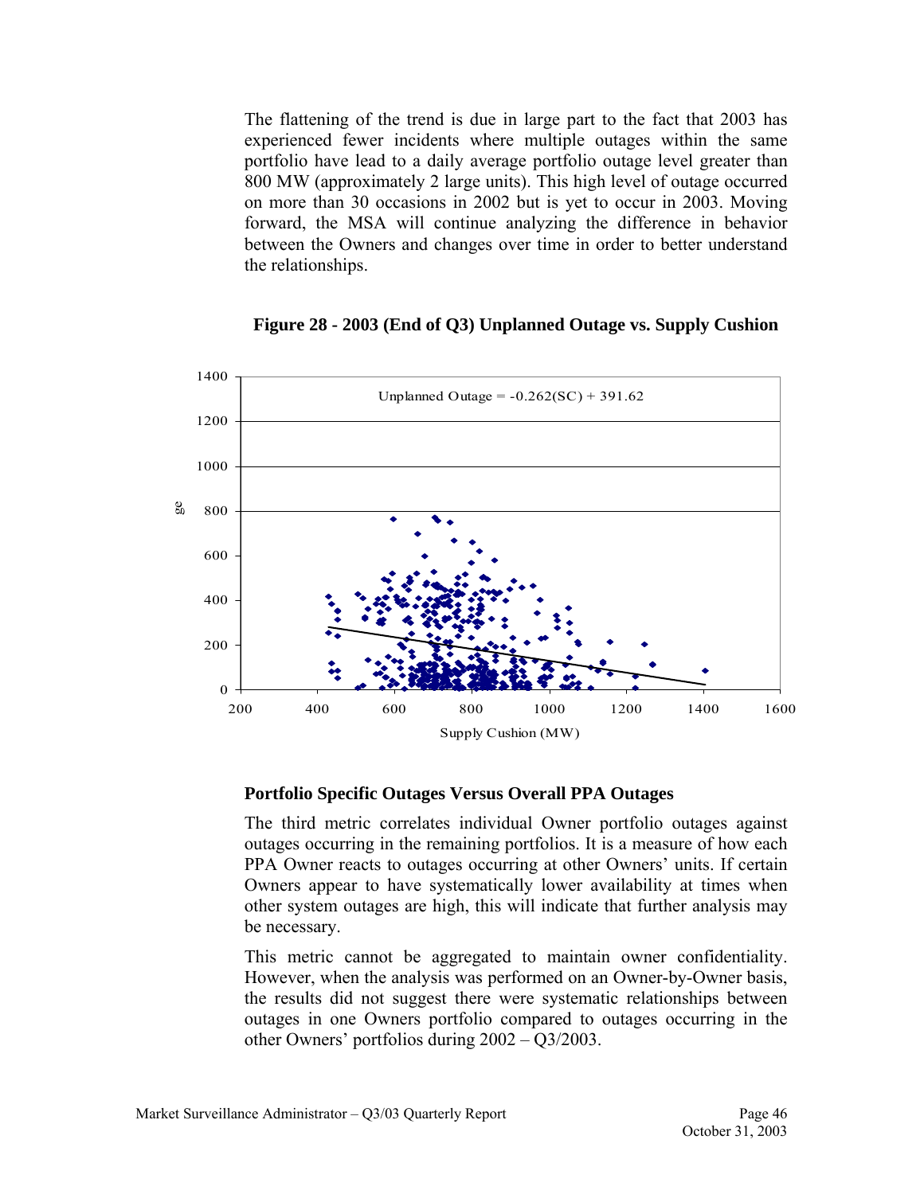The flattening of the trend is due in large part to the fact that 2003 has experienced fewer incidents where multiple outages within the same portfolio have lead to a daily average portfolio outage level greater than 800 MW (approximately 2 large units). This high level of outage occurred on more than 30 occasions in 2002 but is yet to occur in 2003. Moving forward, the MSA will continue analyzing the difference in behavior between the Owners and changes over time in order to better understand the relationships.

**Figure 28 - 2003 (End of Q3) Unplanned Outage vs. Supply Cushion**

Unplanned Outage = -0.262(SC) + 391.62

Supply Cushion (MW)

### Portfolio Specific Outages Versus Overall PPA Outages

The third metric correlates individual Owner portfolio outages against outages occurring in the remaining portfolios. It is a measure of how each PPA Owner reacts to outages occurring at other Owners' units. If certain Owners appear to have systematically lower availability at times when other system outages are high, this will indicate that further analysis may be necessary.

This metric cannot be aggregated to maintain owner confidentiality. However, when the analysis was performed on an Owner-by-Owner basis, the results did not suggest there were systematic relationships between outages in one Owners portfolio compared to outages occurring in the other Owners' portfolios during 2002 – Q3/2003.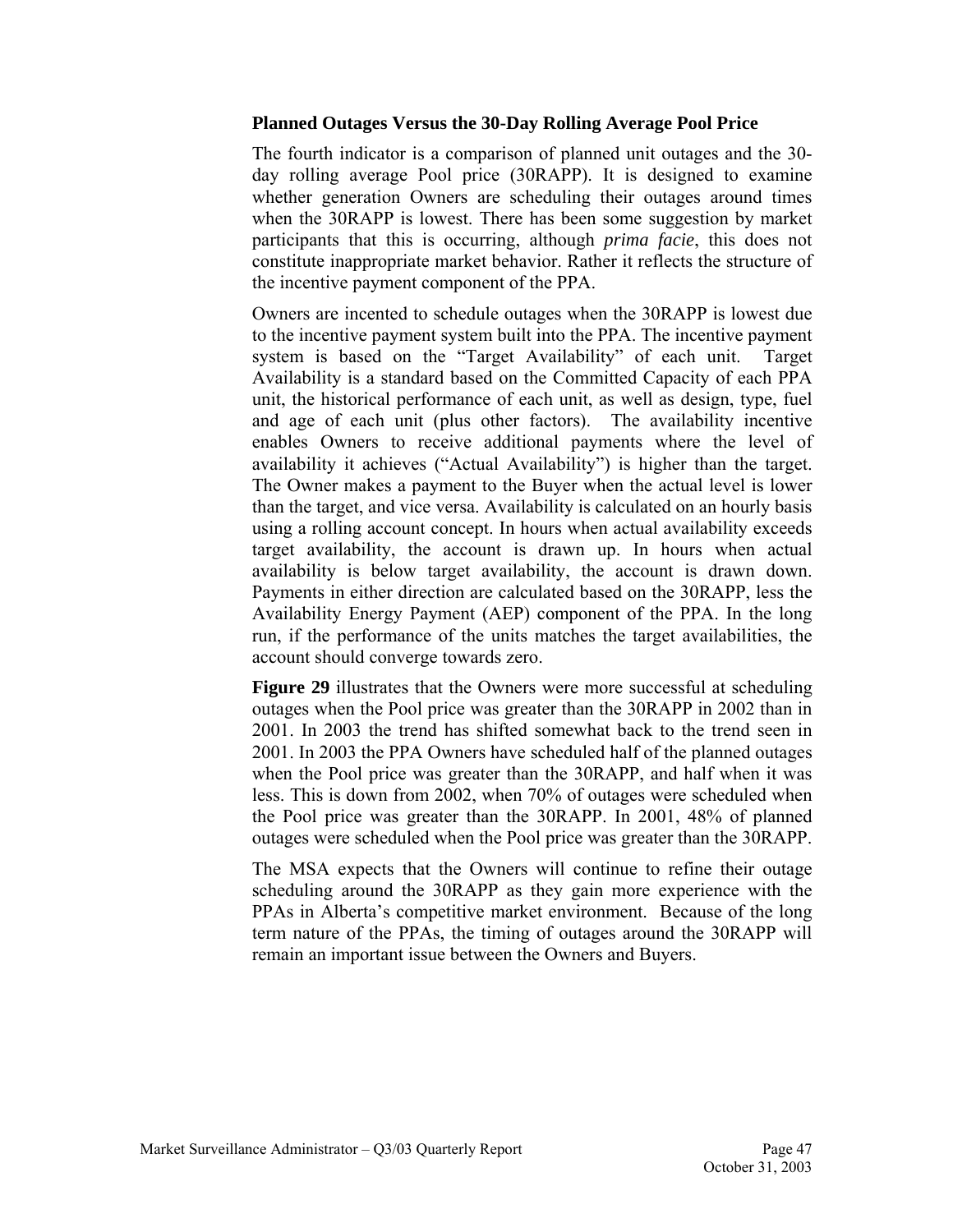### Planned Outages Versus the 30-Day Rolling Average Pool Price

The fourth indicator is a comparison of planned unit outages and the 30-day rolling average Pool price (30RAPP). It is designed to examine whether generation Owners are scheduling their outages around times when the 30RAPP is lowest. There has been some suggestion by market participants that this is occurring, although *prima facie*, this does not constitute inappropriate market behavior. Rather it reflects the structure of the incentive payment component of the PPA.

Owners are incented to schedule outages when the 30RAPP is lowest due to the incentive payment system built into the PPA. The incentive payment system is based on the "Target Availability" of each unit. Target Availability is a standard based on the Committed Capacity of each PPA unit, the historical performance of each unit, as well as design, type, fuel and age of each unit (plus other factors). The availability incentive enables Owners to receive additional payments where the level of availability it achieves ("Actual Availability") is higher than the target. The Owner makes a payment to the Buyer when the actual level is lower than the target, and vice versa. Availability is calculated on an hourly basis using a rolling account concept. In hours when actual availability exceeds target availability, the account is drawn up. In hours when actual availability is below target availability, the account is drawn down. Payments in either direction are calculated based on the 30RAPP, less the Availability Energy Payment (AEP) component of the PPA. In the long run, if the performance of the units matches the target availabilities, the account should converge towards zero.

**Figure 29** illustrates that the Owners were more successful at scheduling outages when the Pool price was greater than the 30RAPP in 2002 than in 2001. In 2003 the trend has shifted somewhat back to the trend seen in 2001. In 2003 the PPA Owners have scheduled half of the planned outages when the Pool price was greater than the 30RAPP, and half when it was less. This is down from 2002, when 70% of outages were scheduled when the Pool price was greater than the 30RAPP. In 2001, 48% of planned outages were scheduled when the Pool price was greater than the 30RAPP.

The MSA expects that the Owners will continue to refine their outage scheduling around the 30RAPP as they gain more experience with the PPAs in Alberta's competitive market environment. Because of the long term nature of the PPAs, the timing of outages around the 30RAPP will remain an important issue between the Owners and Buyers.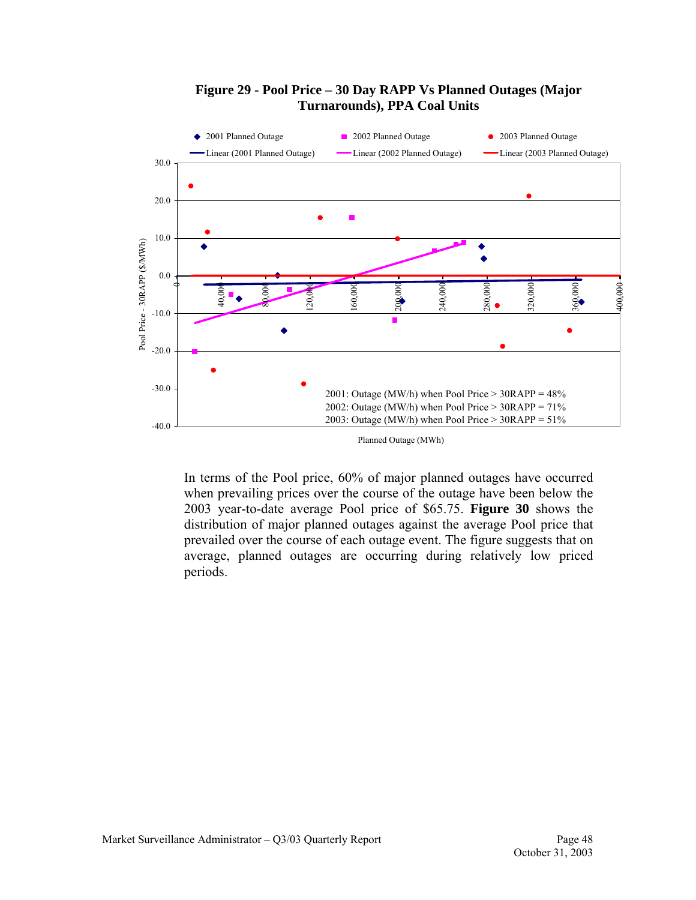**Figure 29 - Pool Price – 30 Day RAPP Vs Planned Outages (Major Turnarounds), PPA Coal Units**

2001: Outage (MW/h) when Pool Price > 30RAPP = 48%
2002: Outage (MW/h) when Pool Price > 30RAPP = 71%
2003: Outage (MW/h) when Pool Price > 30RAPP = 51%

In terms of the Pool price, 60% of major planned outages have occurred when prevailing prices over the course of the outage have been below the 2003 year-to-date average Pool price of $65.75. **Figure 30** shows the distribution of major planned outages against the average Pool price that prevailed over the course of each outage event. The figure suggests that on average, planned outages are occurring during relatively low priced periods.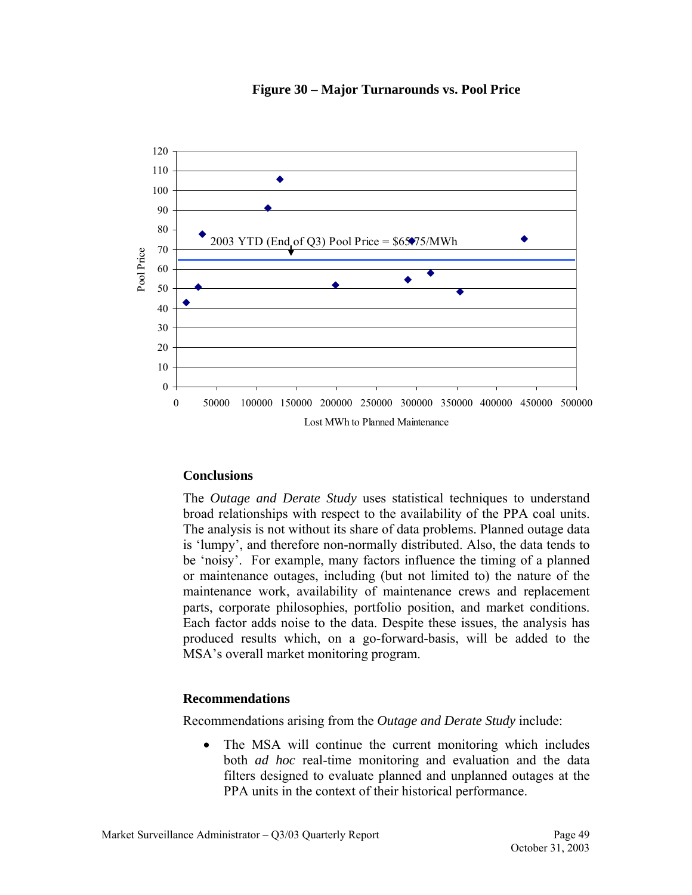**Figure 30 – Major Turnarounds vs. Pool Price**

2003 YTD (End of Q3) Pool Price = $65.75/MWh

### Conclusions

The *Outage and Derate Study* uses statistical techniques to understand broad relationships with respect to the availability of the PPA coal units. The analysis is not without its share of data problems. Planned outage data is 'lumpy', and therefore non-normally distributed. Also, the data tends to be 'noisy'. For example, many factors influence the timing of a planned or maintenance outages, including (but not limited to) the nature of the maintenance work, availability of maintenance crews and replacement parts, corporate philosophies, portfolio position, and market conditions. Each factor adds noise to the data. Despite these issues, the analysis has produced results which, on a go-forward-basis, will be added to the MSA's overall market monitoring program.

### Recommendations

Recommendations arising from the *Outage and Derate Study* include:

- The MSA will continue the current monitoring which includes both *ad hoc* real-time monitoring and evaluation and the data filters designed to evaluate planned and unplanned outages at the PPA units in the context of their historical performance.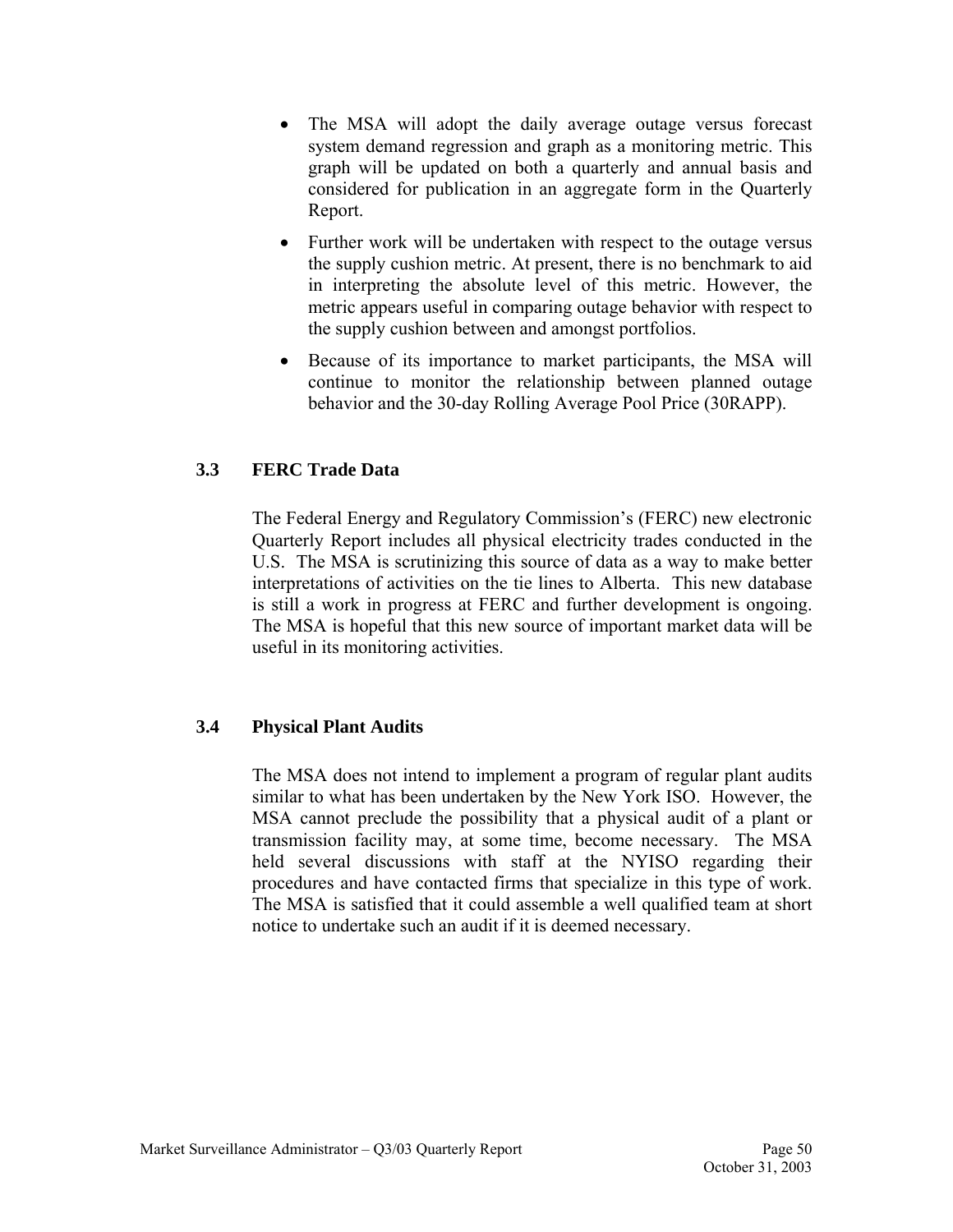- The MSA will adopt the daily average outage versus forecast system demand regression and graph as a monitoring metric. This graph will be updated on both a quarterly and annual basis and considered for publication in an aggregate form in the Quarterly Report.
- Further work will be undertaken with respect to the outage versus the supply cushion metric. At present, there is no benchmark to aid in interpreting the absolute level of this metric. However, the metric appears useful in comparing outage behavior with respect to the supply cushion between and amongst portfolios.
- Because of its importance to market participants, the MSA will continue to monitor the relationship between planned outage behavior and the 30-day Rolling Average Pool Price (30RAPP).

### 3.3 FERC Trade Data

The Federal Energy and Regulatory Commission's (FERC) new electronic Quarterly Report includes all physical electricity trades conducted in the U.S. The MSA is scrutinizing this source of data as a way to make better interpretations of activities on the tie lines to Alberta. This new database is still a work in progress at FERC and further development is ongoing. The MSA is hopeful that this new source of important market data will be useful in its monitoring activities.

### 3.4 Physical Plant Audits

The MSA does not intend to implement a program of regular plant audits similar to what has been undertaken by the New York ISO. However, the MSA cannot preclude the possibility that a physical audit of a plant or transmission facility may, at some time, become necessary. The MSA held several discussions with staff at the NYISO regarding their procedures and have contacted firms that specialize in this type of work. The MSA is satisfied that it could assemble a well qualified team at short notice to undertake such an audit if it is deemed necessary.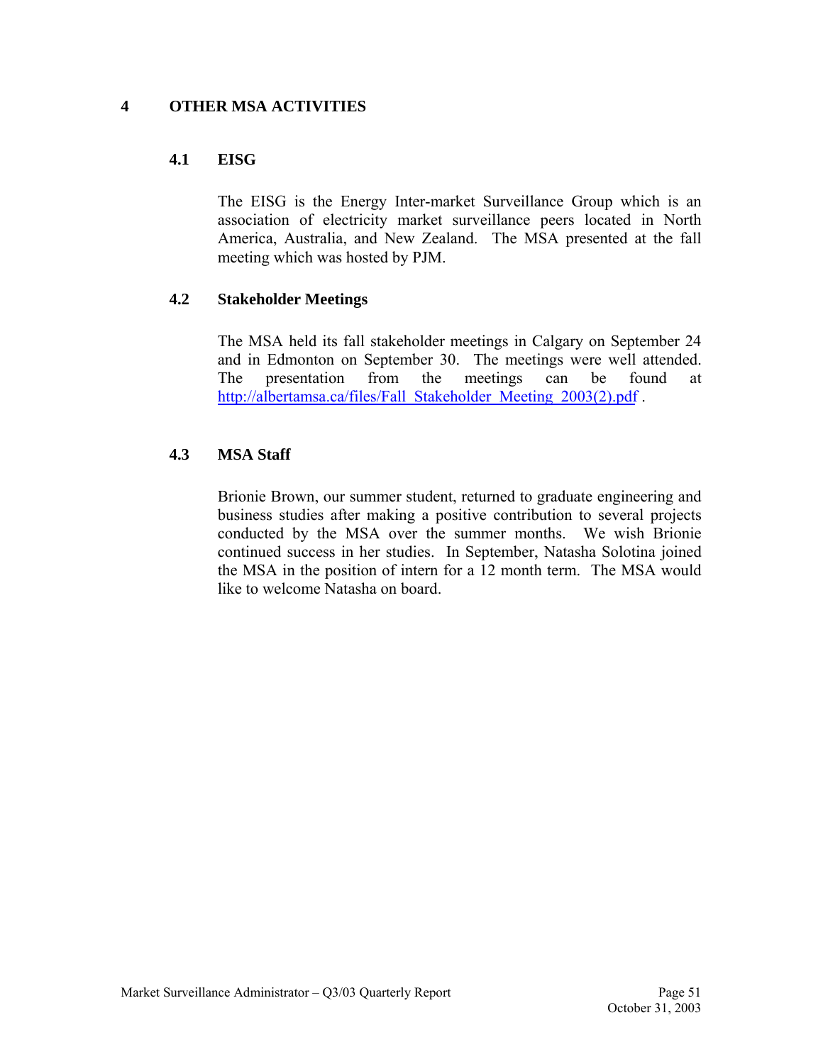# 4 OTHER MSA ACTIVITIES

## 4.1 EISG

The EISG is the Energy Inter-market Surveillance Group which is an association of electricity market surveillance peers located in North America, Australia, and New Zealand. The MSA presented at the fall meeting which was hosted by PJM.

## 4.2 Stakeholder Meetings

The MSA held its fall stakeholder meetings in Calgary on September 24 and in Edmonton on September 30. The meetings were well attended. The presentation from the meetings can be found at http://albertamsa.ca/files/Fall_Stakeholder_Meeting_2003(2).pdf .

## 4.3 MSA Staff

Brionie Brown, our summer student, returned to graduate engineering and business studies after making a positive contribution to several projects conducted by the MSA over the summer months. We wish Brionie continued success in her studies. In September, Natasha Solotina joined the MSA in the position of intern for a 12 month term. The MSA would like to welcome Natasha on board.